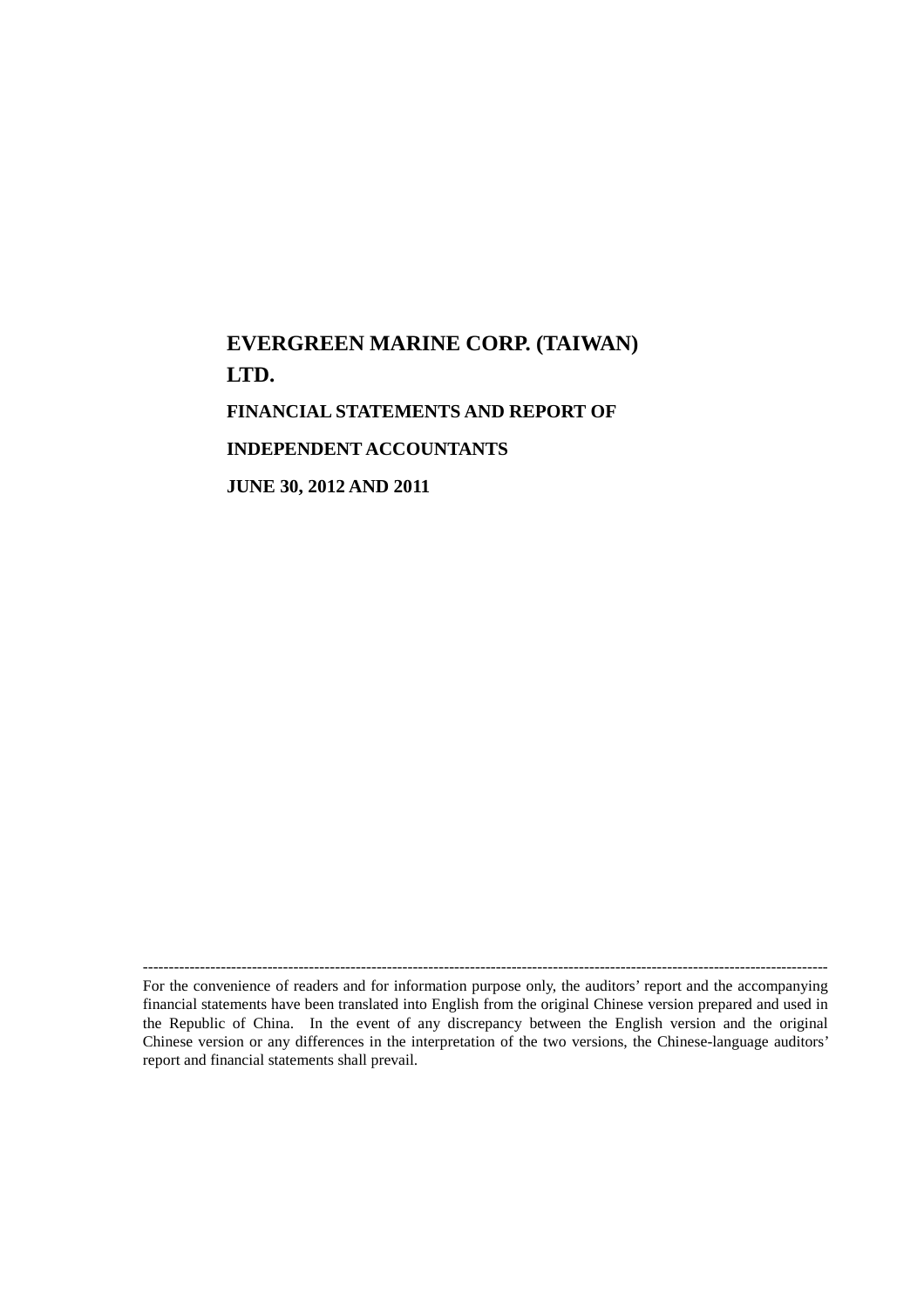# EVERGREEN MARINE CORP. (TAIWAN) LTD.

## FINANCIAL STATEMENTS AND REPORT OF INDEPENDENT ACCOUNTANTS

## JUNE 30, 2012 AND 2011

------------------------------------------------------------------------------------------------------------------------------------

For the convenience of readers and for information purpose only, the auditors' report and the accompanying financial statements have been translated into English from the original Chinese version prepared and used in the Republic of China. In the event of any discrepancy between the English version and the original Chinese version or any differences in the interpretation of the two versions, the Chinese-language auditors' report and financial statements shall prevail.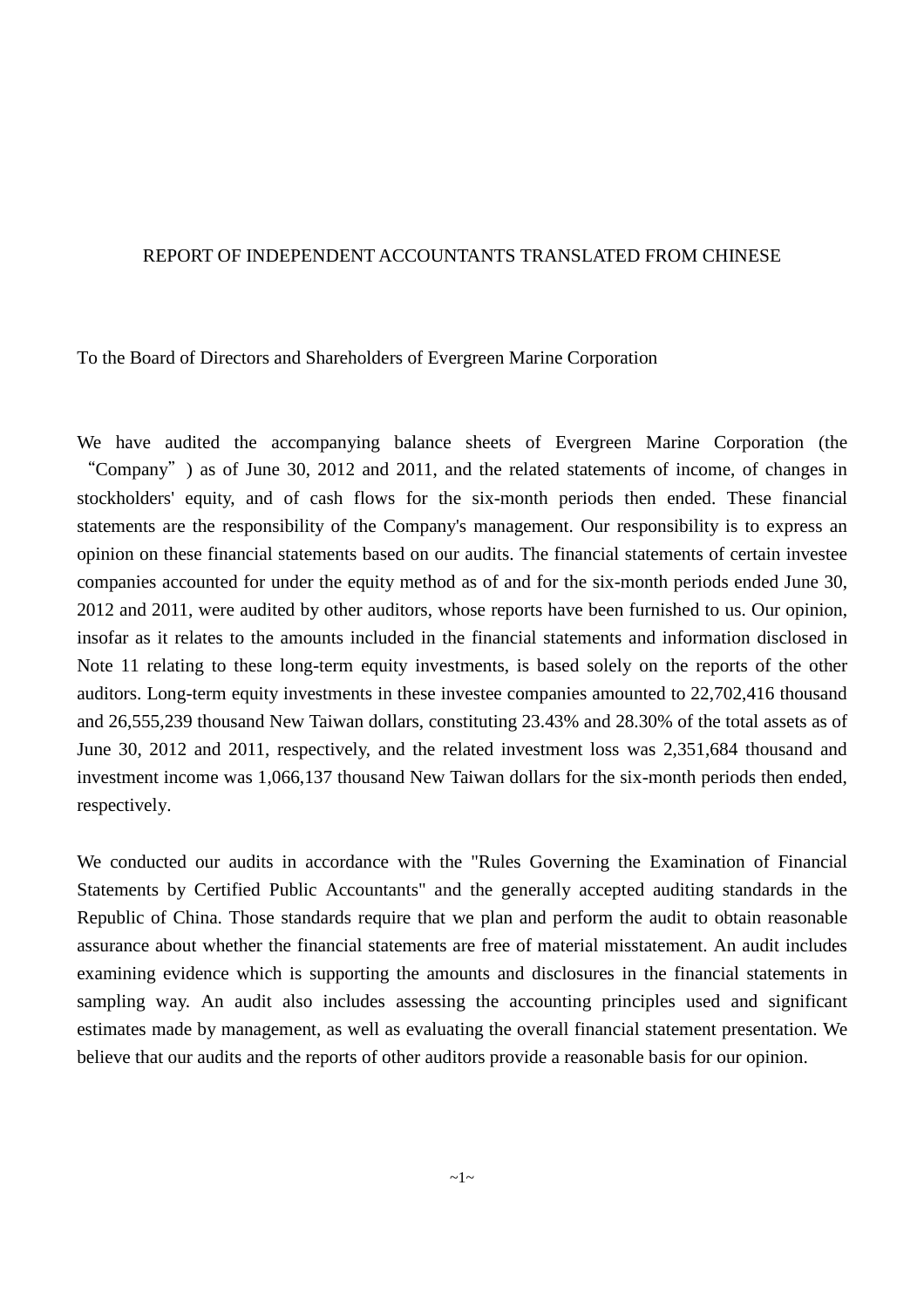# REPORT OF INDEPENDENT ACCOUNTANTS TRANSLATED FROM CHINESE

To the Board of Directors and Shareholders of Evergreen Marine Corporation

We have audited the accompanying balance sheets of Evergreen Marine Corporation (the "Company") as of June 30, 2012 and 2011, and the related statements of income, of changes in stockholders' equity, and of cash flows for the six-month periods then ended. These financial statements are the responsibility of the Company's management. Our responsibility is to express an opinion on these financial statements based on our audits. The financial statements of certain investee companies accounted for under the equity method as of and for the six-month periods ended June 30, 2012 and 2011, were audited by other auditors, whose reports have been furnished to us. Our opinion, insofar as it relates to the amounts included in the financial statements and information disclosed in Note 11 relating to these long-term equity investments, is based solely on the reports of the other auditors. Long-term equity investments in these investee companies amounted to 22,702,416 thousand and 26,555,239 thousand New Taiwan dollars, constituting 23.43% and 28.30% of the total assets as of June 30, 2012 and 2011, respectively, and the related investment loss was 2,351,684 thousand and investment income was 1,066,137 thousand New Taiwan dollars for the six-month periods then ended, respectively.

We conducted our audits in accordance with the "Rules Governing the Examination of Financial Statements by Certified Public Accountants" and the generally accepted auditing standards in the Republic of China. Those standards require that we plan and perform the audit to obtain reasonable assurance about whether the financial statements are free of material misstatement. An audit includes examining evidence which is supporting the amounts and disclosures in the financial statements in sampling way. An audit also includes assessing the accounting principles used and significant estimates made by management, as well as evaluating the overall financial statement presentation. We believe that our audits and the reports of other auditors provide a reasonable basis for our opinion.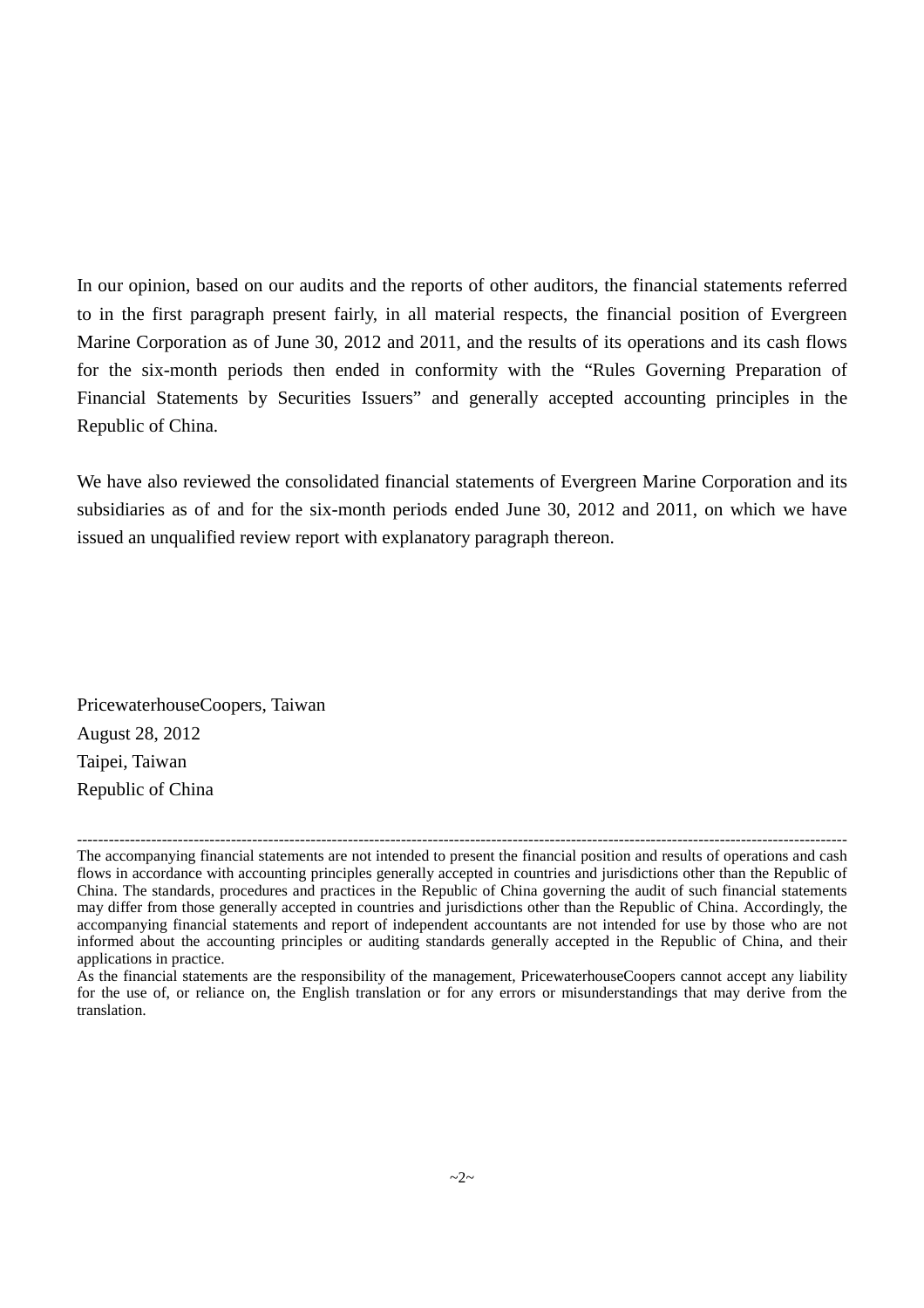In our opinion, based on our audits and the reports of other auditors, the financial statements referred to in the first paragraph present fairly, in all material respects, the financial position of Evergreen Marine Corporation as of June 30, 2012 and 2011, and the results of its operations and its cash flows for the six-month periods then ended in conformity with the “Rules Governing Preparation of Financial Statements by Securities Issuers” and generally accepted accounting principles in the Republic of China.

We have also reviewed the consolidated financial statements of Evergreen Marine Corporation and its subsidiaries as of and for the six-month periods ended June 30, 2012 and 2011, on which we have issued an unqualified review report with explanatory paragraph thereon.

PricewaterhouseCoopers, Taiwan
August 28, 2012
Taipei, Taiwan
Republic of China

---

The accompanying financial statements are not intended to present the financial position and results of operations and cash flows in accordance with accounting principles generally accepted in countries and jurisdictions other than the Republic of China. The standards, procedures and practices in the Republic of China governing the audit of such financial statements may differ from those generally accepted in countries and jurisdictions other than the Republic of China. Accordingly, the accompanying financial statements and report of independent accountants are not intended for use by those who are not informed about the accounting principles or auditing standards generally accepted in the Republic of China, and their applications in practice.

As the financial statements are the responsibility of the management, PricewaterhouseCoopers cannot accept any liability for the use of, or reliance on, the English translation or for any errors or misunderstandings that may derive from the translation.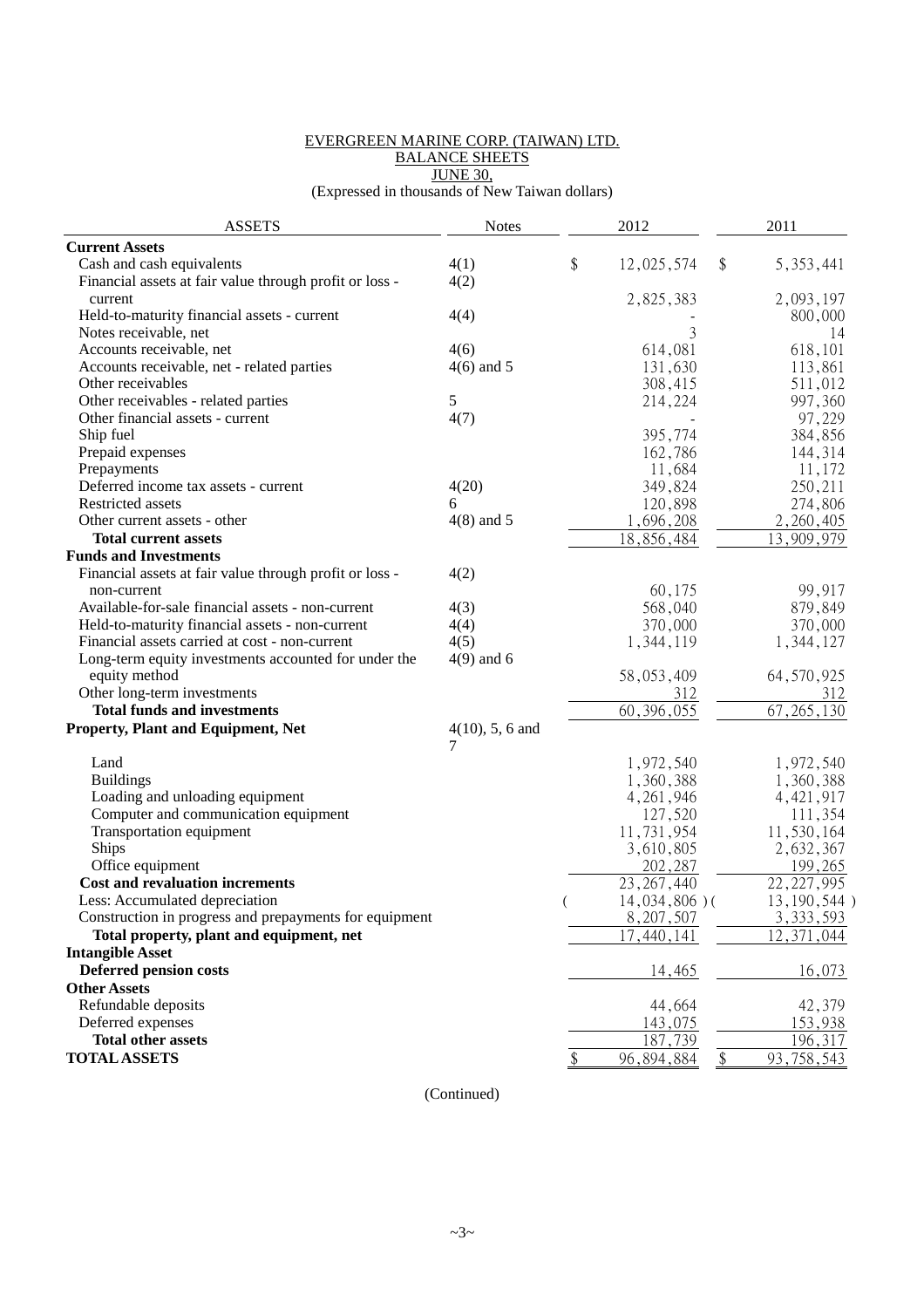EVERGREEN MARINE CORP. (TAIWAN) LTD.
BALANCE SHEETS
JUNE 30,
(Expressed in thousands of New Taiwan dollars)

| ASSETS | Notes | 2012 | 2011 |
|---|---|---|---|
| **Current Assets** | | | |
| Cash and cash equivalents | 4(1) | $ 12,025,574 | $ 5,353,441 |
| Financial assets at fair value through profit or loss - current | 4(2) | 2,825,383 | 2,093,197 |
| Held-to-maturity financial assets - current | 4(4) | - | 800,000 |
| Notes receivable, net | | 3 | 14 |
| Accounts receivable, net | 4(6) | 614,081 | 618,101 |
| Accounts receivable, net - related parties | 4(6) and 5 | 131,630 | 113,861 |
| Other receivables | | 308,415 | 511,012 |
| Other receivables - related parties | 5 | 214,224 | 997,360 |
| Other financial assets - current | 4(7) | - | 97,229 |
| Ship fuel | | 395,774 | 384,856 |
| Prepaid expenses | | 162,786 | 144,314 |
| Prepayments | | 11,684 | 11,172 |
| Deferred income tax assets - current | 4(20) | 349,824 | 250,211 |
| Restricted assets | 6 | 120,898 | 274,806 |
| Other current assets - other | 4(8) and 5 | 1,696,208 | 2,260,405 |
| **Total current assets** | | 18,856,484 | 13,909,979 |
| **Funds and Investments** | | | |
| Financial assets at fair value through profit or loss - non-current | 4(2) | 60,175 | 99,917 |
| Available-for-sale financial assets - non-current | 4(3) | 568,040 | 879,849 |
| Held-to-maturity financial assets - non-current | 4(4) | 370,000 | 370,000 |
| Financial assets carried at cost - non-current | 4(5) | 1,344,119 | 1,344,127 |
| Long-term equity investments accounted for under the equity method | 4(9) and 6 | 58,053,409 | 64,570,925 |
| Other long-term investments | | 312 | 312 |
| **Total funds and investments** | | 60,396,055 | 67,265,130 |
| **Property, Plant and Equipment, Net** | 4(10), 5, 6 and 7 | | |
| Land | | 1,972,540 | 1,972,540 |
| Buildings | | 1,360,388 | 1,360,388 |
| Loading and unloading equipment | | 4,261,946 | 4,421,917 |
| Computer and communication equipment | | 127,520 | 111,354 |
| Transportation equipment | | 11,731,954 | 11,530,164 |
| Ships | | 3,610,805 | 2,632,367 |
| Office equipment | | 202,287 | 199,265 |
| **Cost and revaluation increments** | | 23,267,440 | 22,227,995 |
| Less: Accumulated depreciation | | ( 14,034,806 ) | ( 13,190,544 ) |
| Construction in progress and prepayments for equipment | | 8,207,507 | 3,333,593 |
| **Total property, plant and equipment, net** | | 17,440,141 | 12,371,044 |
| **Intangible Asset** | | | |
| **Deferred pension costs** | | 14,465 | 16,073 |
| **Other Assets** | | | |
| Refundable deposits | | 44,664 | 42,379 |
| Deferred expenses | | 143,075 | 153,938 |
| **Total other assets** | | 187,739 | 196,317 |
| **TOTAL ASSETS** | | $ 96,894,884 | $ 93,758,543 |

(Continued)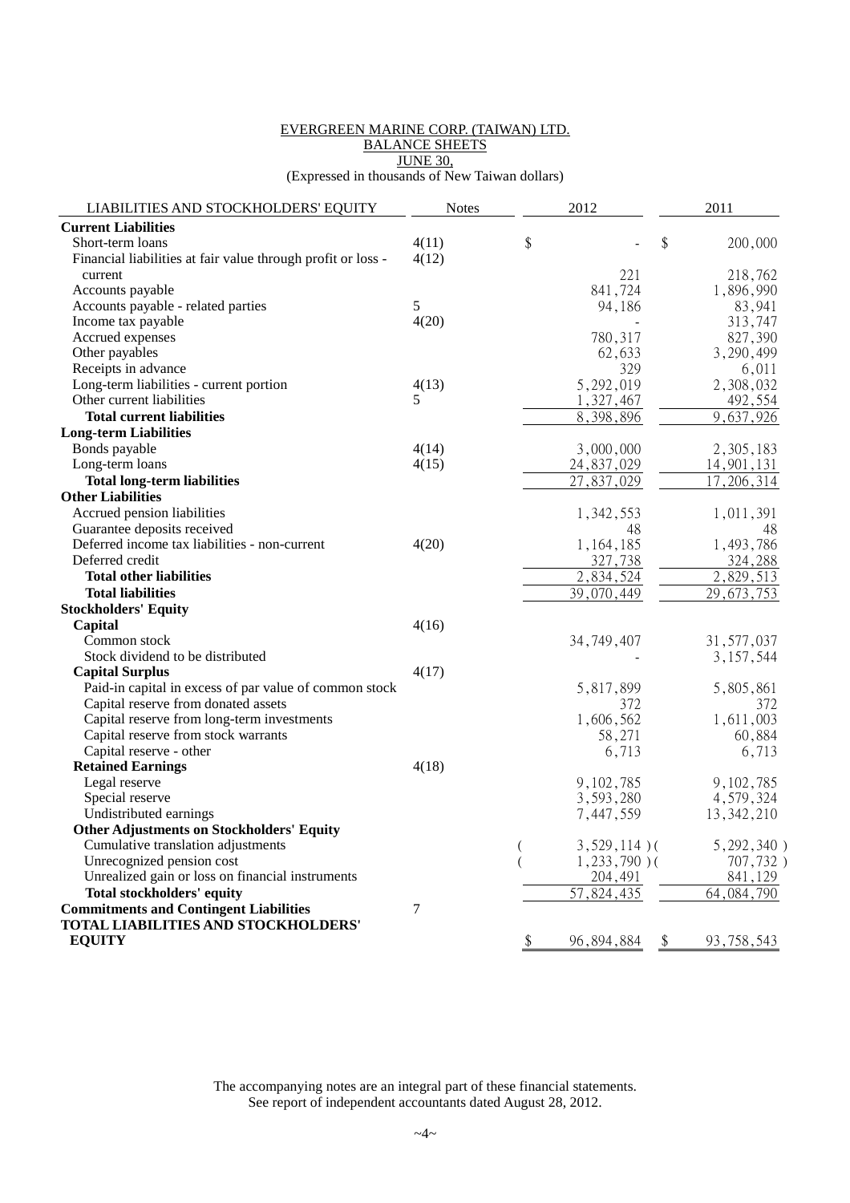EVERGREEN MARINE CORP. (TAIWAN) LTD.
BALANCE SHEETS
JUNE 30,
(Expressed in thousands of New Taiwan dollars)

| LIABILITIES AND STOCKHOLDERS' EQUITY | Notes | 2012 | 2011 |
|---|---|---|---|
| **Current Liabilities** | | | |
| Short-term loans | 4(11) | $ - | $ 200,000 |
| Financial liabilities at fair value through profit or loss - current | 4(12) | 221 | 218,762 |
| Accounts payable | | 841,724 | 1,896,990 |
| Accounts payable - related parties | 5 | 94,186 | 83,941 |
| Income tax payable | 4(20) | - | 313,747 |
| Accrued expenses | | 780,317 | 827,390 |
| Other payables | | 62,633 | 3,290,499 |
| Receipts in advance | | 329 | 6,011 |
| Long-term liabilities - current portion | 4(13) | 5,292,019 | 2,308,032 |
| Other current liabilities | 5 | 1,327,467 | 492,554 |
| **Total current liabilities** | | 8,398,896 | 9,637,926 |
| **Long-term Liabilities** | | | |
| Bonds payable | 4(14) | 3,000,000 | 2,305,183 |
| Long-term loans | 4(15) | 24,837,029 | 14,901,131 |
| **Total long-term liabilities** | | 27,837,029 | 17,206,314 |
| **Other Liabilities** | | | |
| Accrued pension liabilities | | 1,342,553 | 1,011,391 |
| Guarantee deposits received | | 48 | 48 |
| Deferred income tax liabilities - non-current | 4(20) | 1,164,185 | 1,493,786 |
| Deferred credit | | 327,738 | 324,288 |
| **Total other liabilities** | | 2,834,524 | 2,829,513 |
| **Total liabilities** | | 39,070,449 | 29,673,753 |
| **Stockholders' Equity** | | | |
| **Capital** | 4(16) | | |
| Common stock | | 34,749,407 | 31,577,037 |
| Stock dividend to be distributed | | - | 3,157,544 |
| **Capital Surplus** | 4(17) | | |
| Paid-in capital in excess of par value of common stock | | 5,817,899 | 5,805,861 |
| Capital reserve from donated assets | | 372 | 372 |
| Capital reserve from long-term investments | | 1,606,562 | 1,611,003 |
| Capital reserve from stock warrants | | 58,271 | 60,884 |
| Capital reserve - other | | 6,713 | 6,713 |
| **Retained Earnings** | 4(18) | | |
| Legal reserve | | 9,102,785 | 9,102,785 |
| Special reserve | | 3,593,280 | 4,579,324 |
| Undistributed earnings | | 7,447,559 | 13,342,210 |
| **Other Adjustments on Stockholders' Equity** | | | |
| Cumulative translation adjustments | | ( 3,529,114 ) | ( 5,292,340 ) |
| Unrecognized pension cost | | ( 1,233,790 ) | ( 707,732 ) |
| Unrealized gain or loss on financial instruments | | 204,491 | 841,129 |
| **Total stockholders' equity** | | 57,824,435 | 64,084,790 |
| **Commitments and Contingent Liabilities** | 7 | | |
| **TOTAL LIABILITIES AND STOCKHOLDERS' EQUITY** | | $ 96,894,884 | $ 93,758,543 |

The accompanying notes are an integral part of these financial statements.
See report of independent accountants dated August 28, 2012.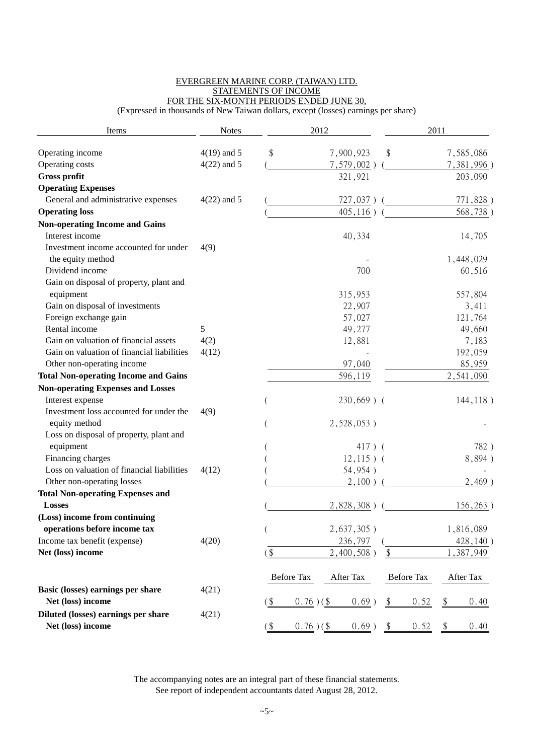EVERGREEN MARINE CORP. (TAIWAN) LTD.
STATEMENTS OF INCOME
FOR THE SIX-MONTH PERIODS ENDED JUNE 30,
(Expressed in thousands of New Taiwan dollars, except (losses) earnings per share)

| Items | Notes | 2012 | | 2011 | |
|---|---|---|---|---|---|
| Operating income | 4(19) and 5 | $ | 7,900,923 | $ | 7,585,086 |
| Operating costs | 4(22) and 5 | ( | 7,579,002 ) | ( | 7,381,996 ) |
| **Gross profit** | | | 321,921 | | 203,090 |
| **Operating Expenses** | | | | | |
| General and administrative expenses | 4(22) and 5 | ( | 727,037 ) | ( | 771,828 ) |
| **Operating loss** | | ( | 405,116 ) | ( | 568,738 ) |
| **Non-operating Income and Gains** | | | | | |
| Interest income | | | 40,334 | | 14,705 |
| Investment income accounted for under the equity method | 4(9) | | - | | 1,448,029 |
| Dividend income | | | 700 | | 60,516 |
| Gain on disposal of property, plant and equipment | | | 315,953 | | 557,804 |
| Gain on disposal of investments | | | 22,907 | | 3,411 |
| Foreign exchange gain | | | 57,027 | | 121,764 |
| Rental income | 5 | | 49,277 | | 49,660 |
| Gain on valuation of financial assets | 4(2) | | 12,881 | | 7,183 |
| Gain on valuation of financial liabilities | 4(12) | | - | | 192,059 |
| Other non-operating income | | | 97,040 | | 85,959 |
| **Total Non-operating Income and Gains** | | | 596,119 | | 2,541,090 |
| **Non-operating Expenses and Losses** | | | | | |
| Interest expense | | ( | 230,669 ) | ( | 144,118 ) |
| Investment loss accounted for under the equity method | 4(9) | ( | 2,528,053 ) | | - |
| Loss on disposal of property, plant and equipment | | ( | 417 ) | ( | 782 ) |
| Financing charges | | ( | 12,115 ) | ( | 8,894 ) |
| Loss on valuation of financial liabilities | 4(12) | ( | 54,954 ) | | - |
| Other non-operating losses | | ( | 2,100 ) | ( | 2,469 ) |
| **Total Non-operating Expenses and Losses** | | ( | 2,828,308 ) | ( | 156,263 ) |
| **(Loss) income from continuing operations before income tax** | | ( | 2,637,305 ) | | 1,816,089 |
| Income tax benefit (expense) | 4(20) | | 236,797 | ( | 428,140 ) |
| **Net (loss) income** | | ($ | 2,400,508 ) | $ | 1,387,949 |

| | Notes | 2012 Before Tax | 2012 After Tax | 2011 Before Tax | 2011 After Tax |
|---|---|---|---|---|---|
| **Basic (losses) earnings per share** | 4(21) | | | | |
| **Net (loss) income** | | ($ 0.76 ) | ($ 0.69 ) | $ 0.52 | $ 0.40 |
| **Diluted (losses) earnings per share** | 4(21) | | | | |
| **Net (loss) income** | | ($ 0.76 ) | ($ 0.69 ) | $ 0.52 | $ 0.40 |

The accompanying notes are an integral part of these financial statements.
See report of independent accountants dated August 28, 2012.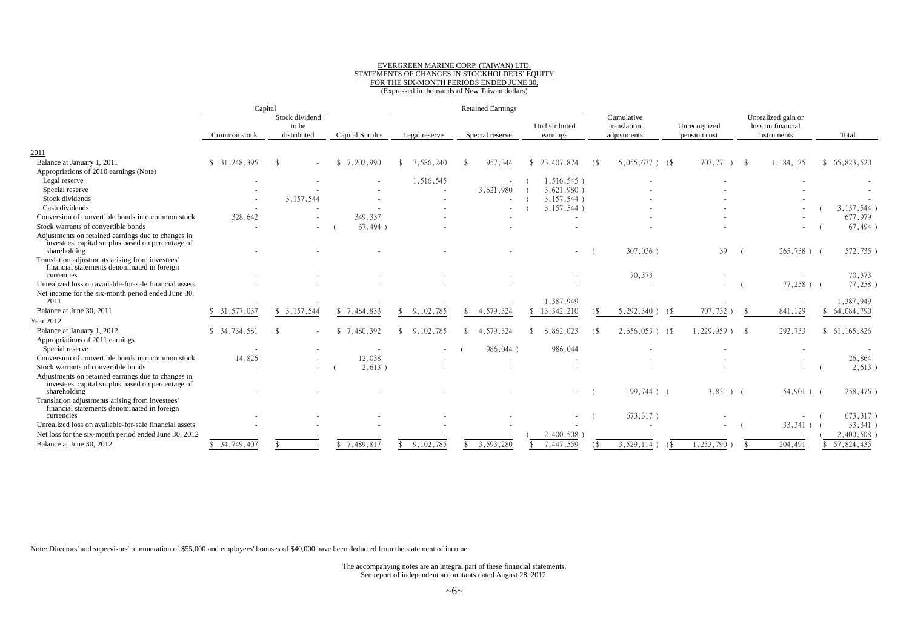EVERGREEN MARINE CORP. (TAIWAN) LTD.
STATEMENTS OF CHANGES IN STOCKHOLDERS' EQUITY
FOR THE SIX-MONTH PERIODS ENDED JUNE 30,
(Expressed in thousands of New Taiwan dollars)

| | Capital | | | Retained Earnings | | | | | | |
|---|---|---|---|---|---|---|---|---|---|---|
| | Common stock | Stock dividend to be distributed | Capital Surplus | Legal reserve | Special reserve | Undistributed earnings | Cumulative translation adjustments | Unrecognized pension cost | Unrealized gain or loss on financial instruments | Total |
| **2011** | | | | | | | | | | |
| Balance at January 1, 2011 | $ 31,248,395 | $ - | $ 7,202,990 | $ 7,586,240 | $ 957,344 | $ 23,407,874 | ($ 5,055,677 ) | ($ 707,771 ) | $ 1,184,125 | $ 65,823,520 |
| Appropriations of 2010 earnings (Note) | | | | | | | | | | |
| Legal reserve | - | - | - | 1,516,545 | - | ( 1,516,545 ) | - | - | - | - |
| Special reserve | - | - | - | - | 3,621,980 | ( 3,621,980 ) | - | - | - | - |
| Stock dividends | - | 3,157,544 | - | - | - | ( 3,157,544 ) | - | - | - | - |
| Cash dividends | - | - | - | - | - | ( 3,157,544 ) | - | - | - | ( 3,157,544 ) |
| Conversion of convertible bonds into common stock | 328,642 | - | 349,337 | - | - | - | - | - | - | 677,979 |
| Stock warrants of convertible bonds | - | - | ( 67,494 ) | - | - | - | - | - | - | ( 67,494 ) |
| Adjustments on retained earnings due to changes in investees' capital surplus based on percentage of shareholding | - | - | - | - | - | - | ( 307,036 ) | 39 | ( 265,738 ) | ( 572,735 ) |
| Translation adjustments arising from investees' financial statements denominated in foreign currencies | - | - | - | - | - | - | 70,373 | - | - | 70,373 |
| Unrealized loss on available-for-sale financial assets | - | - | - | - | - | - | - | - | ( 77,258 ) | ( 77,258 ) |
| Net income for the six-month period ended June 30, 2011 | - | - | - | - | - | 1,387,949 | - | - | - | 1,387,949 |
| Balance at June 30, 2011 | $ 31,577,037 | $ 3,157,544 | $ 7,484,833 | $ 9,102,785 | $ 4,579,324 | $ 13,342,210 | ($ 5,292,340 ) | ($ 707,732 ) | $ 841,129 | $ 64,084,790 |
| **Year 2012** | | | | | | | | | | |
| Balance at January 1, 2012 | $ 34,734,581 | $ - | $ 7,480,392 | $ 9,102,785 | $ 4,579,324 | $ 8,862,023 | ($ 2,656,053 ) | ($ 1,229,959 ) | $ 292,733 | $ 61,165,826 |
| Appropriations of 2011 earnings | | | | | | | | | | |
| Special reserve | - | - | - | - | ( 986,044 ) | 986,044 | - | - | - | - |
| Conversion of convertible bonds into common stock | 14,826 | - | 12,038 | - | - | - | - | - | - | 26,864 |
| Stock warrants of convertible bonds | - | - | ( 2,613 ) | - | - | - | - | - | - | ( 2,613 ) |
| Adjustments on retained earnings due to changes in investees' capital surplus based on percentage of shareholding | - | - | - | - | - | - | ( 199,744 ) | ( 3,831 ) | ( 54,901 ) | ( 258,476 ) |
| Translation adjustments arising from investees' financial statements denominated in foreign currencies | - | - | - | - | - | - | ( 673,317 ) | - | - | ( 673,317 ) |
| Unrealized loss on available-for-sale financial assets | - | - | - | - | - | - | - | - | ( 33,341 ) | ( 33,341 ) |
| Net loss for the six-month period ended June 30, 2012 | - | - | - | - | - | ( 2,400,508 ) | - | - | - | ( 2,400,508 ) |
| Balance at June 30, 2012 | $ 34,749,407 | $ - | $ 7,489,817 | $ 9,102,785 | $ 3,593,280 | $ 7,447,559 | ($ 3,529,114 ) | ($ 1,233,790 ) | $ 204,491 | $ 57,824,435 |

Note: Directors' and supervisors' remuneration of $55,000 and employees' bonuses of $40,000 have been deducted from the statement of income.

The accompanying notes are an integral part of these financial statements.
See report of independent accountants dated August 28, 2012.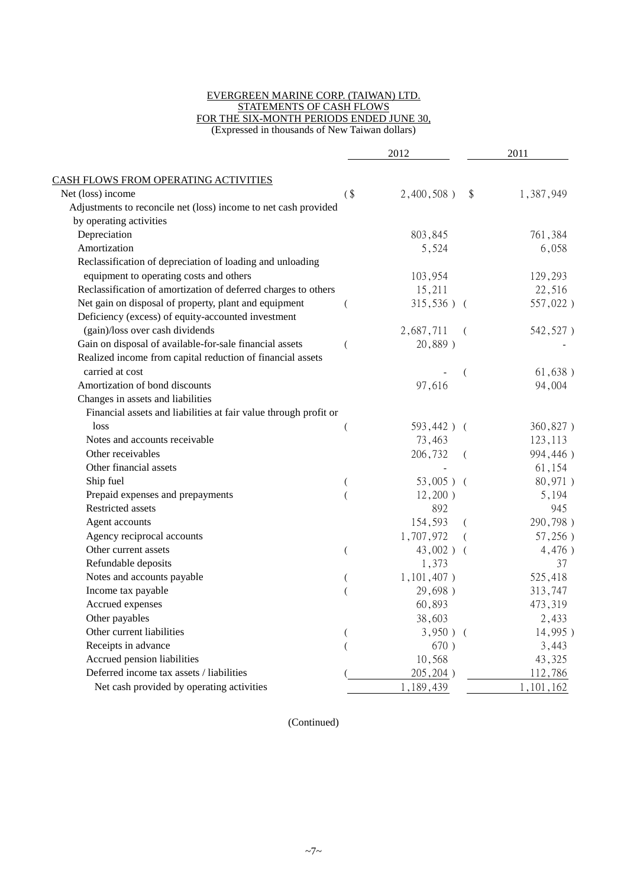EVERGREEN MARINE CORP. (TAIWAN) LTD.
STATEMENTS OF CASH FLOWS
FOR THE SIX-MONTH PERIODS ENDED JUNE 30,
(Expressed in thousands of New Taiwan dollars)

| | 2012 | 2011 |
|---|---|---|
| CASH FLOWS FROM OPERATING ACTIVITIES | | |
| Net (loss) income | ($ 2,400,508 ) | $ 1,387,949 |
| Adjustments to reconcile net (loss) income to net cash provided by operating activities | | |
| Depreciation | 803,845 | 761,384 |
| Amortization | 5,524 | 6,058 |
| Reclassification of depreciation of loading and unloading equipment to operating costs and others | 103,954 | 129,293 |
| Reclassification of amortization of deferred charges to others | 15,211 | 22,516 |
| Net gain on disposal of property, plant and equipment | ( 315,536 ) | ( 557,022 ) |
| Deficiency (excess) of equity-accounted investment (gain)/loss over cash dividends | 2,687,711 | ( 542,527 ) |
| Gain on disposal of available-for-sale financial assets | ( 20,889 ) | - |
| Realized income from capital reduction of financial assets carried at cost | - | ( 61,638 ) |
| Amortization of bond discounts | 97,616 | 94,004 |
| Changes in assets and liabilities | | |
| Financial assets and liabilities at fair value through profit or loss | ( 593,442 ) | ( 360,827 ) |
| Notes and accounts receivable | 73,463 | 123,113 |
| Other receivables | 206,732 | ( 994,446 ) |
| Other financial assets | - | 61,154 |
| Ship fuel | ( 53,005 ) | ( 80,971 ) |
| Prepaid expenses and prepayments | ( 12,200 ) | 5,194 |
| Restricted assets | 892 | 945 |
| Agent accounts | 154,593 | ( 290,798 ) |
| Agency reciprocal accounts | 1,707,972 | ( 57,256 ) |
| Other current assets | ( 43,002 ) | ( 4,476 ) |
| Refundable deposits | 1,373 | 37 |
| Notes and accounts payable | ( 1,101,407 ) | 525,418 |
| Income tax payable | ( 29,698 ) | 313,747 |
| Accrued expenses | 60,893 | 473,319 |
| Other payables | 38,603 | 2,433 |
| Other current liabilities | ( 3,950 ) | ( 14,995 ) |
| Receipts in advance | ( 670 ) | 3,443 |
| Accrued pension liabilities | 10,568 | 43,325 |
| Deferred income tax assets / liabilities | ( 205,204 ) | 112,786 |
| Net cash provided by operating activities | 1,189,439 | 1,101,162 |

(Continued)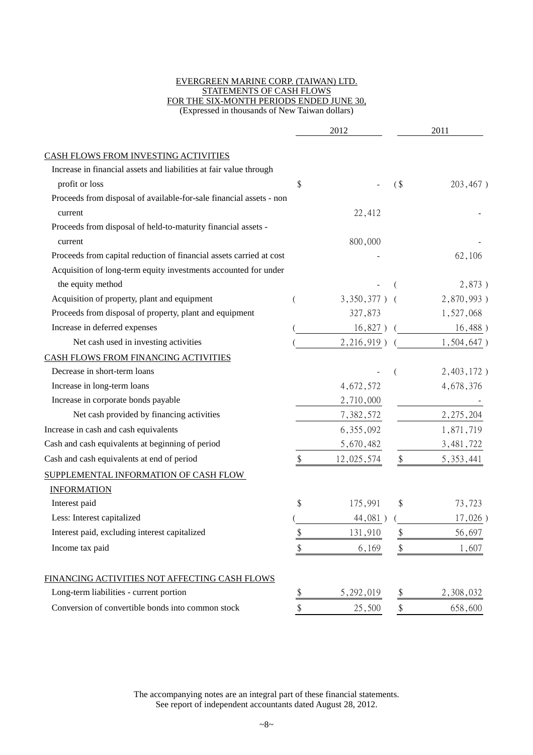EVERGREEN MARINE CORP. (TAIWAN) LTD.
STATEMENTS OF CASH FLOWS
FOR THE SIX-MONTH PERIODS ENDED JUNE 30,
(Expressed in thousands of New Taiwan dollars)

| | 2012 | 2011 |
|---|---|---|
| CASH FLOWS FROM INVESTING ACTIVITIES | | |
| Increase in financial assets and liabilities at fair value through profit or loss | $ - | ($ 203,467 ) |
| Proceeds from disposal of available-for-sale financial assets - non current | 22,412 | - |
| Proceeds from disposal of held-to-maturity financial assets - current | 800,000 | - |
| Proceeds from capital reduction of financial assets carried at cost | - | 62,106 |
| Acquisition of long-term equity investments accounted for under the equity method | - | ( 2,873 ) |
| Acquisition of property, plant and equipment | ( 3,350,377 ) | ( 2,870,993 ) |
| Proceeds from disposal of property, plant and equipment | 327,873 | 1,527,068 |
| Increase in deferred expenses | ( 16,827 ) | ( 16,488 ) |
| Net cash used in investing activities | ( 2,216,919 ) | ( 1,504,647 ) |
| CASH FLOWS FROM FINANCING ACTIVITIES | | |
| Decrease in short-term loans | - | ( 2,403,172 ) |
| Increase in long-term loans | 4,672,572 | 4,678,376 |
| Increase in corporate bonds payable | 2,710,000 | - |
| Net cash provided by financing activities | 7,382,572 | 2,275,204 |
| Increase in cash and cash equivalents | 6,355,092 | 1,871,719 |
| Cash and cash equivalents at beginning of period | 5,670,482 | 3,481,722 |
| Cash and cash equivalents at end of period | $ 12,025,574 | $ 5,353,441 |
| SUPPLEMENTAL INFORMATION OF CASH FLOW INFORMATION | | |
| Interest paid | $ 175,991 | $ 73,723 |
| Less: Interest capitalized | ( 44,081 ) | ( 17,026 ) |
| Interest paid, excluding interest capitalized | $ 131,910 | $ 56,697 |
| Income tax paid | $ 6,169 | $ 1,607 |
| FINANCING ACTIVITIES NOT AFFECTING CASH FLOWS | | |
| Long-term liabilities - current portion | $ 5,292,019 | $ 2,308,032 |
| Conversion of convertible bonds into common stock | $ 25,500 | $ 658,600 |

The accompanying notes are an integral part of these financial statements.
See report of independent accountants dated August 28, 2012.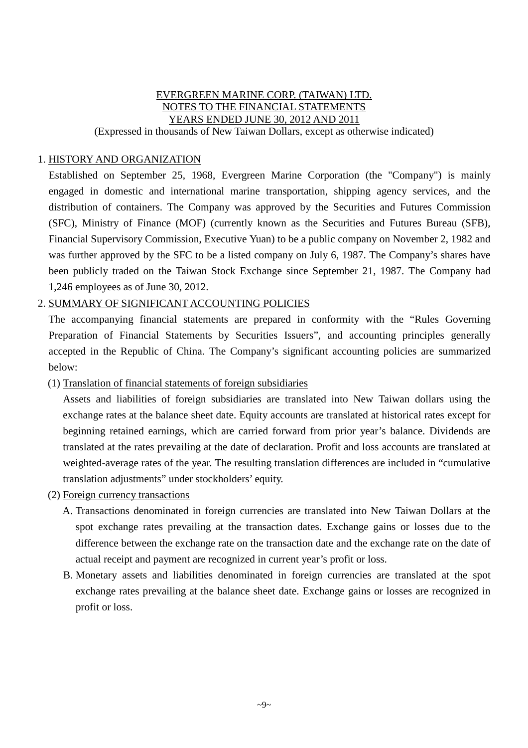EVERGREEN MARINE CORP. (TAIWAN) LTD.
NOTES TO THE FINANCIAL STATEMENTS
YEARS ENDED JUNE 30, 2012 AND 2011
(Expressed in thousands of New Taiwan Dollars, except as otherwise indicated)

## 1. HISTORY AND ORGANIZATION

Established on September 25, 1968, Evergreen Marine Corporation (the "Company") is mainly engaged in domestic and international marine transportation, shipping agency services, and the distribution of containers. The Company was approved by the Securities and Futures Commission (SFC), Ministry of Finance (MOF) (currently known as the Securities and Futures Bureau (SFB), Financial Supervisory Commission, Executive Yuan) to be a public company on November 2, 1982 and was further approved by the SFC to be a listed company on July 6, 1987. The Company's shares have been publicly traded on the Taiwan Stock Exchange since September 21, 1987. The Company had 1,246 employees as of June 30, 2012.

## 2. SUMMARY OF SIGNIFICANT ACCOUNTING POLICIES

The accompanying financial statements are prepared in conformity with the "Rules Governing Preparation of Financial Statements by Securities Issuers", and accounting principles generally accepted in the Republic of China. The Company's significant accounting policies are summarized below:

### (1) Translation of financial statements of foreign subsidiaries

Assets and liabilities of foreign subsidiaries are translated into New Taiwan dollars using the exchange rates at the balance sheet date. Equity accounts are translated at historical rates except for beginning retained earnings, which are carried forward from prior year's balance. Dividends are translated at the rates prevailing at the date of declaration. Profit and loss accounts are translated at weighted-average rates of the year. The resulting translation differences are included in "cumulative translation adjustments" under stockholders' equity.

### (2) Foreign currency transactions

A. Transactions denominated in foreign currencies are translated into New Taiwan Dollars at the spot exchange rates prevailing at the transaction dates. Exchange gains or losses due to the difference between the exchange rate on the transaction date and the exchange rate on the date of actual receipt and payment are recognized in current year's profit or loss.

B. Monetary assets and liabilities denominated in foreign currencies are translated at the spot exchange rates prevailing at the balance sheet date. Exchange gains or losses are recognized in profit or loss.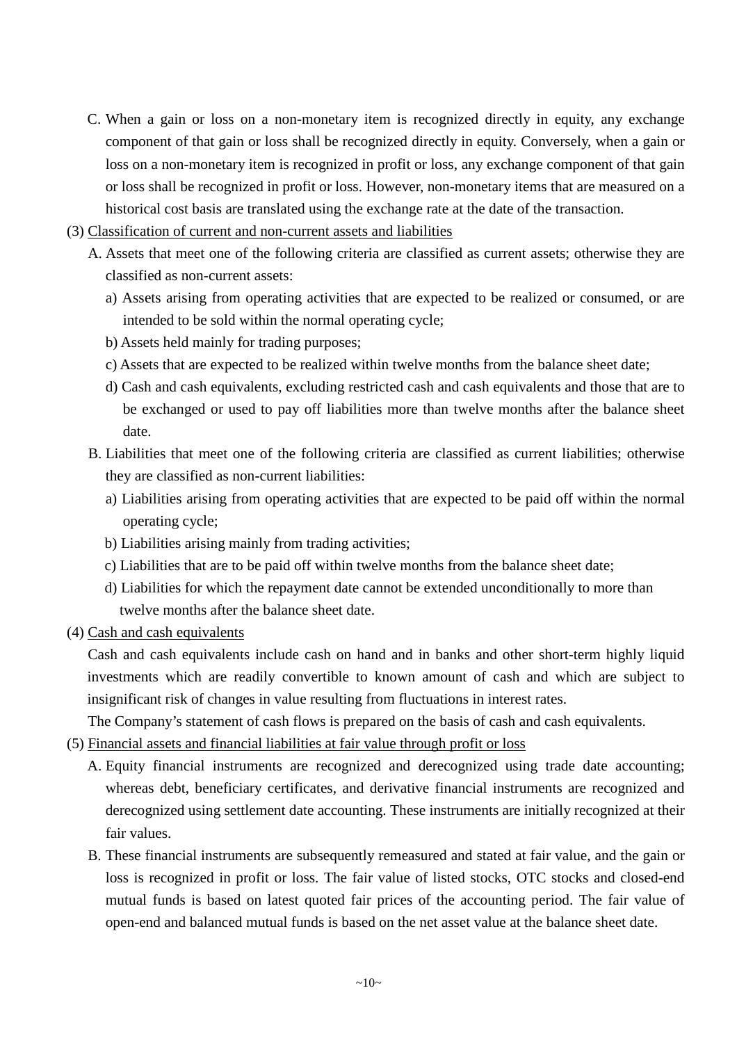C. When a gain or loss on a non-monetary item is recognized directly in equity, any exchange component of that gain or loss shall be recognized directly in equity. Conversely, when a gain or loss on a non-monetary item is recognized in profit or loss, any exchange component of that gain or loss shall be recognized in profit or loss. However, non-monetary items that are measured on a historical cost basis are translated using the exchange rate at the date of the transaction.

(3) Classification of current and non-current assets and liabilities

A. Assets that meet one of the following criteria are classified as current assets; otherwise they are classified as non-current assets:

a) Assets arising from operating activities that are expected to be realized or consumed, or are intended to be sold within the normal operating cycle;

b) Assets held mainly for trading purposes;

c) Assets that are expected to be realized within twelve months from the balance sheet date;

d) Cash and cash equivalents, excluding restricted cash and cash equivalents and those that are to be exchanged or used to pay off liabilities more than twelve months after the balance sheet date.

B. Liabilities that meet one of the following criteria are classified as current liabilities; otherwise they are classified as non-current liabilities:

a) Liabilities arising from operating activities that are expected to be paid off within the normal operating cycle;

b) Liabilities arising mainly from trading activities;

c) Liabilities that are to be paid off within twelve months from the balance sheet date;

d) Liabilities for which the repayment date cannot be extended unconditionally to more than twelve months after the balance sheet date.

(4) Cash and cash equivalents

Cash and cash equivalents include cash on hand and in banks and other short-term highly liquid investments which are readily convertible to known amount of cash and which are subject to insignificant risk of changes in value resulting from fluctuations in interest rates.

The Company's statement of cash flows is prepared on the basis of cash and cash equivalents.

(5) Financial assets and financial liabilities at fair value through profit or loss

A. Equity financial instruments are recognized and derecognized using trade date accounting; whereas debt, beneficiary certificates, and derivative financial instruments are recognized and derecognized using settlement date accounting. These instruments are initially recognized at their fair values.

B. These financial instruments are subsequently remeasured and stated at fair value, and the gain or loss is recognized in profit or loss. The fair value of listed stocks, OTC stocks and closed-end mutual funds is based on latest quoted fair prices of the accounting period. The fair value of open-end and balanced mutual funds is based on the net asset value at the balance sheet date.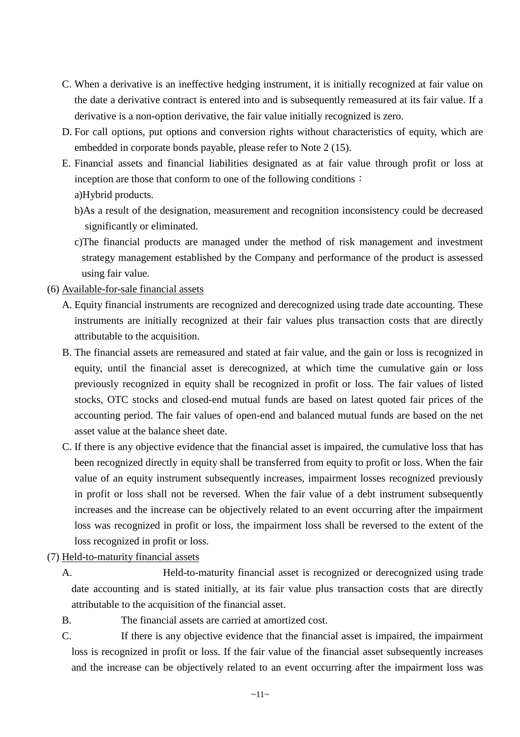C. When a derivative is an ineffective hedging instrument, it is initially recognized at fair value on the date a derivative contract is entered into and is subsequently remeasured at its fair value. If a derivative is a non-option derivative, the fair value initially recognized is zero.

D. For call options, put options and conversion rights without characteristics of equity, which are embedded in corporate bonds payable, please refer to Note 2 (15).

E. Financial assets and financial liabilities designated as at fair value through profit or loss at inception are those that conform to one of the following conditions：

a)Hybrid products.

b)As a result of the designation, measurement and recognition inconsistency could be decreased significantly or eliminated.

c)The financial products are managed under the method of risk management and investment strategy management established by the Company and performance of the product is assessed using fair value.

(6) Available-for-sale financial assets

A. Equity financial instruments are recognized and derecognized using trade date accounting. These instruments are initially recognized at their fair values plus transaction costs that are directly attributable to the acquisition.

B. The financial assets are remeasured and stated at fair value, and the gain or loss is recognized in equity, until the financial asset is derecognized, at which time the cumulative gain or loss previously recognized in equity shall be recognized in profit or loss. The fair values of listed stocks, OTC stocks and closed-end mutual funds are based on latest quoted fair prices of the accounting period. The fair values of open-end and balanced mutual funds are based on the net asset value at the balance sheet date.

C. If there is any objective evidence that the financial asset is impaired, the cumulative loss that has been recognized directly in equity shall be transferred from equity to profit or loss. When the fair value of an equity instrument subsequently increases, impairment losses recognized previously in profit or loss shall not be reversed. When the fair value of a debt instrument subsequently increases and the increase can be objectively related to an event occurring after the impairment loss was recognized in profit or loss, the impairment loss shall be reversed to the extent of the loss recognized in profit or loss.

(7) Held-to-maturity financial assets

A. Held-to-maturity financial asset is recognized or derecognized using trade date accounting and is stated initially, at its fair value plus transaction costs that are directly attributable to the acquisition of the financial asset.

B. The financial assets are carried at amortized cost.

C. If there is any objective evidence that the financial asset is impaired, the impairment loss is recognized in profit or loss. If the fair value of the financial asset subsequently increases and the increase can be objectively related to an event occurring after the impairment loss was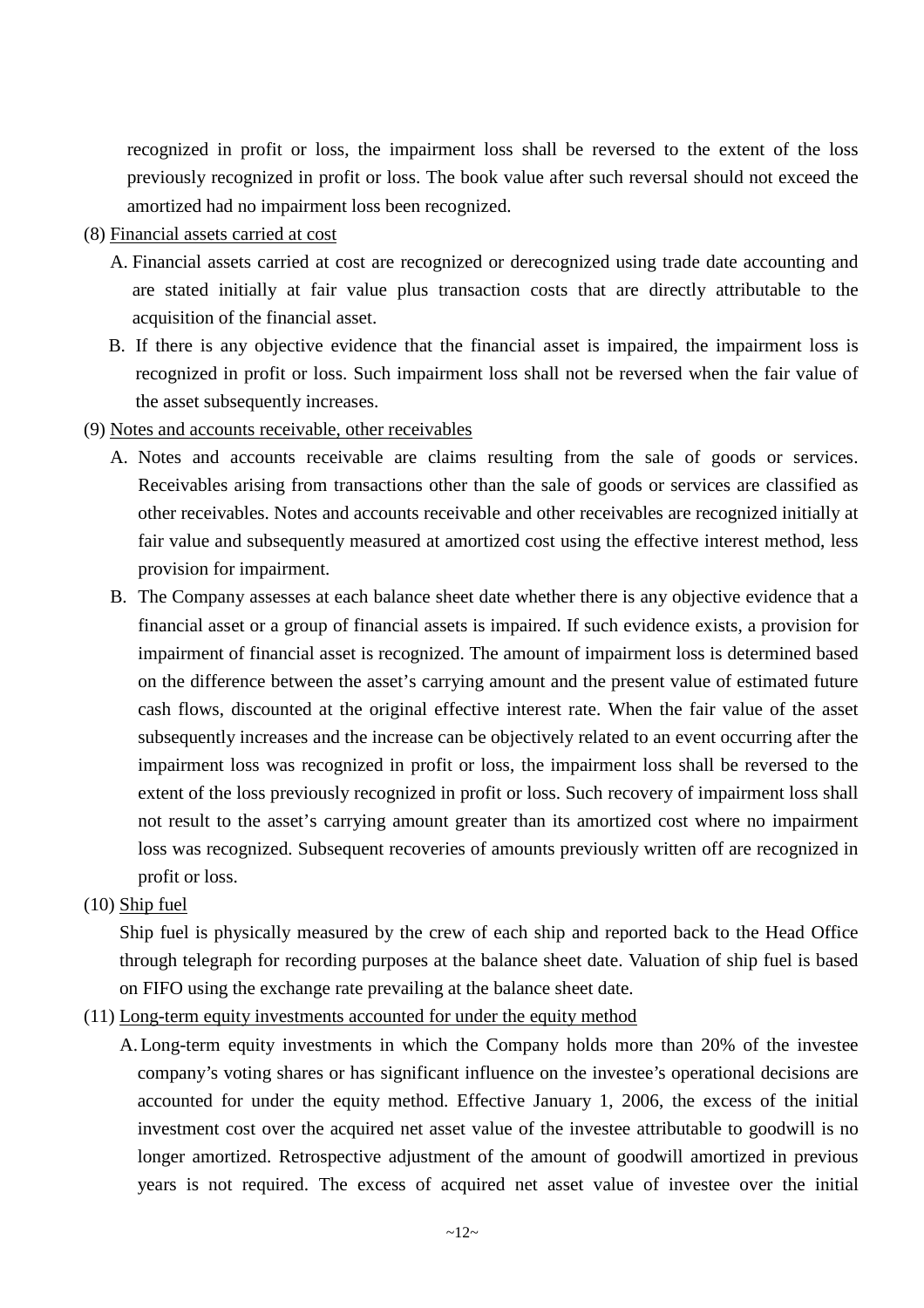recognized in profit or loss, the impairment loss shall be reversed to the extent of the loss previously recognized in profit or loss. The book value after such reversal should not exceed the amortized had no impairment loss been recognized.

(8) Financial assets carried at cost

A. Financial assets carried at cost are recognized or derecognized using trade date accounting and are stated initially at fair value plus transaction costs that are directly attributable to the acquisition of the financial asset.

B. If there is any objective evidence that the financial asset is impaired, the impairment loss is recognized in profit or loss. Such impairment loss shall not be reversed when the fair value of the asset subsequently increases.

(9) Notes and accounts receivable, other receivables

A. Notes and accounts receivable are claims resulting from the sale of goods or services. Receivables arising from transactions other than the sale of goods or services are classified as other receivables. Notes and accounts receivable and other receivables are recognized initially at fair value and subsequently measured at amortized cost using the effective interest method, less provision for impairment.

B. The Company assesses at each balance sheet date whether there is any objective evidence that a financial asset or a group of financial assets is impaired. If such evidence exists, a provision for impairment of financial asset is recognized. The amount of impairment loss is determined based on the difference between the asset's carrying amount and the present value of estimated future cash flows, discounted at the original effective interest rate. When the fair value of the asset subsequently increases and the increase can be objectively related to an event occurring after the impairment loss was recognized in profit or loss, the impairment loss shall be reversed to the extent of the loss previously recognized in profit or loss. Such recovery of impairment loss shall not result to the asset's carrying amount greater than its amortized cost where no impairment loss was recognized. Subsequent recoveries of amounts previously written off are recognized in profit or loss.

(10) Ship fuel

Ship fuel is physically measured by the crew of each ship and reported back to the Head Office through telegraph for recording purposes at the balance sheet date. Valuation of ship fuel is based on FIFO using the exchange rate prevailing at the balance sheet date.

(11) Long-term equity investments accounted for under the equity method

A. Long-term equity investments in which the Company holds more than 20% of the investee company's voting shares or has significant influence on the investee's operational decisions are accounted for under the equity method. Effective January 1, 2006, the excess of the initial investment cost over the acquired net asset value of the investee attributable to goodwill is no longer amortized. Retrospective adjustment of the amount of goodwill amortized in previous years is not required. The excess of acquired net asset value of investee over the initial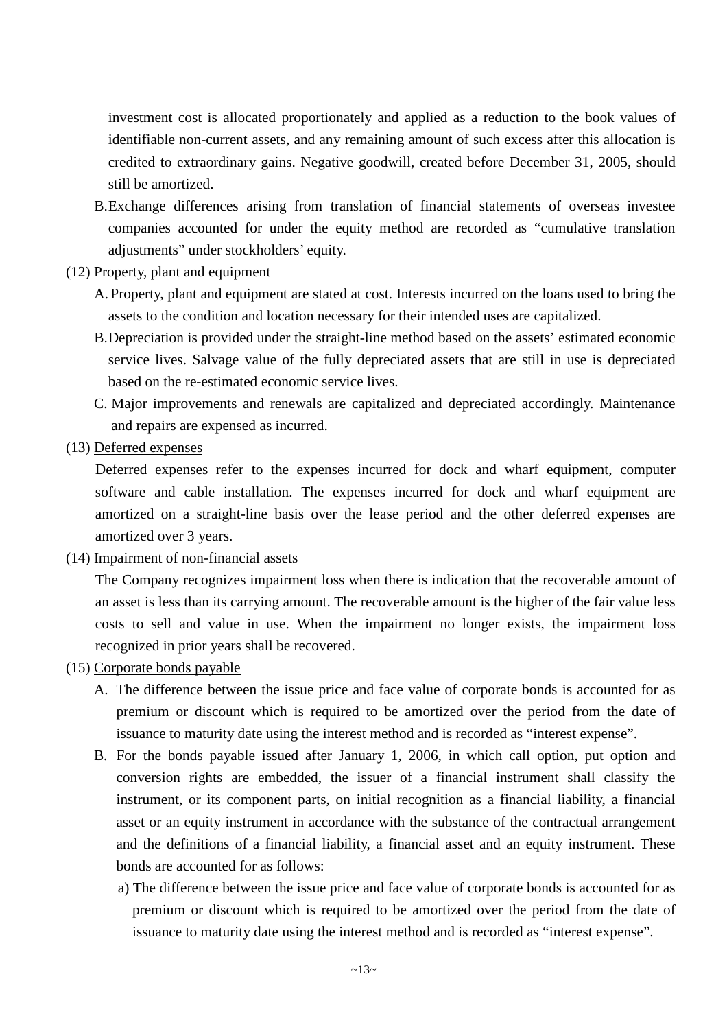investment cost is allocated proportionately and applied as a reduction to the book values of identifiable non-current assets, and any remaining amount of such excess after this allocation is credited to extraordinary gains. Negative goodwill, created before December 31, 2005, should still be amortized.

B. Exchange differences arising from translation of financial statements of overseas investee companies accounted for under the equity method are recorded as "cumulative translation adjustments" under stockholders' equity.

(12) Property, plant and equipment

A. Property, plant and equipment are stated at cost. Interests incurred on the loans used to bring the assets to the condition and location necessary for their intended uses are capitalized.

B. Depreciation is provided under the straight-line method based on the assets' estimated economic service lives. Salvage value of the fully depreciated assets that are still in use is depreciated based on the re-estimated economic service lives.

C. Major improvements and renewals are capitalized and depreciated accordingly. Maintenance and repairs are expensed as incurred.

(13) Deferred expenses

Deferred expenses refer to the expenses incurred for dock and wharf equipment, computer software and cable installation. The expenses incurred for dock and wharf equipment are amortized on a straight-line basis over the lease period and the other deferred expenses are amortized over 3 years.

(14) Impairment of non-financial assets

The Company recognizes impairment loss when there is indication that the recoverable amount of an asset is less than its carrying amount. The recoverable amount is the higher of the fair value less costs to sell and value in use. When the impairment no longer exists, the impairment loss recognized in prior years shall be recovered.

(15) Corporate bonds payable

A. The difference between the issue price and face value of corporate bonds is accounted for as premium or discount which is required to be amortized over the period from the date of issuance to maturity date using the interest method and is recorded as "interest expense".

B. For the bonds payable issued after January 1, 2006, in which call option, put option and conversion rights are embedded, the issuer of a financial instrument shall classify the instrument, or its component parts, on initial recognition as a financial liability, a financial asset or an equity instrument in accordance with the substance of the contractual arrangement and the definitions of a financial liability, a financial asset and an equity instrument. These bonds are accounted for as follows:

a) The difference between the issue price and face value of corporate bonds is accounted for as premium or discount which is required to be amortized over the period from the date of issuance to maturity date using the interest method and is recorded as "interest expense".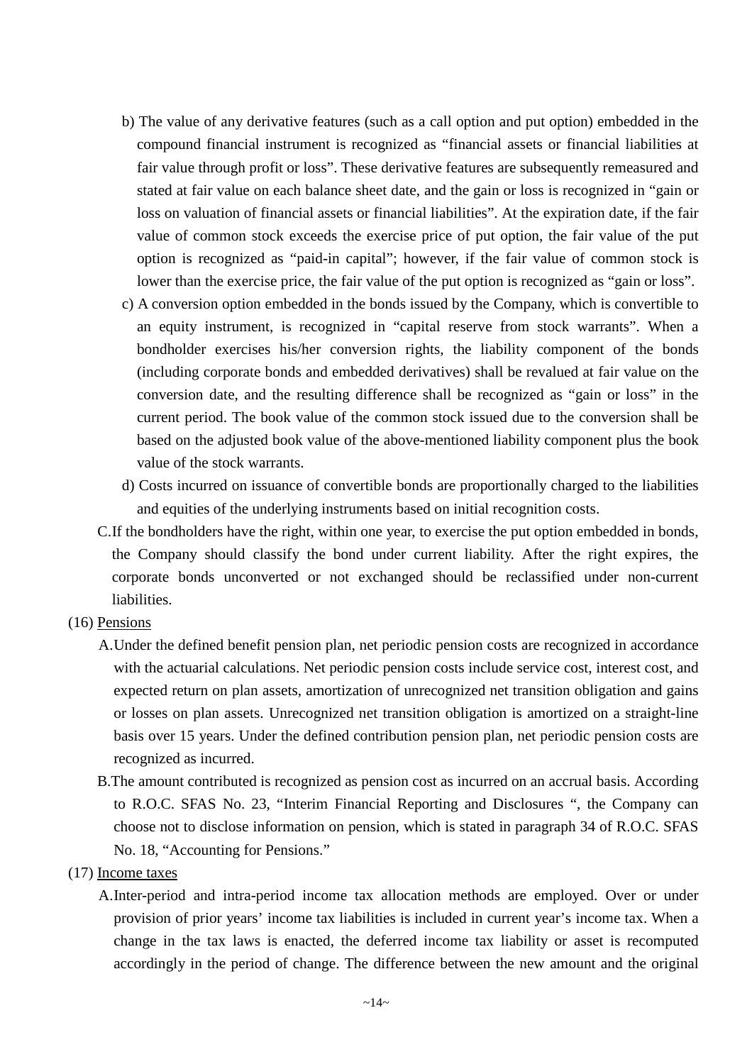b) The value of any derivative features (such as a call option and put option) embedded in the compound financial instrument is recognized as "financial assets or financial liabilities at fair value through profit or loss". These derivative features are subsequently remeasured and stated at fair value on each balance sheet date, and the gain or loss is recognized in "gain or loss on valuation of financial assets or financial liabilities". At the expiration date, if the fair value of common stock exceeds the exercise price of put option, the fair value of the put option is recognized as "paid-in capital"; however, if the fair value of common stock is lower than the exercise price, the fair value of the put option is recognized as "gain or loss".

c) A conversion option embedded in the bonds issued by the Company, which is convertible to an equity instrument, is recognized in "capital reserve from stock warrants". When a bondholder exercises his/her conversion rights, the liability component of the bonds (including corporate bonds and embedded derivatives) shall be revalued at fair value on the conversion date, and the resulting difference shall be recognized as "gain or loss" in the current period. The book value of the common stock issued due to the conversion shall be based on the adjusted book value of the above-mentioned liability component plus the book value of the stock warrants.

d) Costs incurred on issuance of convertible bonds are proportionally charged to the liabilities and equities of the underlying instruments based on initial recognition costs.

C. If the bondholders have the right, within one year, to exercise the put option embedded in bonds, the Company should classify the bond under current liability. After the right expires, the corporate bonds unconverted or not exchanged should be reclassified under non-current liabilities.

(16) Pensions

A. Under the defined benefit pension plan, net periodic pension costs are recognized in accordance with the actuarial calculations. Net periodic pension costs include service cost, interest cost, and expected return on plan assets, amortization of unrecognized net transition obligation and gains or losses on plan assets. Unrecognized net transition obligation is amortized on a straight-line basis over 15 years. Under the defined contribution pension plan, net periodic pension costs are recognized as incurred.

B. The amount contributed is recognized as pension cost as incurred on an accrual basis. According to R.O.C. SFAS No. 23, "Interim Financial Reporting and Disclosures ", the Company can choose not to disclose information on pension, which is stated in paragraph 34 of R.O.C. SFAS No. 18, "Accounting for Pensions."

(17) Income taxes

A. Inter-period and intra-period income tax allocation methods are employed. Over or under provision of prior years' income tax liabilities is included in current year's income tax. When a change in the tax laws is enacted, the deferred income tax liability or asset is recomputed accordingly in the period of change. The difference between the new amount and the original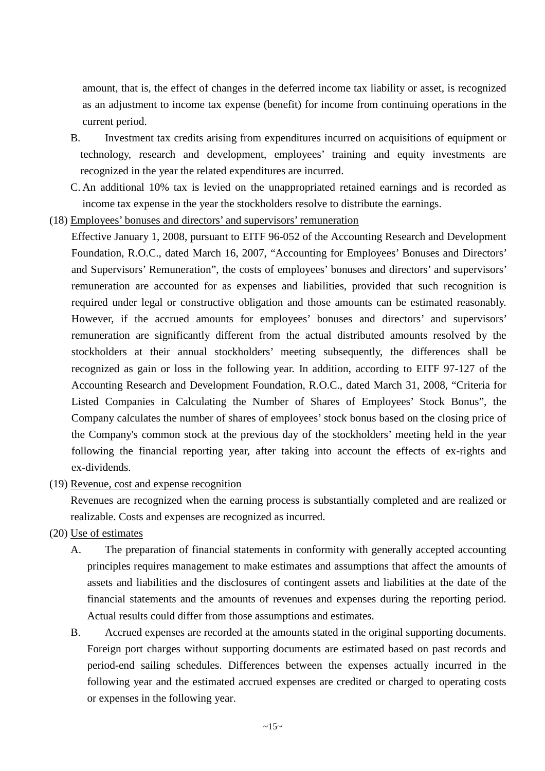amount, that is, the effect of changes in the deferred income tax liability or asset, is recognized as an adjustment to income tax expense (benefit) for income from continuing operations in the current period.

B. Investment tax credits arising from expenditures incurred on acquisitions of equipment or technology, research and development, employees' training and equity investments are recognized in the year the related expenditures are incurred.

C. An additional 10% tax is levied on the unappropriated retained earnings and is recorded as income tax expense in the year the stockholders resolve to distribute the earnings.

(18) Employees' bonuses and directors' and supervisors' remuneration

Effective January 1, 2008, pursuant to EITF 96-052 of the Accounting Research and Development Foundation, R.O.C., dated March 16, 2007, "Accounting for Employees' Bonuses and Directors' and Supervisors' Remuneration", the costs of employees' bonuses and directors' and supervisors' remuneration are accounted for as expenses and liabilities, provided that such recognition is required under legal or constructive obligation and those amounts can be estimated reasonably. However, if the accrued amounts for employees' bonuses and directors' and supervisors' remuneration are significantly different from the actual distributed amounts resolved by the stockholders at their annual stockholders' meeting subsequently, the differences shall be recognized as gain or loss in the following year. In addition, according to EITF 97-127 of the Accounting Research and Development Foundation, R.O.C., dated March 31, 2008, "Criteria for Listed Companies in Calculating the Number of Shares of Employees' Stock Bonus", the Company calculates the number of shares of employees' stock bonus based on the closing price of the Company's common stock at the previous day of the stockholders' meeting held in the year following the financial reporting year, after taking into account the effects of ex-rights and ex-dividends.

(19) Revenue, cost and expense recognition

Revenues are recognized when the earning process is substantially completed and are realized or realizable. Costs and expenses are recognized as incurred.

(20) Use of estimates

A. The preparation of financial statements in conformity with generally accepted accounting principles requires management to make estimates and assumptions that affect the amounts of assets and liabilities and the disclosures of contingent assets and liabilities at the date of the financial statements and the amounts of revenues and expenses during the reporting period. Actual results could differ from those assumptions and estimates.

B. Accrued expenses are recorded at the amounts stated in the original supporting documents. Foreign port charges without supporting documents are estimated based on past records and period-end sailing schedules. Differences between the expenses actually incurred in the following year and the estimated accrued expenses are credited or charged to operating costs or expenses in the following year.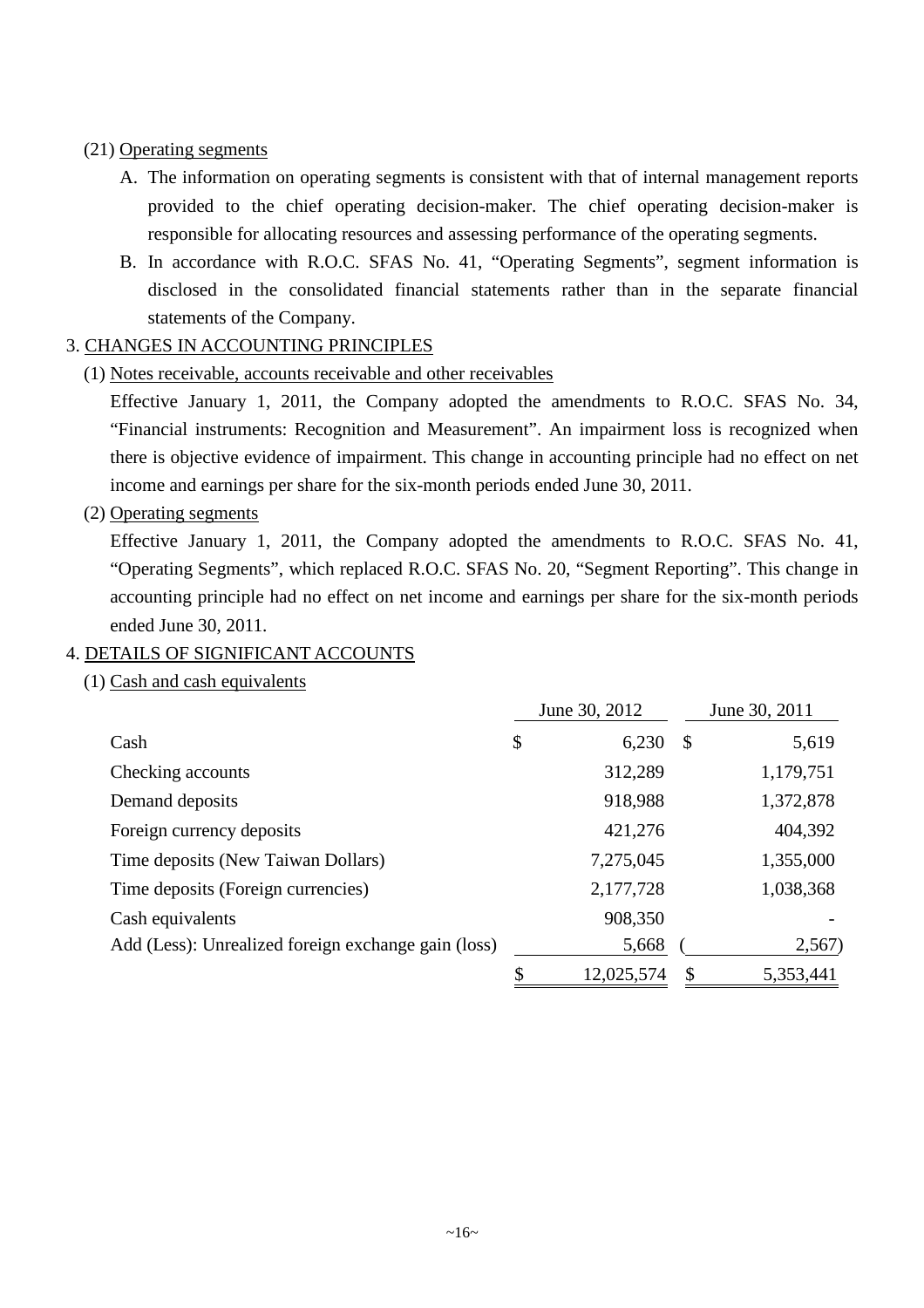(21) Operating segments

A. The information on operating segments is consistent with that of internal management reports provided to the chief operating decision-maker. The chief operating decision-maker is responsible for allocating resources and assessing performance of the operating segments.

B. In accordance with R.O.C. SFAS No. 41, "Operating Segments", segment information is disclosed in the consolidated financial statements rather than in the separate financial statements of the Company.

## 3. CHANGES IN ACCOUNTING PRINCIPLES

(1) Notes receivable, accounts receivable and other receivables

Effective January 1, 2011, the Company adopted the amendments to R.O.C. SFAS No. 34, "Financial instruments: Recognition and Measurement". An impairment loss is recognized when there is objective evidence of impairment. This change in accounting principle had no effect on net income and earnings per share for the six-month periods ended June 30, 2011.

(2) Operating segments

Effective January 1, 2011, the Company adopted the amendments to R.O.C. SFAS No. 41, "Operating Segments", which replaced R.O.C. SFAS No. 20, "Segment Reporting". This change in accounting principle had no effect on net income and earnings per share for the six-month periods ended June 30, 2011.

## 4. DETAILS OF SIGNIFICANT ACCOUNTS

(1) Cash and cash equivalents

| | June 30, 2012 | June 30, 2011 |
|---|---|---|
| Cash | $ 6,230 | $ 5,619 |
| Checking accounts | 312,289 | 1,179,751 |
| Demand deposits | 918,988 | 1,372,878 |
| Foreign currency deposits | 421,276 | 404,392 |
| Time deposits (New Taiwan Dollars) | 7,275,045 | 1,355,000 |
| Time deposits (Foreign currencies) | 2,177,728 | 1,038,368 |
| Cash equivalents | 908,350 | - |
| Add (Less): Unrealized foreign exchange gain (loss) | 5,668 | ( 2,567) |
| | $ 12,025,574 | $ 5,353,441 |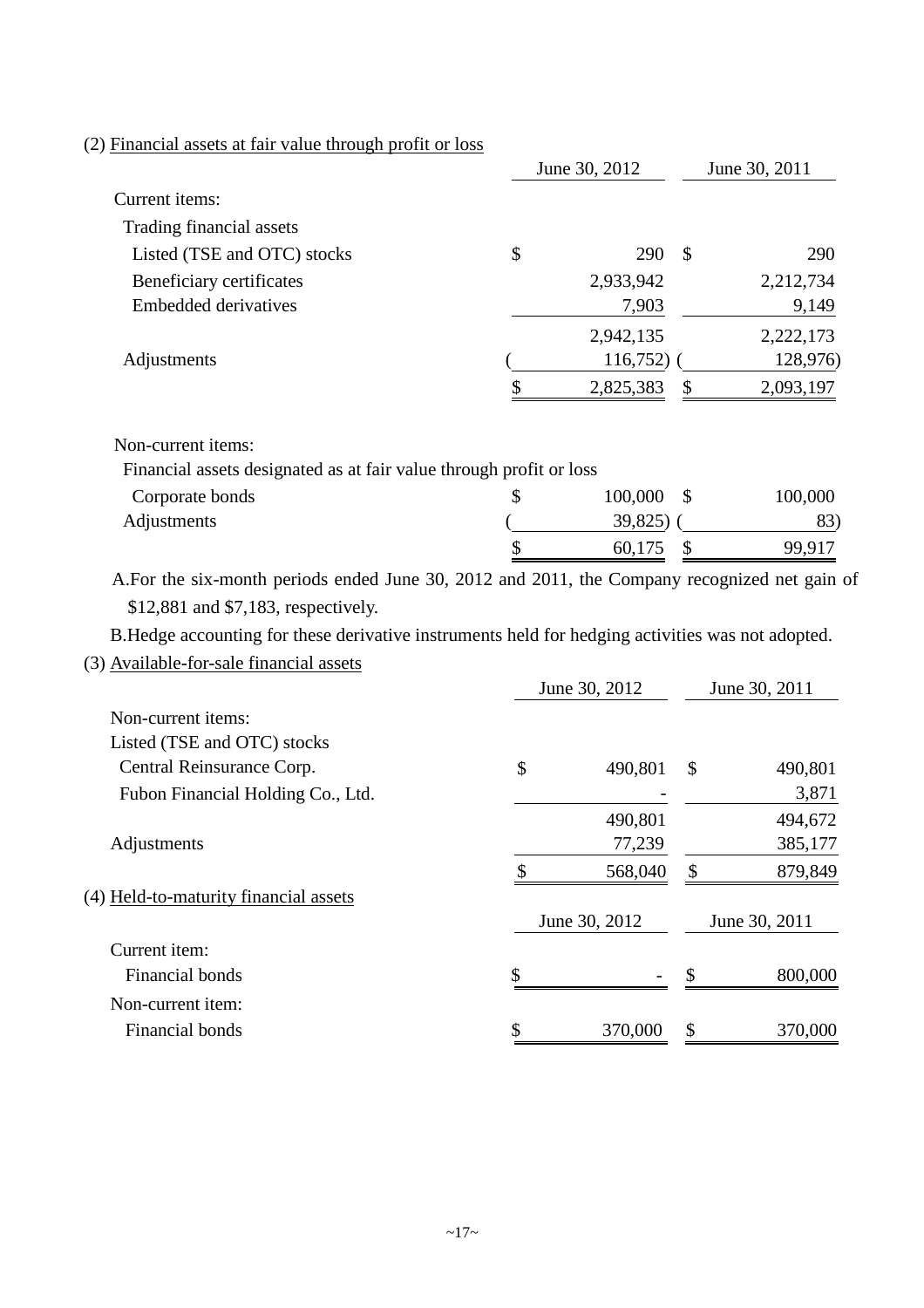(2) Financial assets at fair value through profit or loss

| | June 30, 2012 | June 30, 2011 |
|---|---|---|
| Current items: | | |
| Trading financial assets | | |
| Listed (TSE and OTC) stocks | $ 290 | $ 290 |
| Beneficiary certificates | 2,933,942 | 2,212,734 |
| Embedded derivatives | 7,903 | 9,149 |
| | 2,942,135 | 2,222,173 |
| Adjustments | ( 116,752) | ( 128,976) |
| | $ 2,825,383 | $ 2,093,197 |
| Non-current items: | | |
| Financial assets designated as at fair value through profit or loss | | |
| Corporate bonds | $ 100,000 | $ 100,000 |
| Adjustments | ( 39,825) | ( 83) |
| | $ 60,175 | $ 99,917 |

A.For the six-month periods ended June 30, 2012 and 2011, the Company recognized net gain of $12,881 and $7,183, respectively.

B.Hedge accounting for these derivative instruments held for hedging activities was not adopted.

(3) Available-for-sale financial assets

| | June 30, 2012 | June 30, 2011 |
|---|---|---|
| Non-current items: | | |
| Listed (TSE and OTC) stocks | | |
| Central Reinsurance Corp. | $ 490,801 | $ 490,801 |
| Fubon Financial Holding Co., Ltd. | - | 3,871 |
| | 490,801 | 494,672 |
| Adjustments | 77,239 | 385,177 |
| | $ 568,040 | $ 879,849 |

(4) Held-to-maturity financial assets

| | June 30, 2012 | June 30, 2011 |
|---|---|---|
| Current item: | | |
| Financial bonds | $ - | $ 800,000 |
| Non-current item: | | |
| Financial bonds | $ 370,000 | $ 370,000 |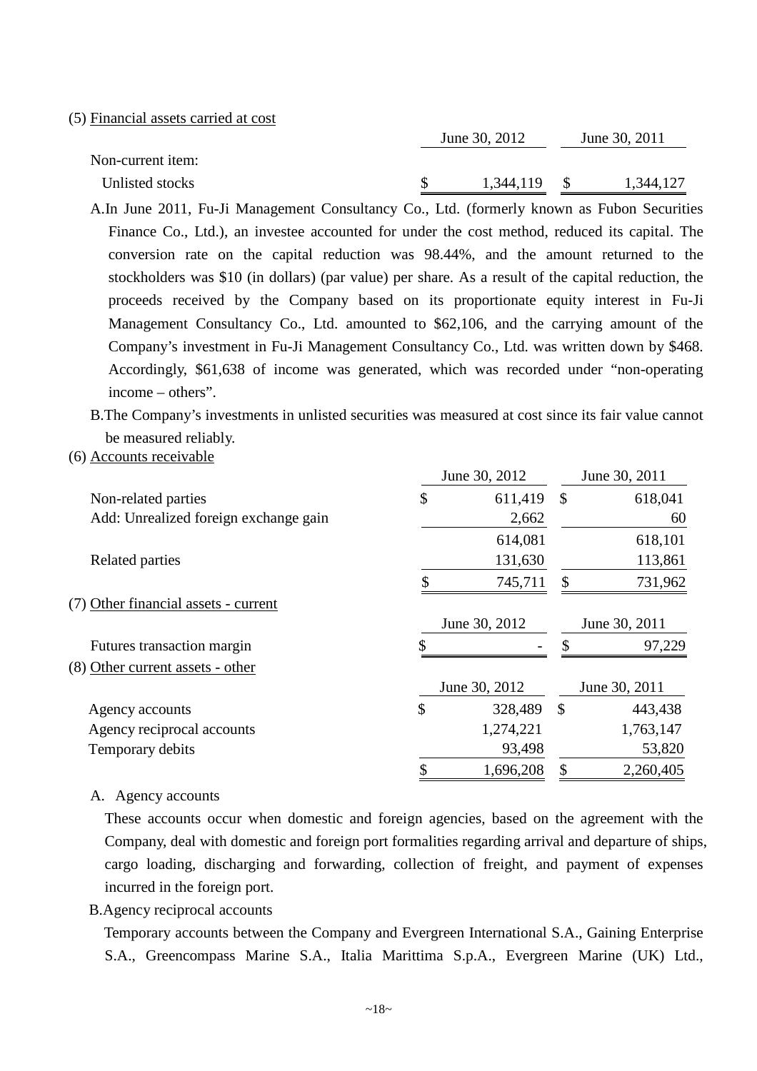(5) Financial assets carried at cost

| | June 30, 2012 | June 30, 2011 |
|---|---|---|
| Non-current item: | | |
| Unlisted stocks | $ 1,344,119 | $ 1,344,127 |

A. In June 2011, Fu-Ji Management Consultancy Co., Ltd. (formerly known as Fubon Securities Finance Co., Ltd.), an investee accounted for under the cost method, reduced its capital. The conversion rate on the capital reduction was 98.44%, and the amount returned to the stockholders was $10 (in dollars) (par value) per share. As a result of the capital reduction, the proceeds received by the Company based on its proportionate equity interest in Fu-Ji Management Consultancy Co., Ltd. amounted to $62,106, and the carrying amount of the Company's investment in Fu-Ji Management Consultancy Co., Ltd. was written down by $468. Accordingly, $61,638 of income was generated, which was recorded under "non-operating income – others".

B. The Company's investments in unlisted securities was measured at cost since its fair value cannot be measured reliably.

(6) Accounts receivable

| | June 30, 2012 | June 30, 2011 |
|---|---|---|
| Non-related parties | $ 611,419 | $ 618,041 |
| Add: Unrealized foreign exchange gain | 2,662 | 60 |
| | 614,081 | 618,101 |
| Related parties | 131,630 | 113,861 |
| | $ 745,711 | $ 731,962 |

(7) Other financial assets - current

| | June 30, 2012 | June 30, 2011 |
|---|---|---|
| Futures transaction margin | $ - | $ 97,229 |

(8) Other current assets - other

| | June 30, 2012 | June 30, 2011 |
|---|---|---|
| Agency accounts | $ 328,489 | $ 443,438 |
| Agency reciprocal accounts | 1,274,221 | 1,763,147 |
| Temporary debits | 93,498 | 53,820 |
| | $ 1,696,208 | $ 2,260,405 |

A. Agency accounts

These accounts occur when domestic and foreign agencies, based on the agreement with the Company, deal with domestic and foreign port formalities regarding arrival and departure of ships, cargo loading, discharging and forwarding, collection of freight, and payment of expenses incurred in the foreign port.

B. Agency reciprocal accounts

Temporary accounts between the Company and Evergreen International S.A., Gaining Enterprise S.A., Greencompass Marine S.A., Italia Marittima S.p.A., Evergreen Marine (UK) Ltd.,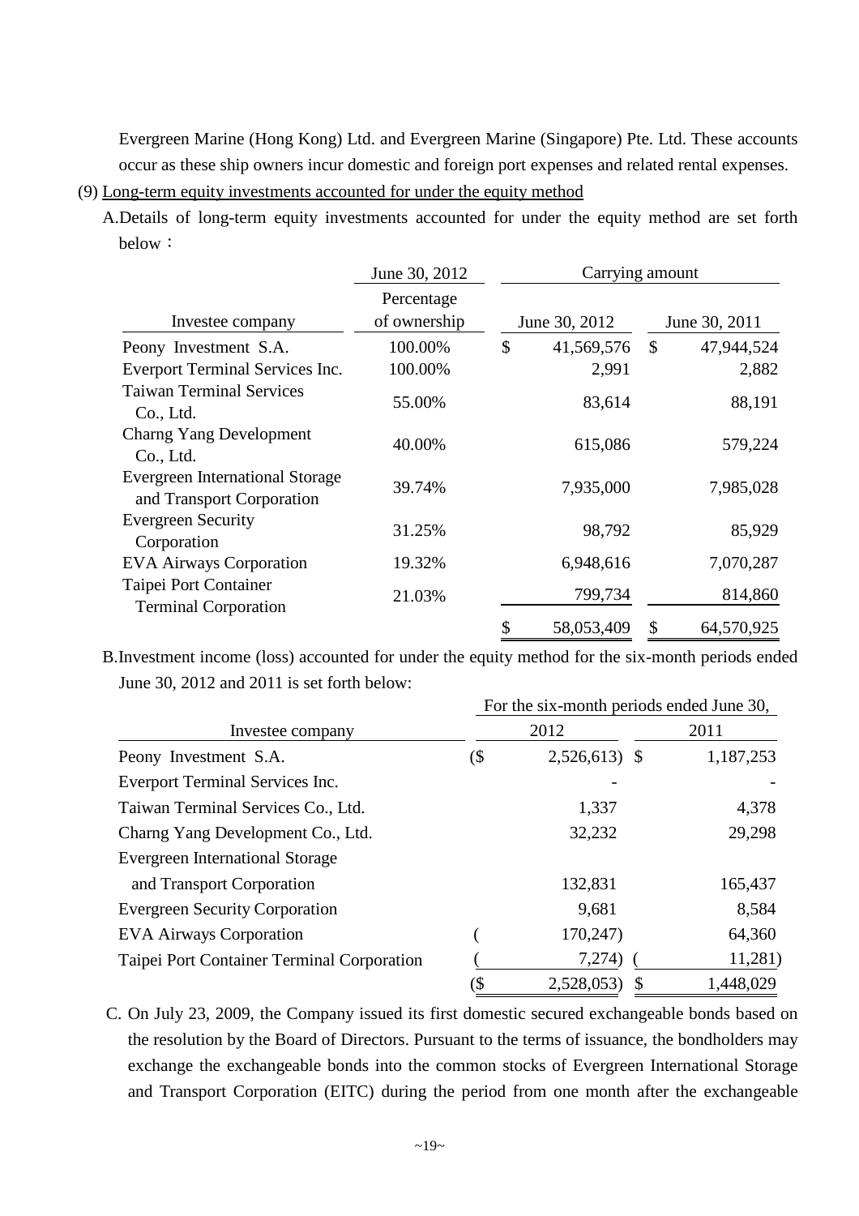Evergreen Marine (Hong Kong) Ltd. and Evergreen Marine (Singapore) Pte. Ltd. These accounts occur as these ship owners incur domestic and foreign port expenses and related rental expenses.

(9) Long-term equity investments accounted for under the equity method

A.Details of long-term equity investments accounted for under the equity method are set forth below：

| | June 30, 2012 | Carrying amount | |
|---|---|---|---|
| Investee company | Percentage of ownership | June 30, 2012 | June 30, 2011 |
| Peony Investment S.A. | 100.00% | $ 41,569,576 | $ 47,944,524 |
| Everport Terminal Services Inc. | 100.00% | 2,991 | 2,882 |
| Taiwan Terminal Services Co., Ltd. | 55.00% | 83,614 | 88,191 |
| Charng Yang Development Co., Ltd. | 40.00% | 615,086 | 579,224 |
| Evergreen International Storage and Transport Corporation | 39.74% | 7,935,000 | 7,985,028 |
| Evergreen Security Corporation | 31.25% | 98,792 | 85,929 |
| EVA Airways Corporation | 19.32% | 6,948,616 | 7,070,287 |
| Taipei Port Container Terminal Corporation | 21.03% | 799,734 | 814,860 |
| | | $ 58,053,409 | $ 64,570,925 |

B.Investment income (loss) accounted for under the equity method for the six-month periods ended June 30, 2012 and 2011 is set forth below:

| | For the six-month periods ended June 30, | |
|---|---|---|
| Investee company | 2012 | 2011 |
| Peony Investment S.A. | ($ 2,526,613) | $ 1,187,253 |
| Everport Terminal Services Inc. | - | - |
| Taiwan Terminal Services Co., Ltd. | 1,337 | 4,378 |
| Charng Yang Development Co., Ltd. | 32,232 | 29,298 |
| Evergreen International Storage and Transport Corporation | 132,831 | 165,437 |
| Evergreen Security Corporation | 9,681 | 8,584 |
| EVA Airways Corporation | ( 170,247) | 64,360 |
| Taipei Port Container Terminal Corporation | ( 7,274) | ( 11,281) |
| | ($ 2,528,053) | $ 1,448,029 |

C. On July 23, 2009, the Company issued its first domestic secured exchangeable bonds based on the resolution by the Board of Directors. Pursuant to the terms of issuance, the bondholders may exchange the exchangeable bonds into the common stocks of Evergreen International Storage and Transport Corporation (EITC) during the period from one month after the exchangeable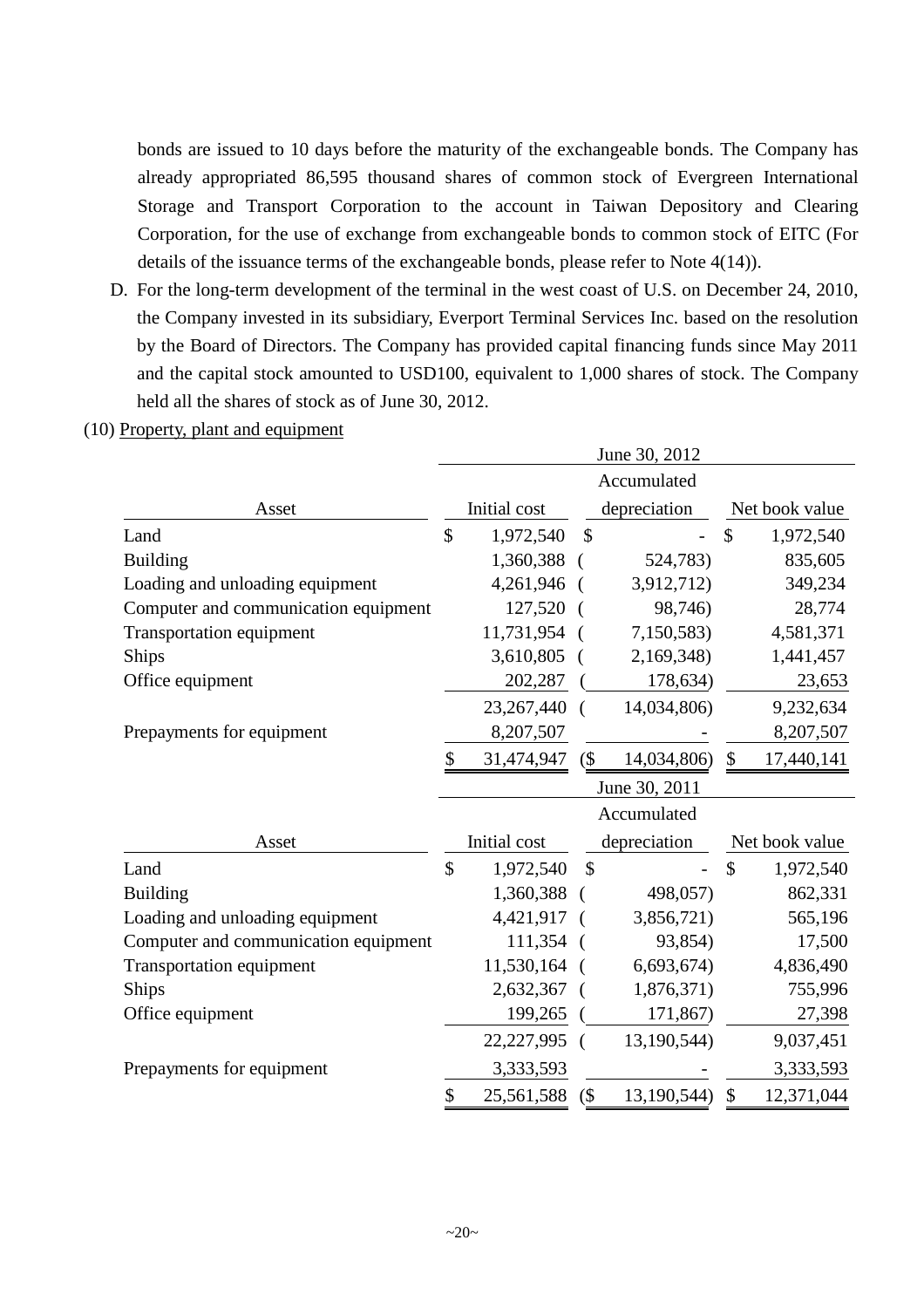bonds are issued to 10 days before the maturity of the exchangeable bonds. The Company has already appropriated 86,595 thousand shares of common stock of Evergreen International Storage and Transport Corporation to the account in Taiwan Depository and Clearing Corporation, for the use of exchange from exchangeable bonds to common stock of EITC (For details of the issuance terms of the exchangeable bonds, please refer to Note 4(14)).

D. For the long-term development of the terminal in the west coast of U.S. on December 24, 2010, the Company invested in its subsidiary, Everport Terminal Services Inc. based on the resolution by the Board of Directors. The Company has provided capital financing funds since May 2011 and the capital stock amounted to USD100, equivalent to 1,000 shares of stock. The Company held all the shares of stock as of June 30, 2012.

(10) Property, plant and equipment

| | June 30, 2012 | | |
|---|---|---|---|
| Asset | Initial cost | Accumulated depreciation | Net book value |
| Land | $ 1,972,540 | $ - | $ 1,972,540 |
| Building | 1,360,388 | ( 524,783) | 835,605 |
| Loading and unloading equipment | 4,261,946 | ( 3,912,712) | 349,234 |
| Computer and communication equipment | 127,520 | ( 98,746) | 28,774 |
| Transportation equipment | 11,731,954 | ( 7,150,583) | 4,581,371 |
| Ships | 3,610,805 | ( 2,169,348) | 1,441,457 |
| Office equipment | 202,287 | ( 178,634) | 23,653 |
| | 23,267,440 | ( 14,034,806) | 9,232,634 |
| Prepayments for equipment | 8,207,507 | - | 8,207,507 |
| | $ 31,474,947 | ($ 14,034,806) | $ 17,440,141 |

| | June 30, 2011 | | |
|---|---|---|---|
| Asset | Initial cost | Accumulated depreciation | Net book value |
| Land | $ 1,972,540 | $ - | $ 1,972,540 |
| Building | 1,360,388 | ( 498,057) | 862,331 |
| Loading and unloading equipment | 4,421,917 | ( 3,856,721) | 565,196 |
| Computer and communication equipment | 111,354 | ( 93,854) | 17,500 |
| Transportation equipment | 11,530,164 | ( 6,693,674) | 4,836,490 |
| Ships | 2,632,367 | ( 1,876,371) | 755,996 |
| Office equipment | 199,265 | ( 171,867) | 27,398 |
| | 22,227,995 | ( 13,190,544) | 9,037,451 |
| Prepayments for equipment | 3,333,593 | - | 3,333,593 |
| | $ 25,561,588 | ($ 13,190,544) | $ 12,371,044 |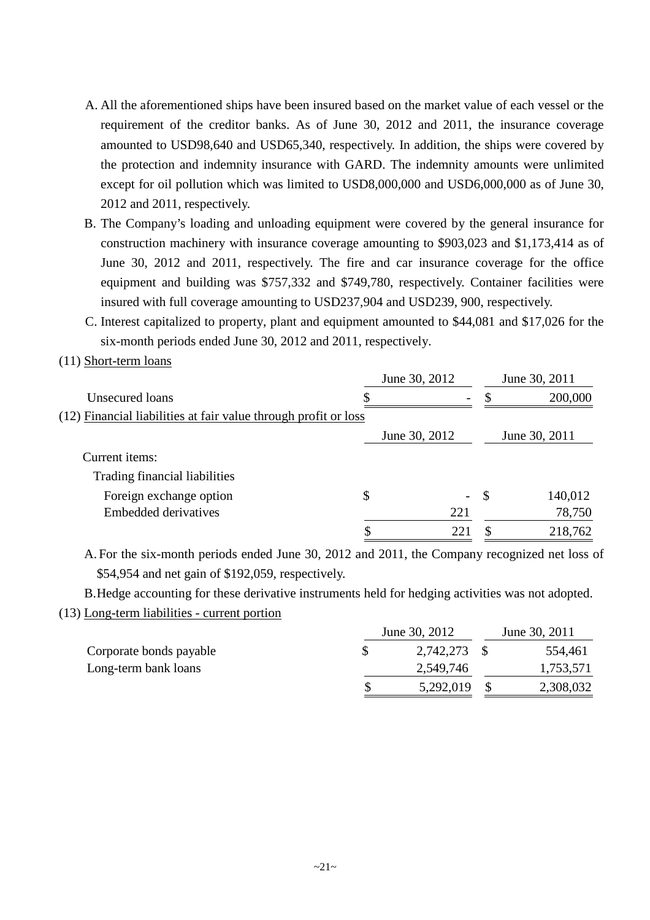A. All the aforementioned ships have been insured based on the market value of each vessel or the requirement of the creditor banks. As of June 30, 2012 and 2011, the insurance coverage amounted to USD98,640 and USD65,340, respectively. In addition, the ships were covered by the protection and indemnity insurance with GARD. The indemnity amounts were unlimited except for oil pollution which was limited to USD8,000,000 and USD6,000,000 as of June 30, 2012 and 2011, respectively.

B. The Company's loading and unloading equipment were covered by the general insurance for construction machinery with insurance coverage amounting to $903,023 and $1,173,414 as of June 30, 2012 and 2011, respectively. The fire and car insurance coverage for the office equipment and building was $757,332 and $749,780, respectively. Container facilities were insured with full coverage amounting to USD237,904 and USD239, 900, respectively.

C. Interest capitalized to property, plant and equipment amounted to $44,081 and $17,026 for the six-month periods ended June 30, 2012 and 2011, respectively.

(11) Short-term loans

| | June 30, 2012 | June 30, 2011 |
|---|---|---|
| Unsecured loans | $ - | $ 200,000 |

(12) Financial liabilities at fair value through profit or loss

| | June 30, 2012 | June 30, 2011 |
|---|---|---|
| Current items: | | |
| Trading financial liabilities | | |
| Foreign exchange option | $ - | $ 140,012 |
| Embedded derivatives | 221 | 78,750 |
| | $ 221 | $ 218,762 |

A. For the six-month periods ended June 30, 2012 and 2011, the Company recognized net loss of $54,954 and net gain of $192,059, respectively.

B. Hedge accounting for these derivative instruments held for hedging activities was not adopted.

(13) Long-term liabilities - current portion

| | June 30, 2012 | June 30, 2011 |
|---|---|---|
| Corporate bonds payable | $ 2,742,273 | $ 554,461 |
| Long-term bank loans | 2,549,746 | 1,753,571 |
| | $ 5,292,019 | $ 2,308,032 |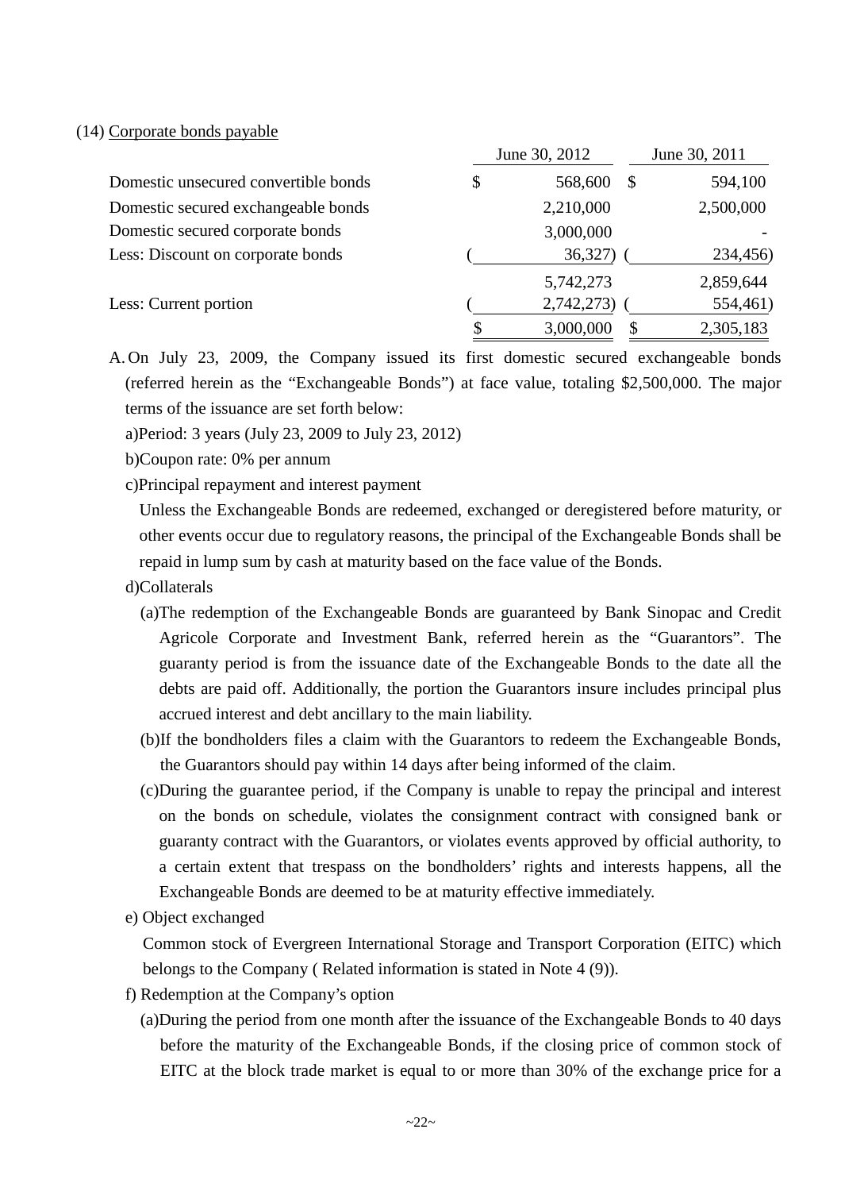(14) Corporate bonds payable

| | June 30, 2012 | June 30, 2011 |
|---|---|---|
| Domestic unsecured convertible bonds | $ 568,600 | $ 594,100 |
| Domestic secured exchangeable bonds | 2,210,000 | 2,500,000 |
| Domestic secured corporate bonds | 3,000,000 | - |
| Less: Discount on corporate bonds | ( 36,327) | ( 234,456) |
| | 5,742,273 | 2,859,644 |
| Less: Current portion | ( 2,742,273) | ( 554,461) |
| | $ 3,000,000 | $ 2,305,183 |

A. On July 23, 2009, the Company issued its first domestic secured exchangeable bonds (referred herein as the "Exchangeable Bonds") at face value, totaling $2,500,000. The major terms of the issuance are set forth below:

a)Period: 3 years (July 23, 2009 to July 23, 2012)

b)Coupon rate: 0% per annum

c)Principal repayment and interest payment

Unless the Exchangeable Bonds are redeemed, exchanged or deregistered before maturity, or other events occur due to regulatory reasons, the principal of the Exchangeable Bonds shall be repaid in lump sum by cash at maturity based on the face value of the Bonds.

d)Collaterals

(a)The redemption of the Exchangeable Bonds are guaranteed by Bank Sinopac and Credit Agricole Corporate and Investment Bank, referred herein as the "Guarantors". The guaranty period is from the issuance date of the Exchangeable Bonds to the date all the debts are paid off. Additionally, the portion the Guarantors insure includes principal plus accrued interest and debt ancillary to the main liability.

(b)If the bondholders files a claim with the Guarantors to redeem the Exchangeable Bonds, the Guarantors should pay within 14 days after being informed of the claim.

(c)During the guarantee period, if the Company is unable to repay the principal and interest on the bonds on schedule, violates the consignment contract with consigned bank or guaranty contract with the Guarantors, or violates events approved by official authority, to a certain extent that trespass on the bondholders' rights and interests happens, all the Exchangeable Bonds are deemed to be at maturity effective immediately.

e) Object exchanged

Common stock of Evergreen International Storage and Transport Corporation (EITC) which belongs to the Company ( Related information is stated in Note 4 (9)).

f) Redemption at the Company's option

(a)During the period from one month after the issuance of the Exchangeable Bonds to 40 days before the maturity of the Exchangeable Bonds, if the closing price of common stock of EITC at the block trade market is equal to or more than 30% of the exchange price for a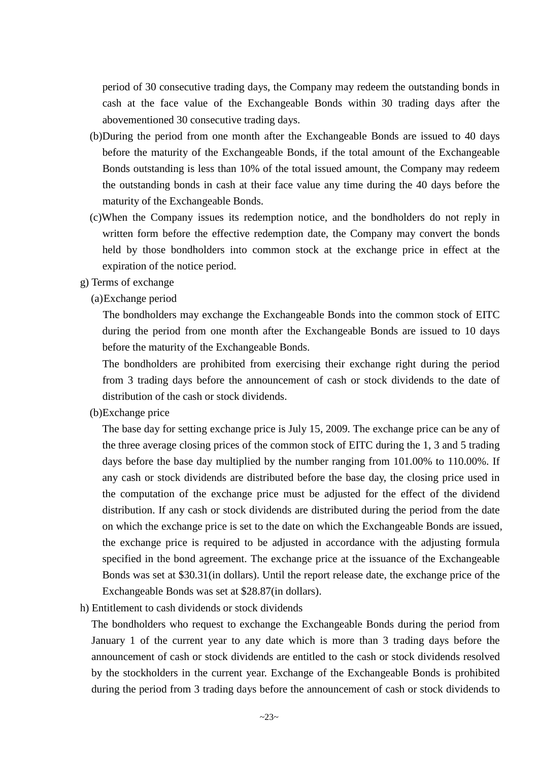period of 30 consecutive trading days, the Company may redeem the outstanding bonds in cash at the face value of the Exchangeable Bonds within 30 trading days after the abovementioned 30 consecutive trading days.

(b)During the period from one month after the Exchangeable Bonds are issued to 40 days before the maturity of the Exchangeable Bonds, if the total amount of the Exchangeable Bonds outstanding is less than 10% of the total issued amount, the Company may redeem the outstanding bonds in cash at their face value any time during the 40 days before the maturity of the Exchangeable Bonds.

(c)When the Company issues its redemption notice, and the bondholders do not reply in written form before the effective redemption date, the Company may convert the bonds held by those bondholders into common stock at the exchange price in effect at the expiration of the notice period.

g) Terms of exchange

(a)Exchange period

The bondholders may exchange the Exchangeable Bonds into the common stock of EITC during the period from one month after the Exchangeable Bonds are issued to 10 days before the maturity of the Exchangeable Bonds.

The bondholders are prohibited from exercising their exchange right during the period from 3 trading days before the announcement of cash or stock dividends to the date of distribution of the cash or stock dividends.

(b)Exchange price

The base day for setting exchange price is July 15, 2009. The exchange price can be any of the three average closing prices of the common stock of EITC during the 1, 3 and 5 trading days before the base day multiplied by the number ranging from 101.00% to 110.00%. If any cash or stock dividends are distributed before the base day, the closing price used in the computation of the exchange price must be adjusted for the effect of the dividend distribution. If any cash or stock dividends are distributed during the period from the date on which the exchange price is set to the date on which the Exchangeable Bonds are issued, the exchange price is required to be adjusted in accordance with the adjusting formula specified in the bond agreement. The exchange price at the issuance of the Exchangeable Bonds was set at $30.31(in dollars). Until the report release date, the exchange price of the Exchangeable Bonds was set at $28.87(in dollars).

h) Entitlement to cash dividends or stock dividends

The bondholders who request to exchange the Exchangeable Bonds during the period from January 1 of the current year to any date which is more than 3 trading days before the announcement of cash or stock dividends are entitled to the cash or stock dividends resolved by the stockholders in the current year. Exchange of the Exchangeable Bonds is prohibited during the period from 3 trading days before the announcement of cash or stock dividends to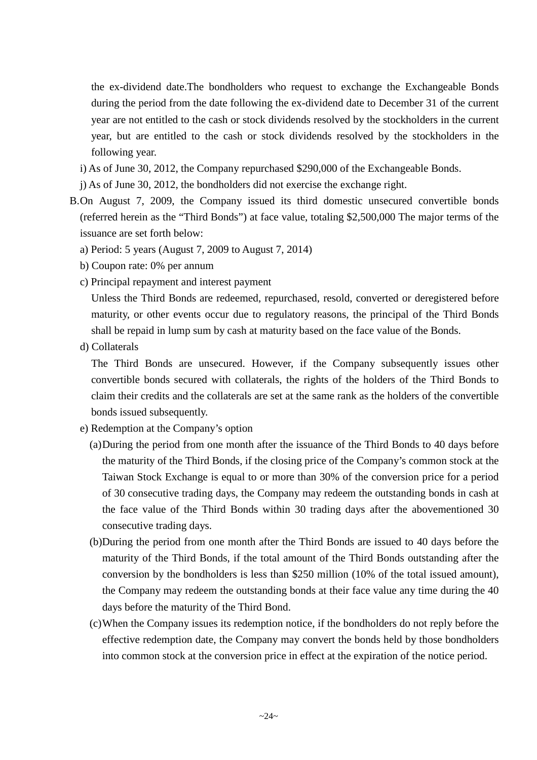the ex-dividend date.The bondholders who request to exchange the Exchangeable Bonds during the period from the date following the ex-dividend date to December 31 of the current year are not entitled to the cash or stock dividends resolved by the stockholders in the current year, but are entitled to the cash or stock dividends resolved by the stockholders in the following year.

i) As of June 30, 2012, the Company repurchased $290,000 of the Exchangeable Bonds.

j) As of June 30, 2012, the bondholders did not exercise the exchange right.

B. On August 7, 2009, the Company issued its third domestic unsecured convertible bonds (referred herein as the "Third Bonds") at face value, totaling $2,500,000 The major terms of the issuance are set forth below:

a) Period: 5 years (August 7, 2009 to August 7, 2014)

b) Coupon rate: 0% per annum

c) Principal repayment and interest payment

Unless the Third Bonds are redeemed, repurchased, resold, converted or deregistered before maturity, or other events occur due to regulatory reasons, the principal of the Third Bonds shall be repaid in lump sum by cash at maturity based on the face value of the Bonds.

d) Collaterals

The Third Bonds are unsecured. However, if the Company subsequently issues other convertible bonds secured with collaterals, the rights of the holders of the Third Bonds to claim their credits and the collaterals are set at the same rank as the holders of the convertible bonds issued subsequently.

e) Redemption at the Company's option

(a) During the period from one month after the issuance of the Third Bonds to 40 days before the maturity of the Third Bonds, if the closing price of the Company's common stock at the Taiwan Stock Exchange is equal to or more than 30% of the conversion price for a period of 30 consecutive trading days, the Company may redeem the outstanding bonds in cash at the face value of the Third Bonds within 30 trading days after the abovementioned 30 consecutive trading days.

(b) During the period from one month after the Third Bonds are issued to 40 days before the maturity of the Third Bonds, if the total amount of the Third Bonds outstanding after the conversion by the bondholders is less than $250 million (10% of the total issued amount), the Company may redeem the outstanding bonds at their face value any time during the 40 days before the maturity of the Third Bond.

(c) When the Company issues its redemption notice, if the bondholders do not reply before the effective redemption date, the Company may convert the bonds held by those bondholders into common stock at the conversion price in effect at the expiration of the notice period.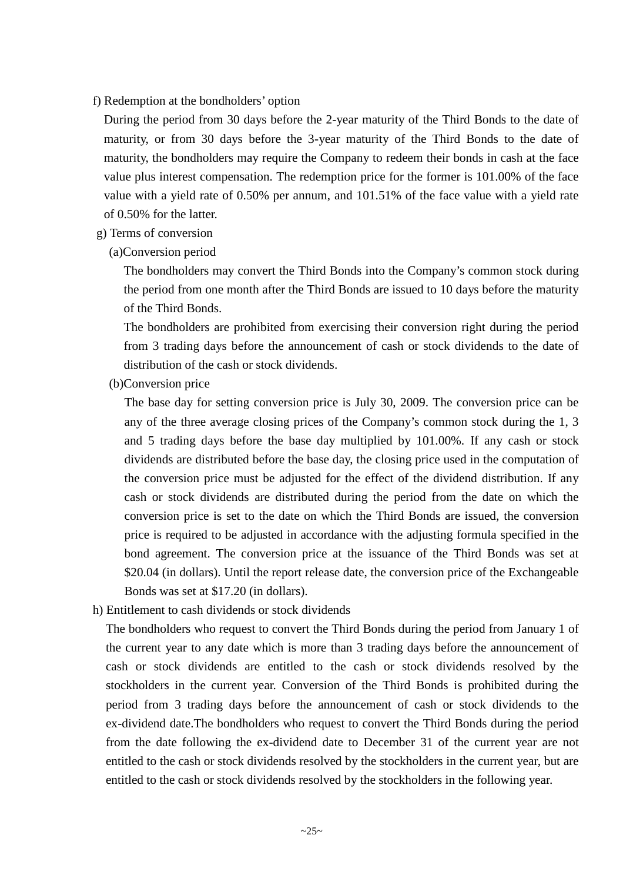f) Redemption at the bondholders' option

During the period from 30 days before the 2-year maturity of the Third Bonds to the date of maturity, or from 30 days before the 3-year maturity of the Third Bonds to the date of maturity, the bondholders may require the Company to redeem their bonds in cash at the face value plus interest compensation. The redemption price for the former is 101.00% of the face value with a yield rate of 0.50% per annum, and 101.51% of the face value with a yield rate of 0.50% for the latter.

g) Terms of conversion

(a)Conversion period

The bondholders may convert the Third Bonds into the Company's common stock during the period from one month after the Third Bonds are issued to 10 days before the maturity of the Third Bonds.

The bondholders are prohibited from exercising their conversion right during the period from 3 trading days before the announcement of cash or stock dividends to the date of distribution of the cash or stock dividends.

(b)Conversion price

The base day for setting conversion price is July 30, 2009. The conversion price can be any of the three average closing prices of the Company's common stock during the 1, 3 and 5 trading days before the base day multiplied by 101.00%. If any cash or stock dividends are distributed before the base day, the closing price used in the computation of the conversion price must be adjusted for the effect of the dividend distribution. If any cash or stock dividends are distributed during the period from the date on which the conversion price is set to the date on which the Third Bonds are issued, the conversion price is required to be adjusted in accordance with the adjusting formula specified in the bond agreement. The conversion price at the issuance of the Third Bonds was set at $20.04 (in dollars). Until the report release date, the conversion price of the Exchangeable Bonds was set at $17.20 (in dollars).

h) Entitlement to cash dividends or stock dividends

The bondholders who request to convert the Third Bonds during the period from January 1 of the current year to any date which is more than 3 trading days before the announcement of cash or stock dividends are entitled to the cash or stock dividends resolved by the stockholders in the current year. Conversion of the Third Bonds is prohibited during the period from 3 trading days before the announcement of cash or stock dividends to the ex-dividend date.The bondholders who request to convert the Third Bonds during the period from the date following the ex-dividend date to December 31 of the current year are not entitled to the cash or stock dividends resolved by the stockholders in the current year, but are entitled to the cash or stock dividends resolved by the stockholders in the following year.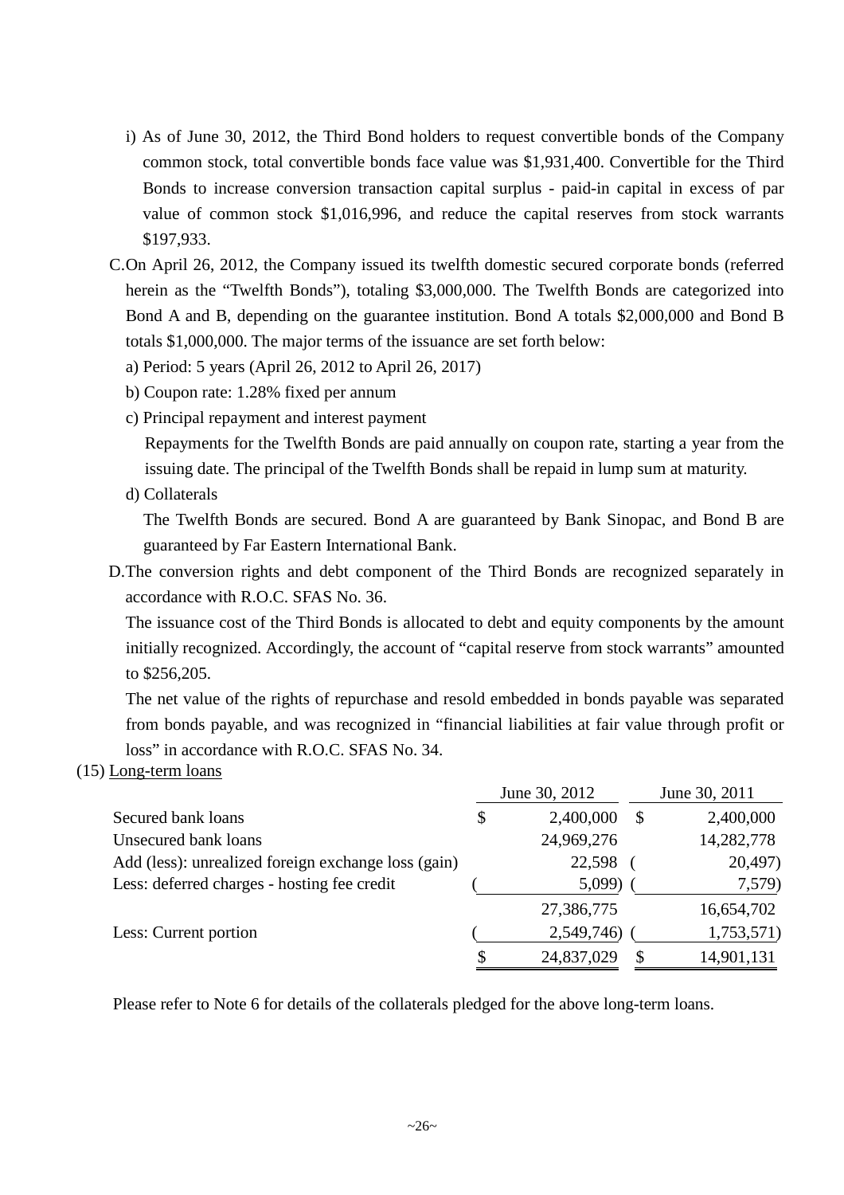i) As of June 30, 2012, the Third Bond holders to request convertible bonds of the Company common stock, total convertible bonds face value was $1,931,400. Convertible for the Third Bonds to increase conversion transaction capital surplus - paid-in capital in excess of par value of common stock $1,016,996, and reduce the capital reserves from stock warrants $197,933.

C. On April 26, 2012, the Company issued its twelfth domestic secured corporate bonds (referred herein as the "Twelfth Bonds"), totaling $3,000,000. The Twelfth Bonds are categorized into Bond A and B, depending on the guarantee institution. Bond A totals $2,000,000 and Bond B totals $1,000,000. The major terms of the issuance are set forth below:

a) Period: 5 years (April 26, 2012 to April 26, 2017)

b) Coupon rate: 1.28% fixed per annum

c) Principal repayment and interest payment

Repayments for the Twelfth Bonds are paid annually on coupon rate, starting a year from the issuing date. The principal of the Twelfth Bonds shall be repaid in lump sum at maturity.

d) Collaterals

The Twelfth Bonds are secured. Bond A are guaranteed by Bank Sinopac, and Bond B are guaranteed by Far Eastern International Bank.

D. The conversion rights and debt component of the Third Bonds are recognized separately in accordance with R.O.C. SFAS No. 36.

The issuance cost of the Third Bonds is allocated to debt and equity components by the amount initially recognized. Accordingly, the account of "capital reserve from stock warrants" amounted to $256,205.

The net value of the rights of repurchase and resold embedded in bonds payable was separated from bonds payable, and was recognized in "financial liabilities at fair value through profit or loss" in accordance with R.O.C. SFAS No. 34.

(15) Long-term loans

| | June 30, 2012 | June 30, 2011 |
|---|---|---|
| Secured bank loans | $ 2,400,000 | $ 2,400,000 |
| Unsecured bank loans | 24,969,276 | 14,282,778 |
| Add (less): unrealized foreign exchange loss (gain) | 22,598 | ( 20,497) |
| Less: deferred charges - hosting fee credit | ( 5,099) | ( 7,579) |
| | 27,386,775 | 16,654,702 |
| Less: Current portion | ( 2,549,746) | ( 1,753,571) |
| | $ 24,837,029 | $ 14,901,131 |

Please refer to Note 6 for details of the collaterals pledged for the above long-term loans.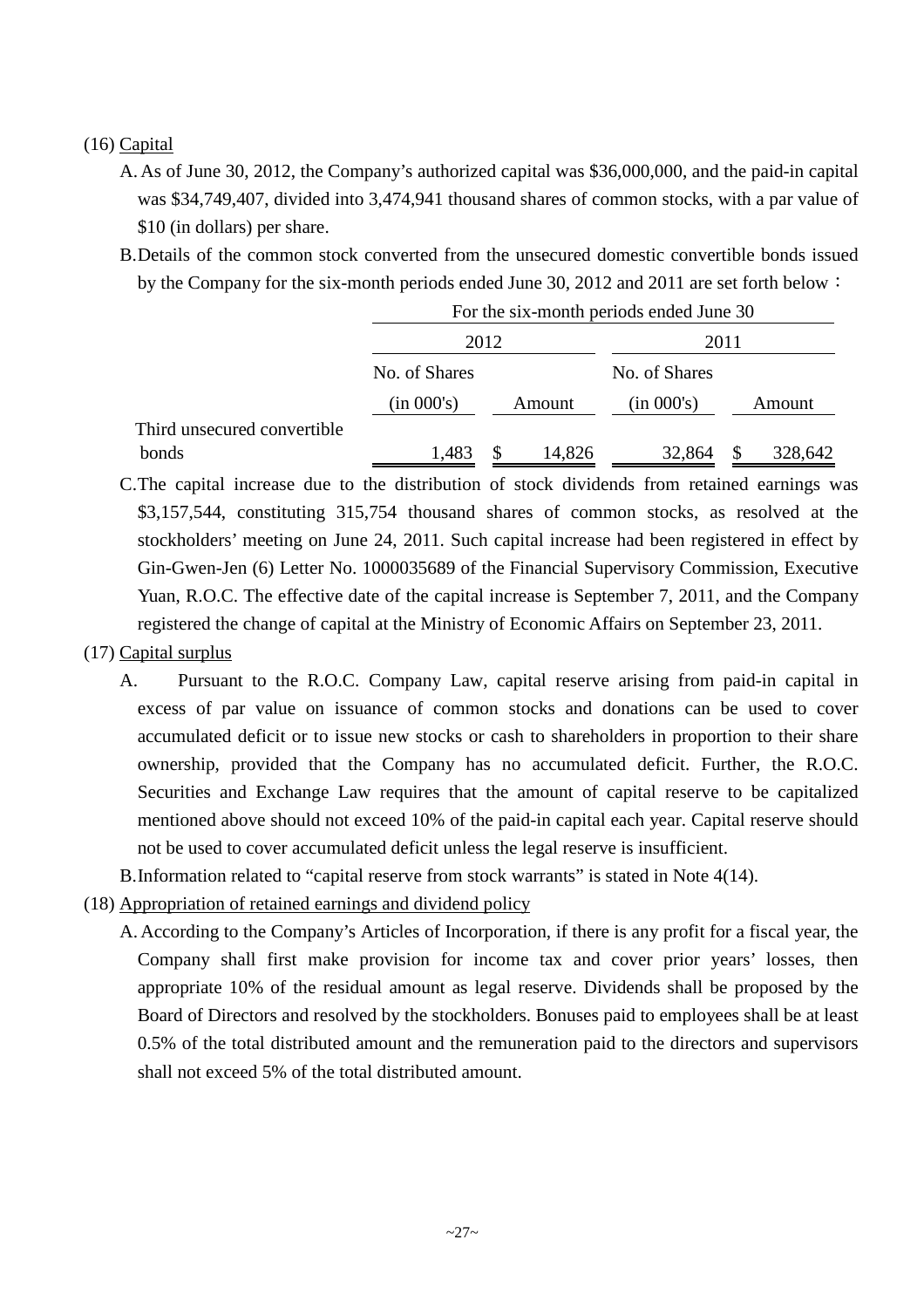(16) Capital

A. As of June 30, 2012, the Company's authorized capital was $36,000,000, and the paid-in capital was $34,749,407, divided into 3,474,941 thousand shares of common stocks, with a par value of $10 (in dollars) per share.

B. Details of the common stock converted from the unsecured domestic convertible bonds issued by the Company for the six-month periods ended June 30, 2012 and 2011 are set forth below：

| | For the six-month periods ended June 30 | | | |
|---|---|---|---|---|
| | 2012 | | 2011 | |
| | No. of Shares (in 000's) | Amount | No. of Shares (in 000's) | Amount |
| Third unsecured convertible bonds | 1,483 | $ 14,826 | 32,864 | $ 328,642 |

C. The capital increase due to the distribution of stock dividends from retained earnings was $3,157,544, constituting 315,754 thousand shares of common stocks, as resolved at the stockholders' meeting on June 24, 2011. Such capital increase had been registered in effect by Gin-Gwen-Jen (6) Letter No. 1000035689 of the Financial Supervisory Commission, Executive Yuan, R.O.C. The effective date of the capital increase is September 7, 2011, and the Company registered the change of capital at the Ministry of Economic Affairs on September 23, 2011.

(17) Capital surplus

A. Pursuant to the R.O.C. Company Law, capital reserve arising from paid-in capital in excess of par value on issuance of common stocks and donations can be used to cover accumulated deficit or to issue new stocks or cash to shareholders in proportion to their share ownership, provided that the Company has no accumulated deficit. Further, the R.O.C. Securities and Exchange Law requires that the amount of capital reserve to be capitalized mentioned above should not exceed 10% of the paid-in capital each year. Capital reserve should not be used to cover accumulated deficit unless the legal reserve is insufficient.

B. Information related to "capital reserve from stock warrants" is stated in Note 4(14).

(18) Appropriation of retained earnings and dividend policy

A. According to the Company's Articles of Incorporation, if there is any profit for a fiscal year, the Company shall first make provision for income tax and cover prior years' losses, then appropriate 10% of the residual amount as legal reserve. Dividends shall be proposed by the Board of Directors and resolved by the stockholders. Bonuses paid to employees shall be at least 0.5% of the total distributed amount and the remuneration paid to the directors and supervisors shall not exceed 5% of the total distributed amount.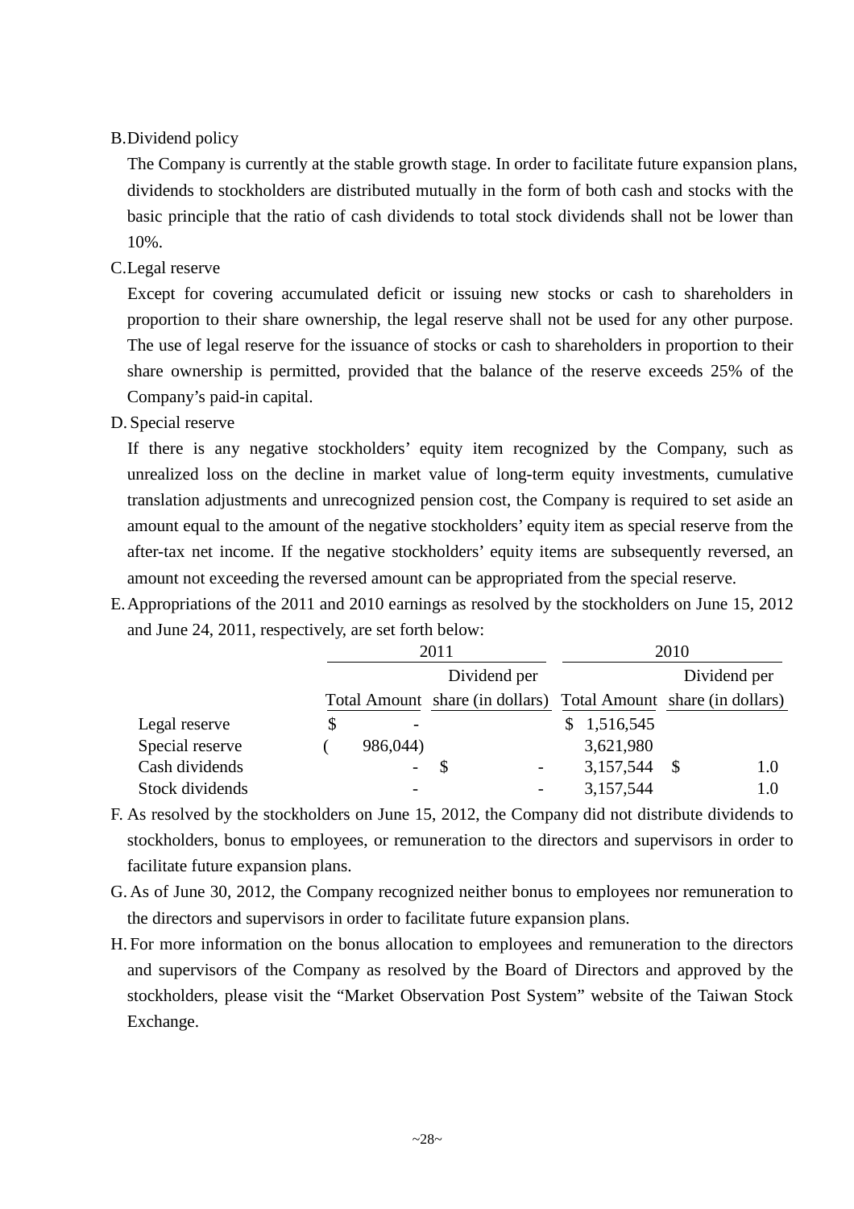B. Dividend policy

The Company is currently at the stable growth stage. In order to facilitate future expansion plans, dividends to stockholders are distributed mutually in the form of both cash and stocks with the basic principle that the ratio of cash dividends to total stock dividends shall not be lower than 10%.

C. Legal reserve

Except for covering accumulated deficit or issuing new stocks or cash to shareholders in proportion to their share ownership, the legal reserve shall not be used for any other purpose. The use of legal reserve for the issuance of stocks or cash to shareholders in proportion to their share ownership is permitted, provided that the balance of the reserve exceeds 25% of the Company's paid-in capital.

D. Special reserve

If there is any negative stockholders' equity item recognized by the Company, such as unrealized loss on the decline in market value of long-term equity investments, cumulative translation adjustments and unrecognized pension cost, the Company is required to set aside an amount equal to the amount of the negative stockholders' equity item as special reserve from the after-tax net income. If the negative stockholders' equity items are subsequently reversed, an amount not exceeding the reversed amount can be appropriated from the special reserve.

E. Appropriations of the 2011 and 2010 earnings as resolved by the stockholders on June 15, 2012 and June 24, 2011, respectively, are set forth below:

| | 2011 | | 2010 | |
|---|---|---|---|---|
| | Total Amount | Dividend per share (in dollars) | Total Amount | Dividend per share (in dollars) |
| Legal reserve | $ - | | $ 1,516,545 | |
| Special reserve | ( 986,044) | | 3,621,980 | |
| Cash dividends | - | $ - | 3,157,544 | $ 1.0 |
| Stock dividends | - | - | 3,157,544 | 1.0 |

F. As resolved by the stockholders on June 15, 2012, the Company did not distribute dividends to stockholders, bonus to employees, or remuneration to the directors and supervisors in order to facilitate future expansion plans.

G. As of June 30, 2012, the Company recognized neither bonus to employees nor remuneration to the directors and supervisors in order to facilitate future expansion plans.

H. For more information on the bonus allocation to employees and remuneration to the directors and supervisors of the Company as resolved by the Board of Directors and approved by the stockholders, please visit the "Market Observation Post System" website of the Taiwan Stock Exchange.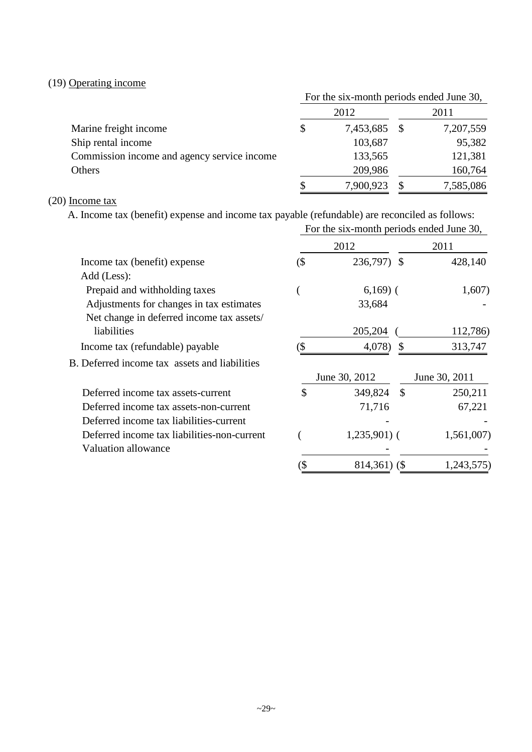(19) Operating income

| | For the six-month periods ended June 30, | |
|---|---|---|
| | 2012 | 2011 |
| Marine freight income | $ 7,453,685 | $ 7,207,559 |
| Ship rental income | 103,687 | 95,382 |
| Commission income and agency service income | 133,565 | 121,381 |
| Others | 209,986 | 160,764 |
| | $ 7,900,923 | $ 7,585,086 |

(20) Income tax

A. Income tax (benefit) expense and income tax payable (refundable) are reconciled as follows:

| | For the six-month periods ended June 30, | |
|---|---|---|
| | 2012 | 2011 |
| Income tax (benefit) expense | ($ 236,797) | $ 428,140 |
| Add (Less): | | |
| Prepaid and withholding taxes | ( 6,169) | ( 1,607) |
| Adjustments for changes in tax estimates | 33,684 | - |
| Net change in deferred income tax assets/ liabilities | 205,204 | ( 112,786) |
| Income tax (refundable) payable | ($ 4,078) | $ 313,747 |

B. Deferred income tax assets and liabilities

| | June 30, 2012 | June 30, 2011 |
|---|---|---|
| Deferred income tax assets-current | $ 349,824 | $ 250,211 |
| Deferred income tax assets-non-current | 71,716 | 67,221 |
| Deferred income tax liabilities-current | - | - |
| Deferred income tax liabilities-non-current | ( 1,235,901) | ( 1,561,007) |
| Valuation allowance | - | - |
| | ($ 814,361) | ($ 1,243,575) |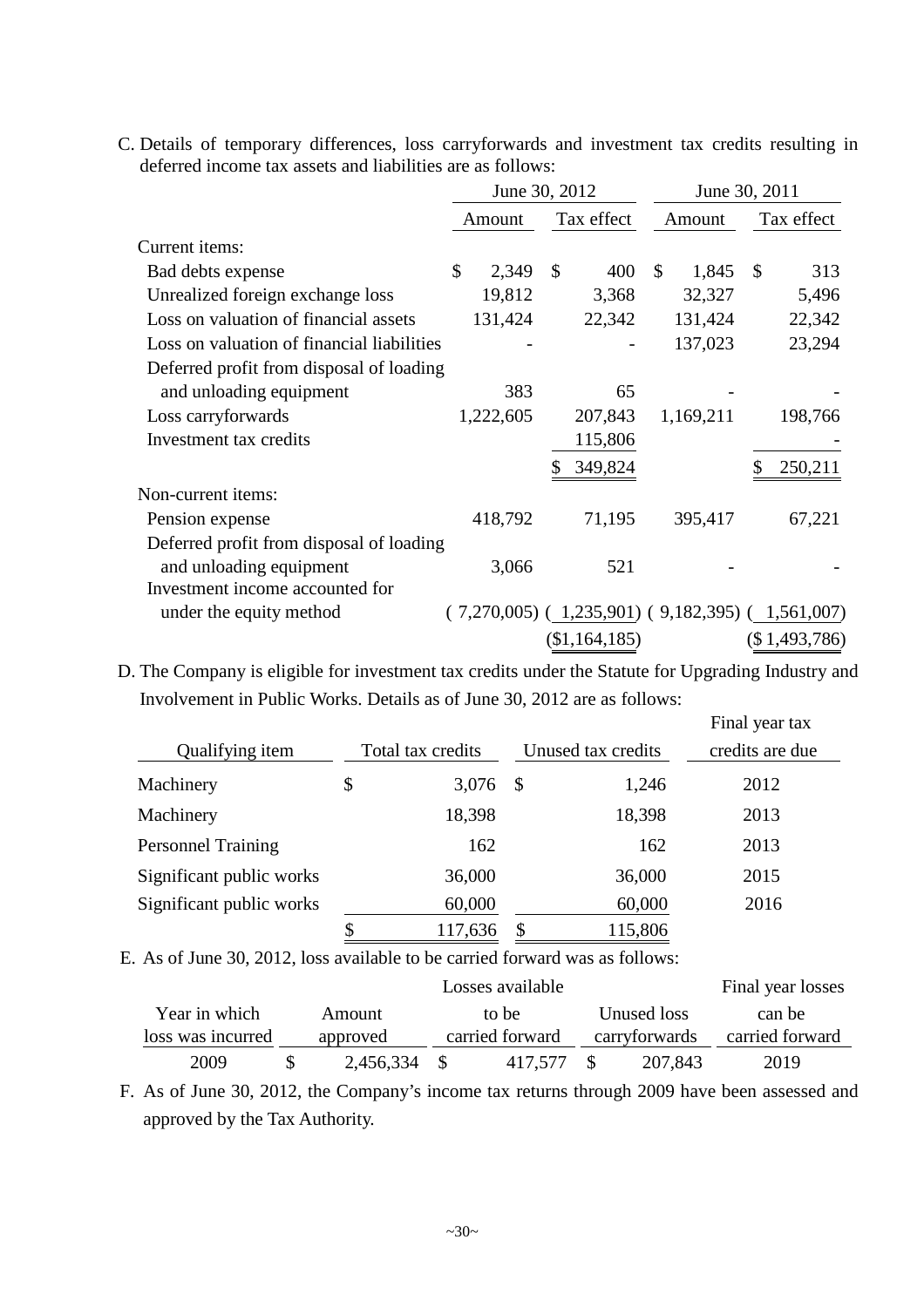C. Details of temporary differences, loss carryforwards and investment tax credits resulting in deferred income tax assets and liabilities are as follows:

| | June 30, 2012 | | June 30, 2011 | |
|---|---|---|---|---|
| | Amount | Tax effect | Amount | Tax effect |
| Current items: | | | | |
| Bad debts expense | $ 2,349 | $ 400 | $ 1,845 | $ 313 |
| Unrealized foreign exchange loss | 19,812 | 3,368 | 32,327 | 5,496 |
| Loss on valuation of financial assets | 131,424 | 22,342 | 131,424 | 22,342 |
| Loss on valuation of financial liabilities | - | - | 137,023 | 23,294 |
| Deferred profit from disposal of loading and unloading equipment | 383 | 65 | - | - |
| Loss carryforwards | 1,222,605 | 207,843 | 1,169,211 | 198,766 |
| Investment tax credits | | 115,806 | | - |
| | | $ 349,824 | | $ 250,211 |
| Non-current items: | | | | |
| Pension expense | 418,792 | 71,195 | 395,417 | 67,221 |
| Deferred profit from disposal of loading and unloading equipment | 3,066 | 521 | - | - |
| Investment income accounted for under the equity method | ( 7,270,005) | ( 1,235,901) | ( 9,182,395) | ( 1,561,007) |
| | | ($1,164,185) | | ($ 1,493,786) |

D. The Company is eligible for investment tax credits under the Statute for Upgrading Industry and Involvement in Public Works. Details as of June 30, 2012 are as follows:

| Qualifying item | Total tax credits | Unused tax credits | Final year tax credits are due |
|---|---|---|---|
| Machinery | $ 3,076 | $ 1,246 | 2012 |
| Machinery | 18,398 | 18,398 | 2013 |
| Personnel Training | 162 | 162 | 2013 |
| Significant public works | 36,000 | 36,000 | 2015 |
| Significant public works | 60,000 | 60,000 | 2016 |
| | $ 117,636 | $ 115,806 | |

E. As of June 30, 2012, loss available to be carried forward was as follows:

| Year in which loss was incurred | Amount approved | Losses available to be carried forward | Unused loss carryforwards | Final year losses can be carried forward |
|---|---|---|---|---|
| 2009 | $ 2,456,334 | $ 417,577 | $ 207,843 | 2019 |

F. As of June 30, 2012, the Company's income tax returns through 2009 have been assessed and approved by the Tax Authority.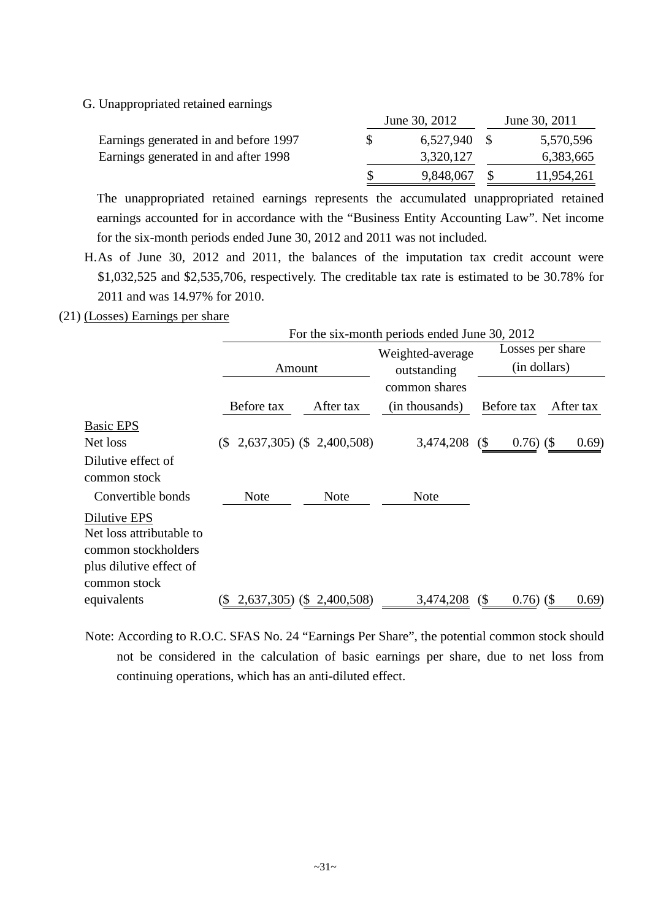G. Unappropriated retained earnings

| | June 30, 2012 | June 30, 2011 |
|---|---|---|
| Earnings generated in and before 1997 | $ 6,527,940 | $ 5,570,596 |
| Earnings generated in and after 1998 | 3,320,127 | 6,383,665 |
| | $ 9,848,067 | $ 11,954,261 |

The unappropriated retained earnings represents the accumulated unappropriated retained earnings accounted for in accordance with the "Business Entity Accounting Law". Net income for the six-month periods ended June 30, 2012 and 2011 was not included.

H. As of June 30, 2012 and 2011, the balances of the imputation tax credit account were $1,032,525 and $2,535,706, respectively. The creditable tax rate is estimated to be 30.78% for 2011 and was 14.97% for 2010.

(21) (Losses) Earnings per share

| | For the six-month periods ended June 30, 2012 | | | | |
|---|---|---|---|---|---|
| | Amount | | Weighted-average outstanding common shares (in thousands) | Losses per share (in dollars) | |
| | Before tax | After tax | | Before tax | After tax |
| Basic EPS | | | | | |
| Net loss | ($ 2,637,305) | ($ 2,400,508) | 3,474,208 | ($ 0.76) | ($ 0.69) |
| Dilutive effect of common stock | | | | | |
| Convertible bonds | Note | Note | Note | | |
| Dilutive EPS | | | | | |
| Net loss attributable to common stockholders plus dilutive effect of common stock equivalents | ($ 2,637,305) | ($ 2,400,508) | 3,474,208 | ($ 0.76) | ($ 0.69) |

Note: According to R.O.C. SFAS No. 24 "Earnings Per Share", the potential common stock should not be considered in the calculation of basic earnings per share, due to net loss from continuing operations, which has an anti-diluted effect.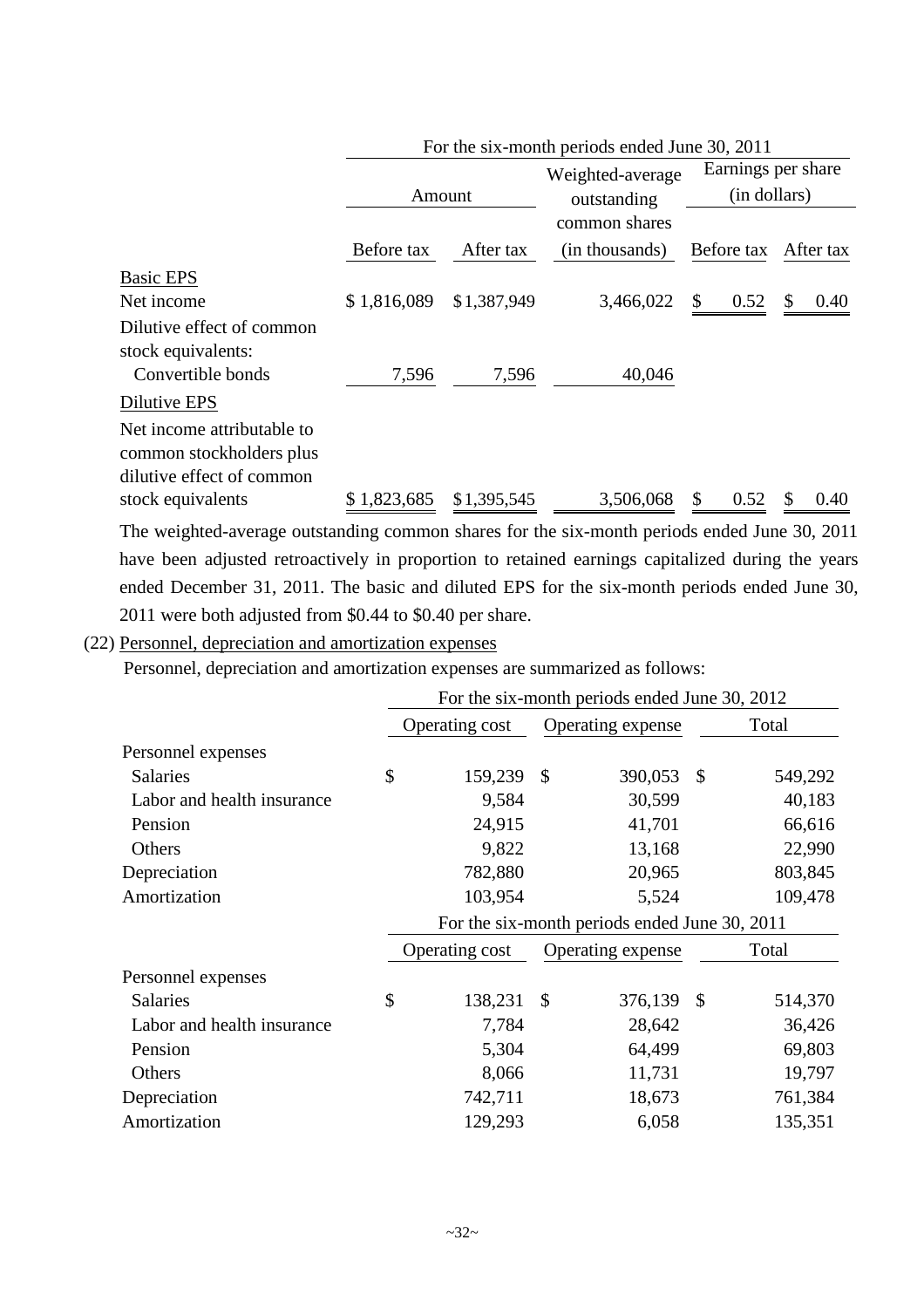| | For the six-month periods ended June 30, 2011 | | | | |
|---|---|---|---|---|---|
| | Amount | | Weighted-average outstanding common shares (in thousands) | Earnings per share (in dollars) | |
| | Before tax | After tax | | Before tax | After tax |
| Basic EPS | | | | | |
| Net income | $ 1,816,089 | $ 1,387,949 | 3,466,022 | $ 0.52 | $ 0.40 |
| Dilutive effect of common stock equivalents: | | | | | |
| Convertible bonds | 7,596 | 7,596 | 40,046 | | |
| Dilutive EPS | | | | | |
| Net income attributable to common stockholders plus dilutive effect of common stock equivalents | $ 1,823,685 | $ 1,395,545 | 3,506,068 | $ 0.52 | $ 0.40 |

The weighted-average outstanding common shares for the six-month periods ended June 30, 2011 have been adjusted retroactively in proportion to retained earnings capitalized during the years ended December 31, 2011. The basic and diluted EPS for the six-month periods ended June 30, 2011 were both adjusted from $0.44 to $0.40 per share.

(22) Personnel, depreciation and amortization expenses

Personnel, depreciation and amortization expenses are summarized as follows:

| | For the six-month periods ended June 30, 2012 | | |
|---|---|---|---|
| | Operating cost | Operating expense | Total |
| Personnel expenses | | | |
| Salaries | $ 159,239 | $ 390,053 | $ 549,292 |
| Labor and health insurance | 9,584 | 30,599 | 40,183 |
| Pension | 24,915 | 41,701 | 66,616 |
| Others | 9,822 | 13,168 | 22,990 |
| Depreciation | 782,880 | 20,965 | 803,845 |
| Amortization | 103,954 | 5,524 | 109,478 |

| | For the six-month periods ended June 30, 2011 | | |
|---|---|---|---|
| | Operating cost | Operating expense | Total |
| Personnel expenses | | | |
| Salaries | $ 138,231 | $ 376,139 | $ 514,370 |
| Labor and health insurance | 7,784 | 28,642 | 36,426 |
| Pension | 5,304 | 64,499 | 69,803 |
| Others | 8,066 | 11,731 | 19,797 |
| Depreciation | 742,711 | 18,673 | 761,384 |
| Amortization | 129,293 | 6,058 | 135,351 |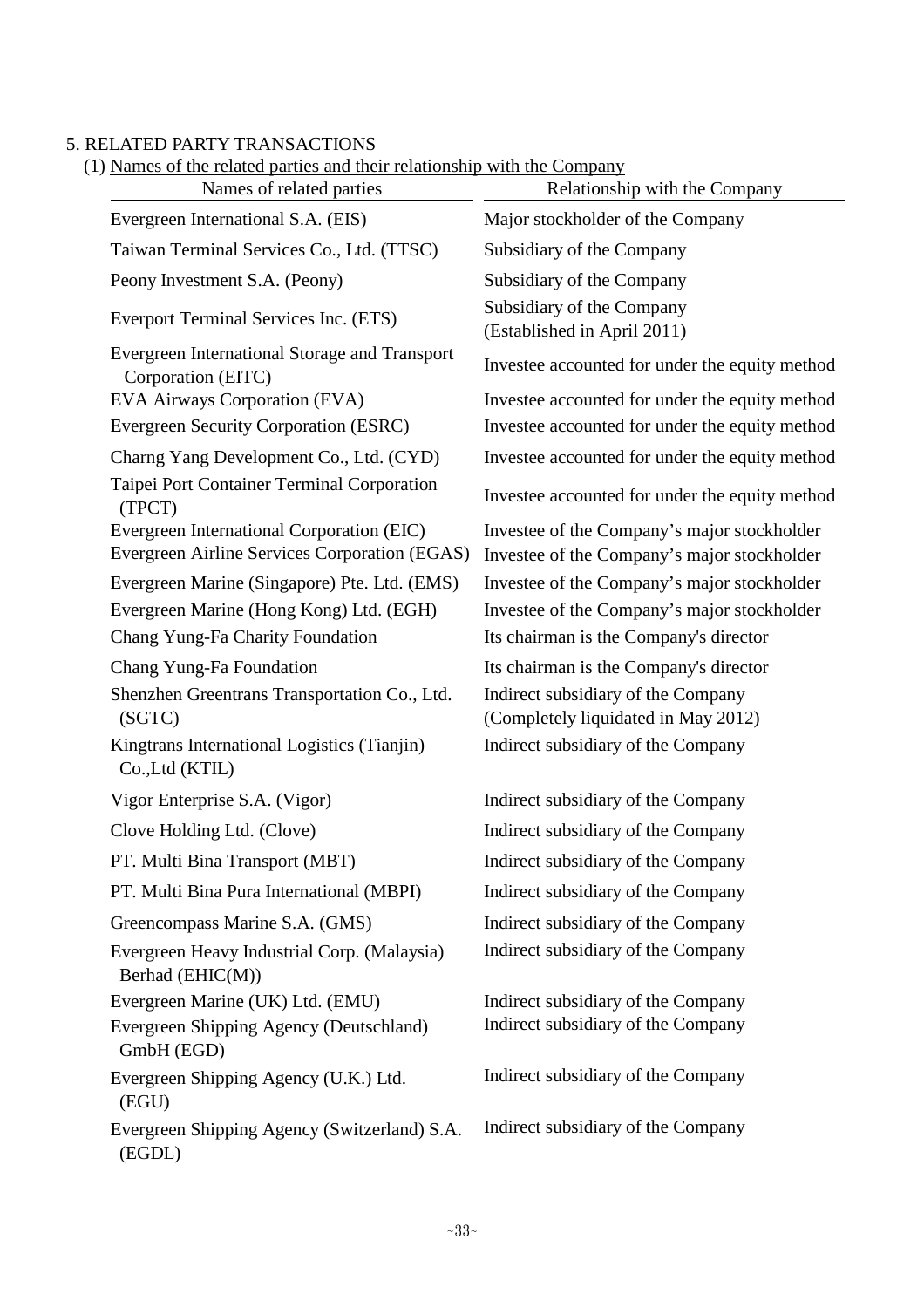5. RELATED PARTY TRANSACTIONS

(1) Names of the related parties and their relationship with the Company

| Names of related parties | Relationship with the Company |
|---|---|
| Evergreen International S.A. (EIS) | Major stockholder of the Company |
| Taiwan Terminal Services Co., Ltd. (TTSC) | Subsidiary of the Company |
| Peony Investment S.A. (Peony) | Subsidiary of the Company |
| Everport Terminal Services Inc. (ETS) | Subsidiary of the Company (Established in April 2011) |
| Evergreen International Storage and Transport Corporation (EITC) | Investee accounted for under the equity method |
| EVA Airways Corporation (EVA) | Investee accounted for under the equity method |
| Evergreen Security Corporation (ESRC) | Investee accounted for under the equity method |
| Charng Yang Development Co., Ltd. (CYD) | Investee accounted for under the equity method |
| Taipei Port Container Terminal Corporation (TPCT) | Investee accounted for under the equity method |
| Evergreen International Corporation (EIC) | Investee of the Company's major stockholder |
| Evergreen Airline Services Corporation (EGAS) | Investee of the Company's major stockholder |
| Evergreen Marine (Singapore) Pte. Ltd. (EMS) | Investee of the Company's major stockholder |
| Evergreen Marine (Hong Kong) Ltd. (EGH) | Investee of the Company's major stockholder |
| Chang Yung-Fa Charity Foundation | Its chairman is the Company's director |
| Chang Yung-Fa Foundation | Its chairman is the Company's director |
| Shenzhen Greentrans Transportation Co., Ltd. (SGTC) | Indirect subsidiary of the Company (Completely liquidated in May 2012) |
| Kingtrans International Logistics (Tianjin) Co.,Ltd (KTIL) | Indirect subsidiary of the Company |
| Vigor Enterprise S.A. (Vigor) | Indirect subsidiary of the Company |
| Clove Holding Ltd. (Clove) | Indirect subsidiary of the Company |
| PT. Multi Bina Transport (MBT) | Indirect subsidiary of the Company |
| PT. Multi Bina Pura International (MBPI) | Indirect subsidiary of the Company |
| Greencompass Marine S.A. (GMS) | Indirect subsidiary of the Company |
| Evergreen Heavy Industrial Corp. (Malaysia) Berhad (EHIC(M)) | Indirect subsidiary of the Company |
| Evergreen Marine (UK) Ltd. (EMU) | Indirect subsidiary of the Company |
| Evergreen Shipping Agency (Deutschland) GmbH (EGD) | Indirect subsidiary of the Company |
| Evergreen Shipping Agency (U.K.) Ltd. (EGU) | Indirect subsidiary of the Company |
| Evergreen Shipping Agency (Switzerland) S.A. (EGDL) | Indirect subsidiary of the Company |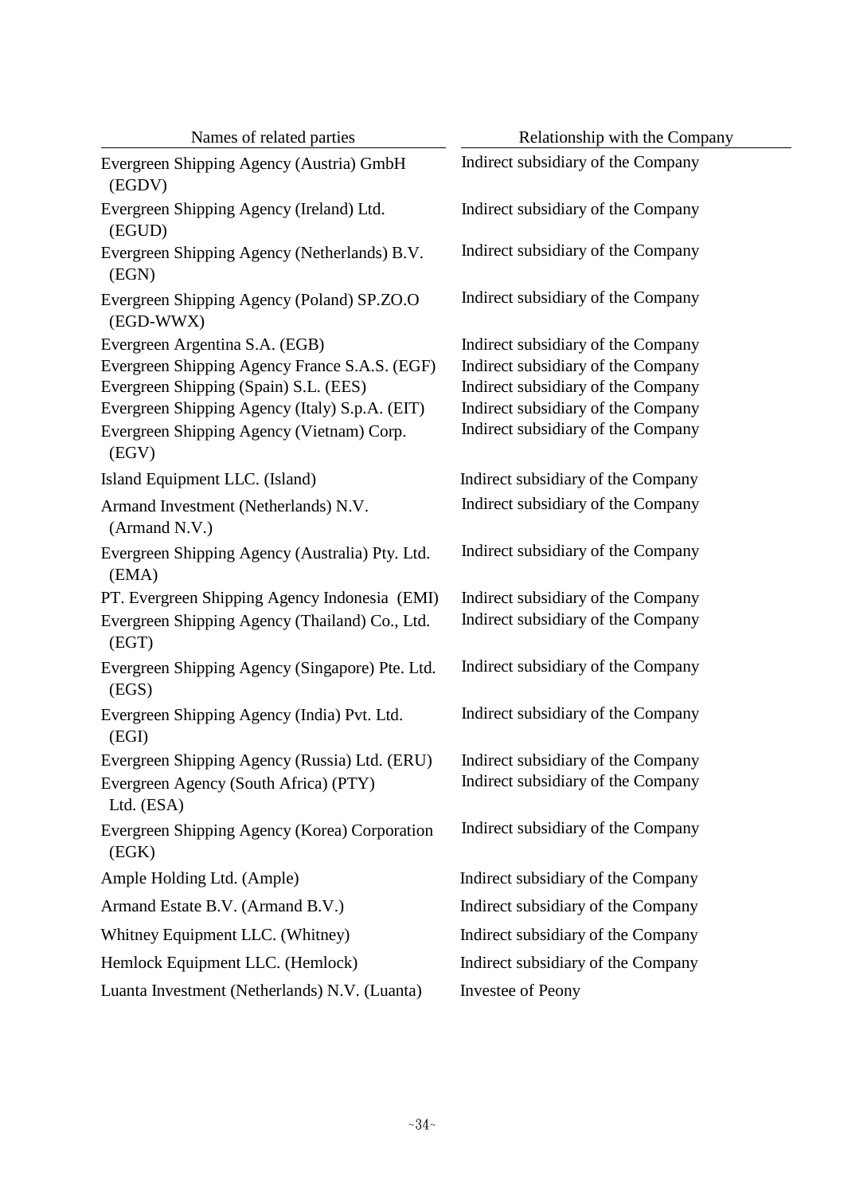| Names of related parties | Relationship with the Company |
| --- | --- |
| Evergreen Shipping Agency (Austria) GmbH (EGDV) | Indirect subsidiary of the Company |
| Evergreen Shipping Agency (Ireland) Ltd. (EGUD) | Indirect subsidiary of the Company |
| Evergreen Shipping Agency (Netherlands) B.V. (EGN) | Indirect subsidiary of the Company |
| Evergreen Shipping Agency (Poland) SP.ZO.O (EGD-WWX) | Indirect subsidiary of the Company |
| Evergreen Argentina S.A. (EGB) | Indirect subsidiary of the Company |
| Evergreen Shipping Agency France S.A.S. (EGF) | Indirect subsidiary of the Company |
| Evergreen Shipping (Spain) S.L. (EES) | Indirect subsidiary of the Company |
| Evergreen Shipping Agency (Italy) S.p.A. (EIT) | Indirect subsidiary of the Company |
| Evergreen Shipping Agency (Vietnam) Corp. (EGV) | Indirect subsidiary of the Company |
| Island Equipment LLC. (Island) | Indirect subsidiary of the Company |
| Armand Investment (Netherlands) N.V. (Armand N.V.) | Indirect subsidiary of the Company |
| Evergreen Shipping Agency (Australia) Pty. Ltd. (EMA) | Indirect subsidiary of the Company |
| PT. Evergreen Shipping Agency Indonesia (EMI) | Indirect subsidiary of the Company |
| Evergreen Shipping Agency (Thailand) Co., Ltd. (EGT) | Indirect subsidiary of the Company |
| Evergreen Shipping Agency (Singapore) Pte. Ltd. (EGS) | Indirect subsidiary of the Company |
| Evergreen Shipping Agency (India) Pvt. Ltd. (EGI) | Indirect subsidiary of the Company |
| Evergreen Shipping Agency (Russia) Ltd. (ERU) | Indirect subsidiary of the Company |
| Evergreen Agency (South Africa) (PTY) Ltd. (ESA) | Indirect subsidiary of the Company |
| Evergreen Shipping Agency (Korea) Corporation (EGK) | Indirect subsidiary of the Company |
| Ample Holding Ltd. (Ample) | Indirect subsidiary of the Company |
| Armand Estate B.V. (Armand B.V.) | Indirect subsidiary of the Company |
| Whitney Equipment LLC. (Whitney) | Indirect subsidiary of the Company |
| Hemlock Equipment LLC. (Hemlock) | Indirect subsidiary of the Company |
| Luanta Investment (Netherlands) N.V. (Luanta) | Investee of Peony |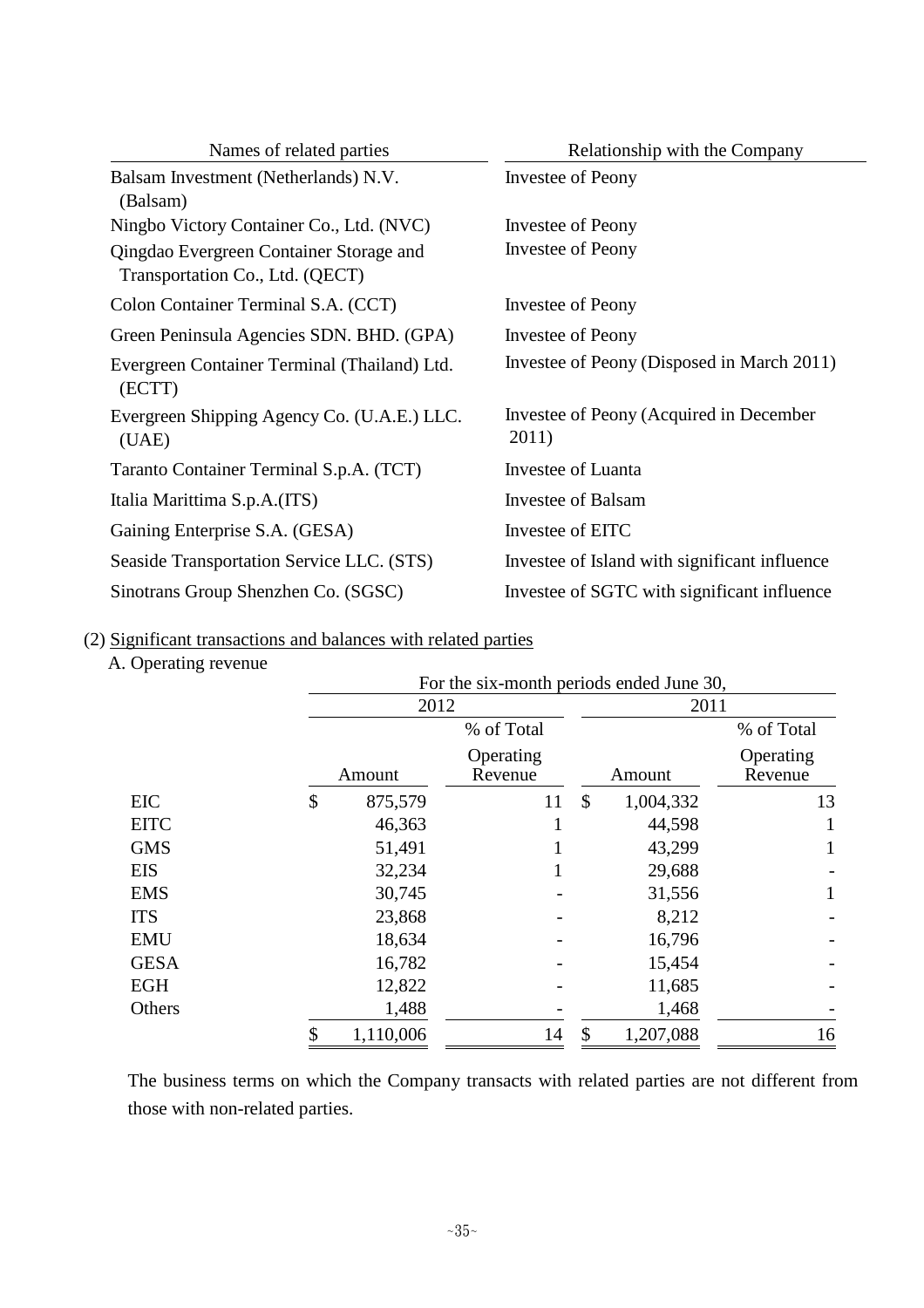| Names of related parties | Relationship with the Company |
|---|---|
| Balsam Investment (Netherlands) N.V. (Balsam) | Investee of Peony |
| Ningbo Victory Container Co., Ltd. (NVC) | Investee of Peony |
| Qingdao Evergreen Container Storage and Transportation Co., Ltd. (QECT) | Investee of Peony |
| Colon Container Terminal S.A. (CCT) | Investee of Peony |
| Green Peninsula Agencies SDN. BHD. (GPA) | Investee of Peony |
| Evergreen Container Terminal (Thailand) Ltd. (ECTT) | Investee of Peony (Disposed in March 2011) |
| Evergreen Shipping Agency Co. (U.A.E.) LLC. (UAE) | Investee of Peony (Acquired in December 2011) |
| Taranto Container Terminal S.p.A. (TCT) | Investee of Luanta |
| Italia Marittima S.p.A.(ITS) | Investee of Balsam |
| Gaining Enterprise S.A. (GESA) | Investee of EITC |
| Seaside Transportation Service LLC. (STS) | Investee of Island with significant influence |
| Sinotrans Group Shenzhen Co. (SGSC) | Investee of SGTC with significant influence |

(2) Significant transactions and balances with related parties

A. Operating revenue

| | For the six-month periods ended June 30, | | | |
|---|---|---|---|---|
| | 2012 | | 2011 | |
| | Amount | % of Total Operating Revenue | Amount | % of Total Operating Revenue |
| EIC | $ 875,579 | 11 | $ 1,004,332 | 13 |
| EITC | 46,363 | 1 | 44,598 | 1 |
| GMS | 51,491 | 1 | 43,299 | 1 |
| EIS | 32,234 | 1 | 29,688 | - |
| EMS | 30,745 | - | 31,556 | 1 |
| ITS | 23,868 | - | 8,212 | - |
| EMU | 18,634 | - | 16,796 | - |
| GESA | 16,782 | - | 15,454 | - |
| EGH | 12,822 | - | 11,685 | - |
| Others | 1,488 | - | 1,468 | - |
| | $ 1,110,006 | 14 | $ 1,207,088 | 16 |

The business terms on which the Company transacts with related parties are not different from those with non-related parties.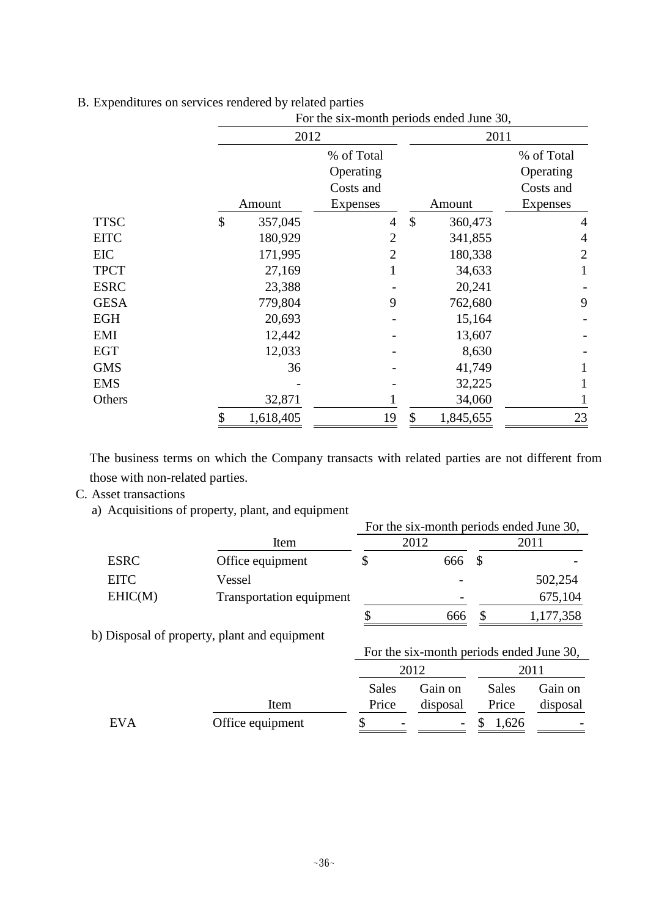B. Expenditures on services rendered by related parties

| | For the six-month periods ended June 30, | | | |
|---|---|---|---|---|
| | 2012 | | 2011 | |
| | Amount | % of Total Operating Costs and Expenses | Amount | % of Total Operating Costs and Expenses |
| TTSC | $ 357,045 | 4 | $ 360,473 | 4 |
| EITC | 180,929 | 2 | 341,855 | 4 |
| EIC | 171,995 | 2 | 180,338 | 2 |
| TPCT | 27,169 | 1 | 34,633 | 1 |
| ESRC | 23,388 | - | 20,241 | - |
| GESA | 779,804 | 9 | 762,680 | 9 |
| EGH | 20,693 | - | 15,164 | - |
| EMI | 12,442 | - | 13,607 | - |
| EGT | 12,033 | - | 8,630 | - |
| GMS | 36 | - | 41,749 | 1 |
| EMS | - | - | 32,225 | 1 |
| Others | 32,871 | 1 | 34,060 | 1 |
| | $ 1,618,405 | 19 | $ 1,845,655 | 23 |

The business terms on which the Company transacts with related parties are not different from those with non-related parties.

C. Asset transactions

a) Acquisitions of property, plant, and equipment

| | Item | For the six-month periods ended June 30, 2012 | 2011 |
|---|---|---|---|
| ESRC | Office equipment | $ 666 | $ - |
| EITC | Vessel | - | 502,254 |
| EHIC(M) | Transportation equipment | - | 675,104 |
| | | $ 666 | $ 1,177,358 |

b) Disposal of property, plant and equipment

| | | For the six-month periods ended June 30, | | | |
|---|---|---|---|---|---|
| | | 2012 | | 2011 | |
| | Item | Sales Price | Gain on disposal | Sales Price | Gain on disposal |
| EVA | Office equipment | $ - | - | $ 1,626 | - |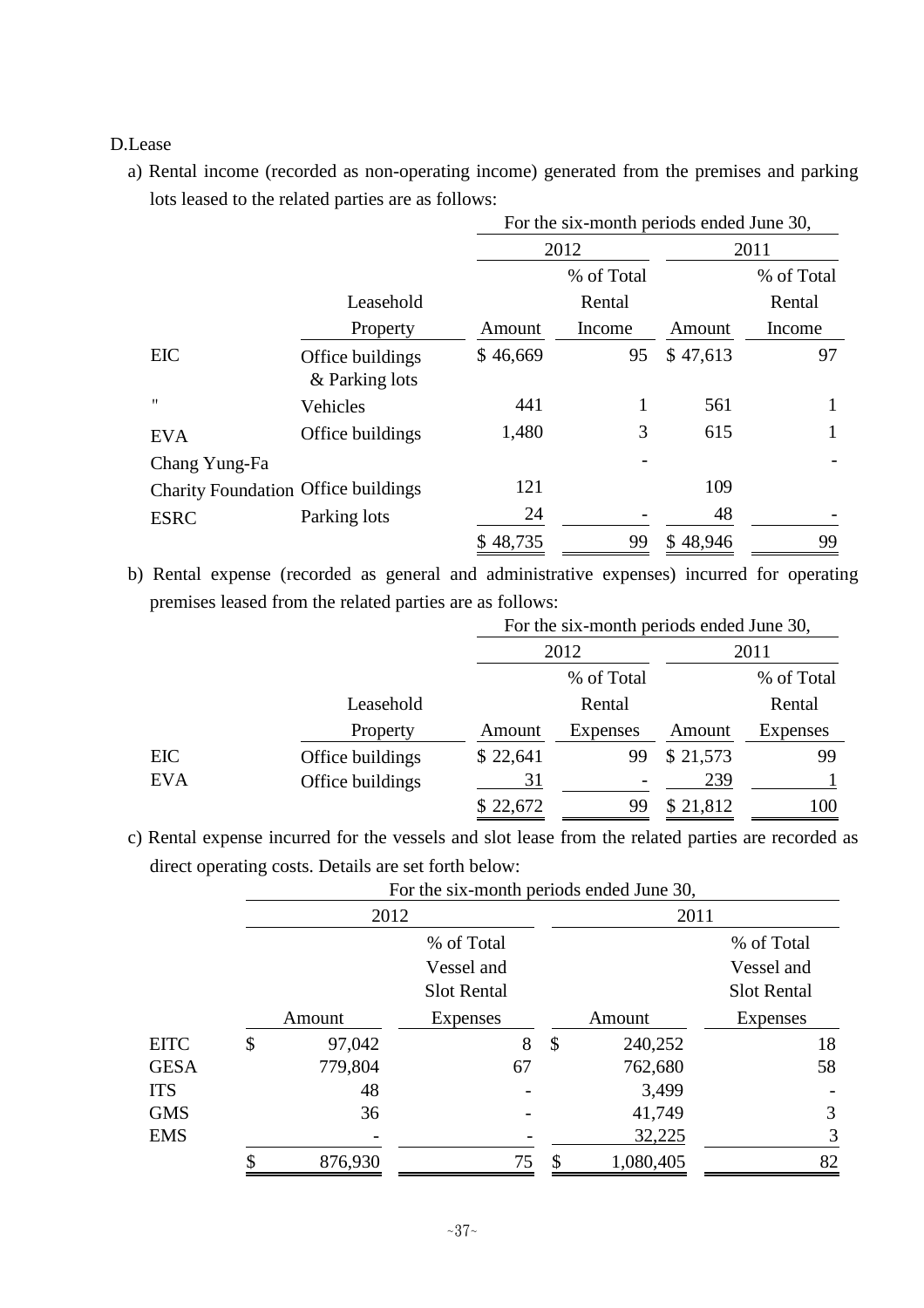D.Lease

a) Rental income (recorded as non-operating income) generated from the premises and parking lots leased to the related parties are as follows:

| | | For the six-month periods ended June 30, | | | |
|---|---|---|---|---|---|
| | | 2012 | | 2011 | |
| | Leasehold Property | Amount | % of Total Rental Income | Amount | % of Total Rental Income |
| EIC | Office buildings & Parking lots | $ 46,669 | 95 | $ 47,613 | 97 |
| " | Vehicles | 441 | 1 | 561 | 1 |
| EVA | Office buildings | 1,480 | 3 | 615 | 1 |
| Chang Yung-Fa Charity Foundation | Office buildings | 121 | - | 109 | - |
| ESRC | Parking lots | 24 | - | 48 | - |
| | | $ 48,735 | 99 | $ 48,946 | 99 |

b) Rental expense (recorded as general and administrative expenses) incurred for operating premises leased from the related parties are as follows:

| | | For the six-month periods ended June 30, | | | |
|---|---|---|---|---|---|
| | | 2012 | | 2011 | |
| | Leasehold Property | Amount | % of Total Rental Expenses | Amount | % of Total Rental Expenses |
| EIC | Office buildings | $ 22,641 | 99 | $ 21,573 | 99 |
| EVA | Office buildings | 31 | - | 239 | 1 |
| | | $ 22,672 | 99 | $ 21,812 | 100 |

c) Rental expense incurred for the vessels and slot lease from the related parties are recorded as direct operating costs. Details are set forth below:

| | For the six-month periods ended June 30, | | | |
|---|---|---|---|---|
| | 2012 | | 2011 | |
| | Amount | % of Total Vessel and Slot Rental Expenses | Amount | % of Total Vessel and Slot Rental Expenses |
| EITC | $ 97,042 | 8 | $ 240,252 | 18 |
| GESA | 779,804 | 67 | 762,680 | 58 |
| ITS | 48 | - | 3,499 | - |
| GMS | 36 | - | 41,749 | 3 |
| EMS | - | - | 32,225 | 3 |
| | $ 876,930 | 75 | $ 1,080,405 | 82 |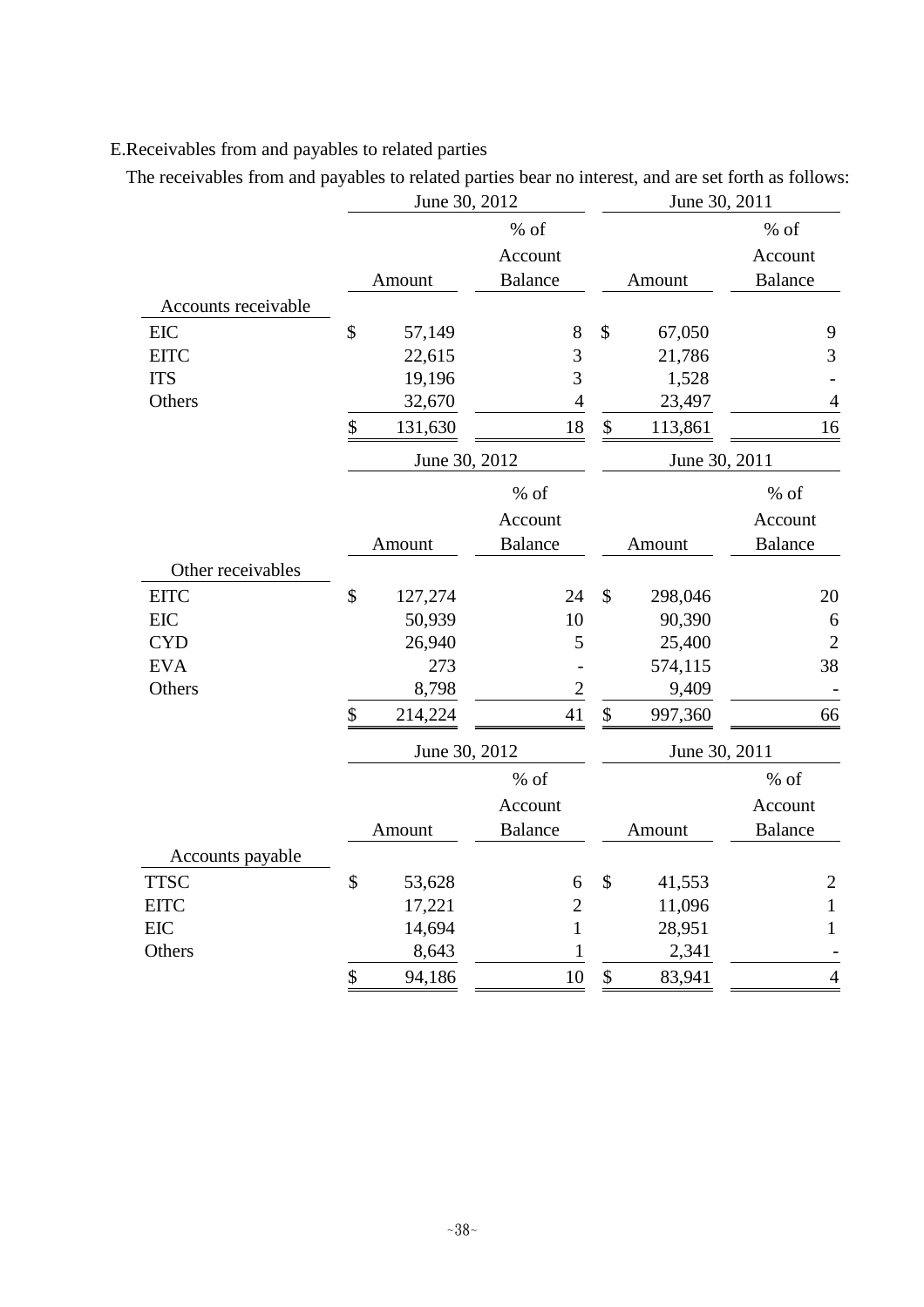E.Receivables from and payables to related parties

The receivables from and payables to related parties bear no interest, and are set forth as follows:

| | June 30, 2012 | | June 30, 2011 | |
|---|---|---|---|---|
| | Amount | % of Account Balance | Amount | % of Account Balance |
| Accounts receivable | | | | |
| EIC | $ 57,149 | 8 | $ 67,050 | 9 |
| EITC | 22,615 | 3 | 21,786 | 3 |
| ITS | 19,196 | 3 | 1,528 | - |
| Others | 32,670 | 4 | 23,497 | 4 |
| | $ 131,630 | 18 | $ 113,861 | 16 |

| | June 30, 2012 | | June 30, 2011 | |
|---|---|---|---|---|
| | Amount | % of Account Balance | Amount | % of Account Balance |
| Other receivables | | | | |
| EITC | $ 127,274 | 24 | $ 298,046 | 20 |
| EIC | 50,939 | 10 | 90,390 | 6 |
| CYD | 26,940 | 5 | 25,400 | 2 |
| EVA | 273 | - | 574,115 | 38 |
| Others | 8,798 | 2 | 9,409 | - |
| | $ 214,224 | 41 | $ 997,360 | 66 |

| | June 30, 2012 | | June 30, 2011 | |
|---|---|---|---|---|
| | Amount | % of Account Balance | Amount | % of Account Balance |
| Accounts payable | | | | |
| TTSC | $ 53,628 | 6 | $ 41,553 | 2 |
| EITC | 17,221 | 2 | 11,096 | 1 |
| EIC | 14,694 | 1 | 28,951 | 1 |
| Others | 8,643 | 1 | 2,341 | - |
| | $ 94,186 | 10 | $ 83,941 | 4 |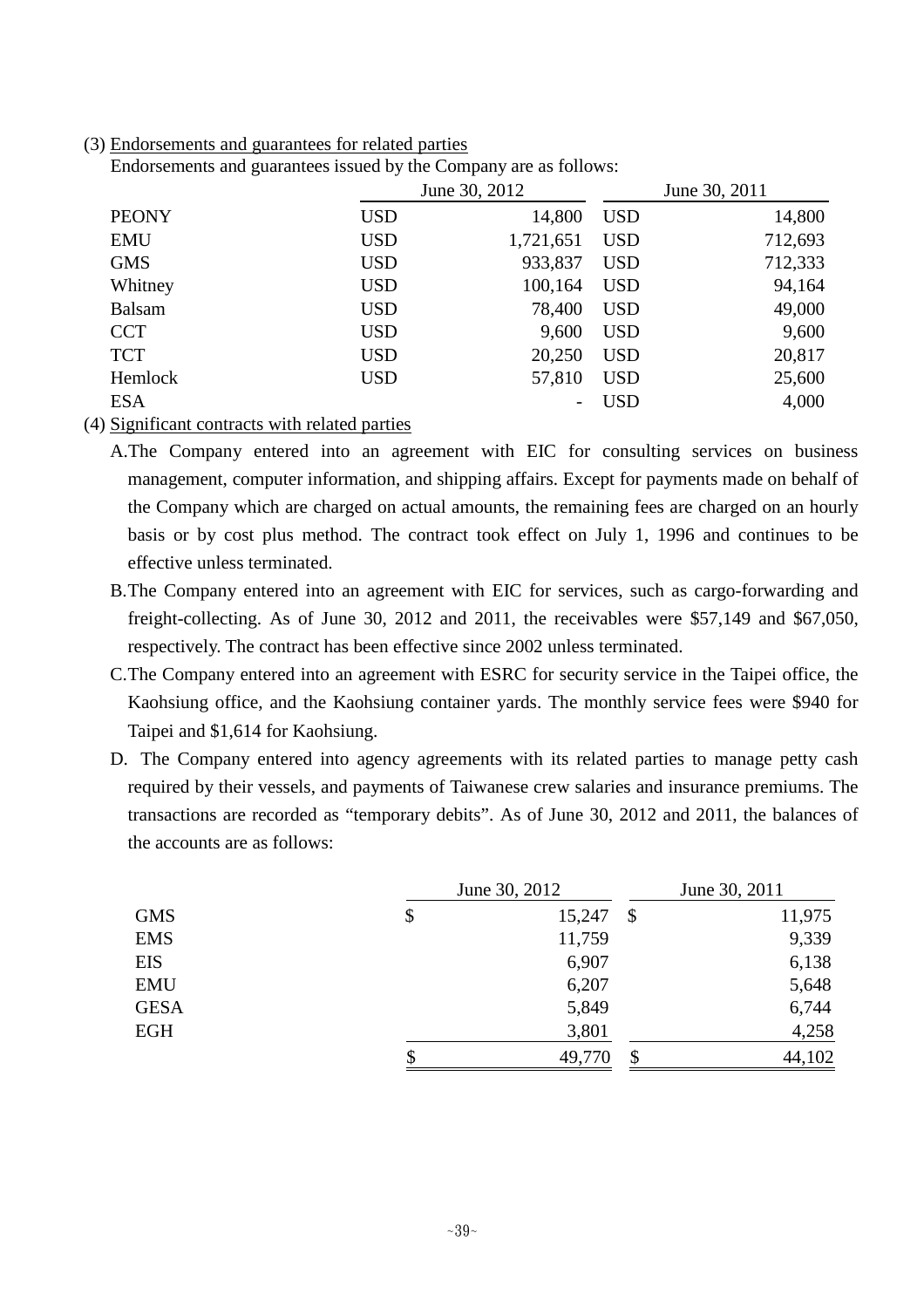(3) Endorsements and guarantees for related parties

Endorsements and guarantees issued by the Company are as follows:

| | June 30, 2012 | | June 30, 2011 | |
|---|---|---|---|---|
| PEONY | USD | 14,800 | USD | 14,800 |
| EMU | USD | 1,721,651 | USD | 712,693 |
| GMS | USD | 933,837 | USD | 712,333 |
| Whitney | USD | 100,164 | USD | 94,164 |
| Balsam | USD | 78,400 | USD | 49,000 |
| CCT | USD | 9,600 | USD | 9,600 |
| TCT | USD | 20,250 | USD | 20,817 |
| Hemlock | USD | 57,810 | USD | 25,600 |
| ESA | | - | USD | 4,000 |

(4) Significant contracts with related parties

A. The Company entered into an agreement with EIC for consulting services on business management, computer information, and shipping affairs. Except for payments made on behalf of the Company which are charged on actual amounts, the remaining fees are charged on an hourly basis or by cost plus method. The contract took effect on July 1, 1996 and continues to be effective unless terminated.

B. The Company entered into an agreement with EIC for services, such as cargo-forwarding and freight-collecting. As of June 30, 2012 and 2011, the receivables were $57,149 and $67,050, respectively. The contract has been effective since 2002 unless terminated.

C. The Company entered into an agreement with ESRC for security service in the Taipei office, the Kaohsiung office, and the Kaohsiung container yards. The monthly service fees were $940 for Taipei and $1,614 for Kaohsiung.

D. The Company entered into agency agreements with its related parties to manage petty cash required by their vessels, and payments of Taiwanese crew salaries and insurance premiums. The transactions are recorded as "temporary debits". As of June 30, 2012 and 2011, the balances of the accounts are as follows:

| | June 30, 2012 | | June 30, 2011 | |
|---|---|---|---|---|
| GMS | $ | 15,247 | $ | 11,975 |
| EMS | | 11,759 | | 9,339 |
| EIS | | 6,907 | | 6,138 |
| EMU | | 6,207 | | 5,648 |
| GESA | | 5,849 | | 6,744 |
| EGH | | 3,801 | | 4,258 |
| | $ | 49,770 | $ | 44,102 |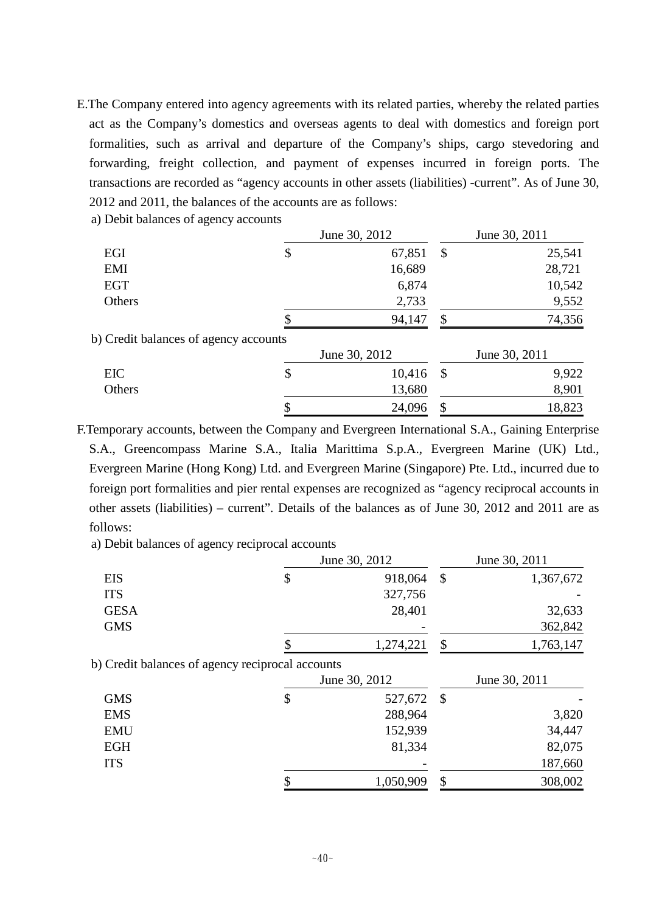E.The Company entered into agency agreements with its related parties, whereby the related parties act as the Company's domestics and overseas agents to deal with domestics and foreign port formalities, such as arrival and departure of the Company's ships, cargo stevedoring and forwarding, freight collection, and payment of expenses incurred in foreign ports. The transactions are recorded as "agency accounts in other assets (liabilities) -current". As of June 30, 2012 and 2011, the balances of the accounts are as follows:

a) Debit balances of agency accounts

| | June 30, 2012 | June 30, 2011 |
|---|---|---|
| EGI | $ 67,851 | $ 25,541 |
| EMI | 16,689 | 28,721 |
| EGT | 6,874 | 10,542 |
| Others | 2,733 | 9,552 |
| | $ 94,147 | $ 74,356 |

b) Credit balances of agency accounts

| | June 30, 2012 | June 30, 2011 |
|---|---|---|
| EIC | $ 10,416 | $ 9,922 |
| Others | 13,680 | 8,901 |
| | $ 24,096 | $ 18,823 |

F.Temporary accounts, between the Company and Evergreen International S.A., Gaining Enterprise S.A., Greencompass Marine S.A., Italia Marittima S.p.A., Evergreen Marine (UK) Ltd., Evergreen Marine (Hong Kong) Ltd. and Evergreen Marine (Singapore) Pte. Ltd., incurred due to foreign port formalities and pier rental expenses are recognized as "agency reciprocal accounts in other assets (liabilities) – current". Details of the balances as of June 30, 2012 and 2011 are as follows:

a) Debit balances of agency reciprocal accounts

| | June 30, 2012 | June 30, 2011 |
|---|---|---|
| EIS | $ 918,064 | $ 1,367,672 |
| ITS | 327,756 | - |
| GESA | 28,401 | 32,633 |
| GMS | - | 362,842 |
| | $ 1,274,221 | $ 1,763,147 |

b) Credit balances of agency reciprocal accounts

| | June 30, 2012 | June 30, 2011 |
|---|---|---|
| GMS | $ 527,672 | $ - |
| EMS | 288,964 | 3,820 |
| EMU | 152,939 | 34,447 |
| EGH | 81,334 | 82,075 |
| ITS | - | 187,660 |
| | $ 1,050,909 | $ 308,002 |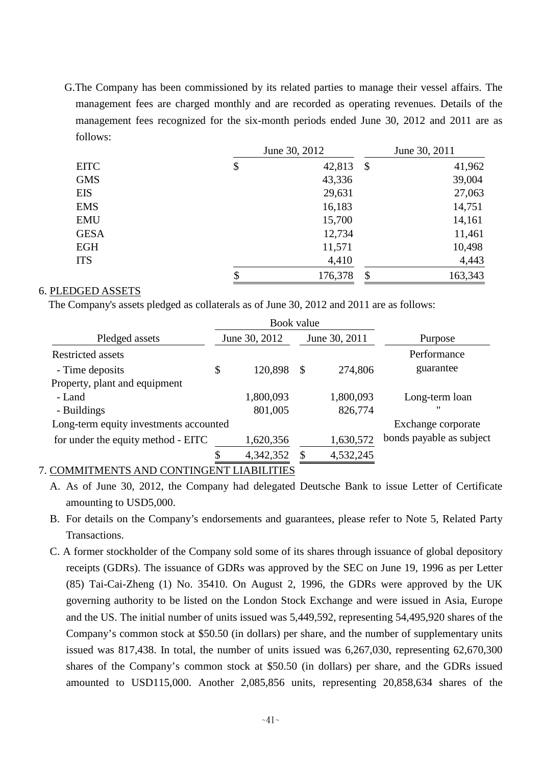G. The Company has been commissioned by its related parties to manage their vessel affairs. The management fees are charged monthly and are recorded as operating revenues. Details of the management fees recognized for the six-month periods ended June 30, 2012 and 2011 are as follows:

| | June 30, 2012 | June 30, 2011 |
|---|---|---|
| EITC | $ 42,813 | $ 41,962 |
| GMS | 43,336 | 39,004 |
| EIS | 29,631 | 27,063 |
| EMS | 16,183 | 14,751 |
| EMU | 15,700 | 14,161 |
| GESA | 12,734 | 11,461 |
| EGH | 11,571 | 10,498 |
| ITS | 4,410 | 4,443 |
| | $ 176,378 | $ 163,343 |

6. PLEDGED ASSETS

The Company's assets pledged as collaterals as of June 30, 2012 and 2011 are as follows:

| Pledged assets | Book value June 30, 2012 | Book value June 30, 2011 | Purpose |
|---|---|---|---|
| Restricted assets | | | |
| - Time deposits | $ 120,898 | $ 274,806 | Performance guarantee |
| Property, plant and equipment | | | |
| - Land | 1,800,093 | 1,800,093 | Long-term loan |
| - Buildings | 801,005 | 826,774 | " |
| Long-term equity investments accounted for under the equity method - EITC | 1,620,356 | 1,630,572 | Exchange corporate bonds payable as subject |
| | $ 4,342,352 | $ 4,532,245 | |

7. COMMITMENTS AND CONTINGENT LIABILITIES

A. As of June 30, 2012, the Company had delegated Deutsche Bank to issue Letter of Certificate amounting to USD5,000.

B. For details on the Company's endorsements and guarantees, please refer to Note 5, Related Party Transactions.

C. A former stockholder of the Company sold some of its shares through issuance of global depository receipts (GDRs). The issuance of GDRs was approved by the SEC on June 19, 1996 as per Letter (85) Tai-Cai-Zheng (1) No. 35410. On August 2, 1996, the GDRs were approved by the UK governing authority to be listed on the London Stock Exchange and were issued in Asia, Europe and the US. The initial number of units issued was 5,449,592, representing 54,495,920 shares of the Company's common stock at $50.50 (in dollars) per share, and the number of supplementary units issued was 817,438. In total, the number of units issued was 6,267,030, representing 62,670,300 shares of the Company's common stock at $50.50 (in dollars) per share, and the GDRs issued amounted to USD115,000. Another 2,085,856 units, representing 20,858,634 shares of the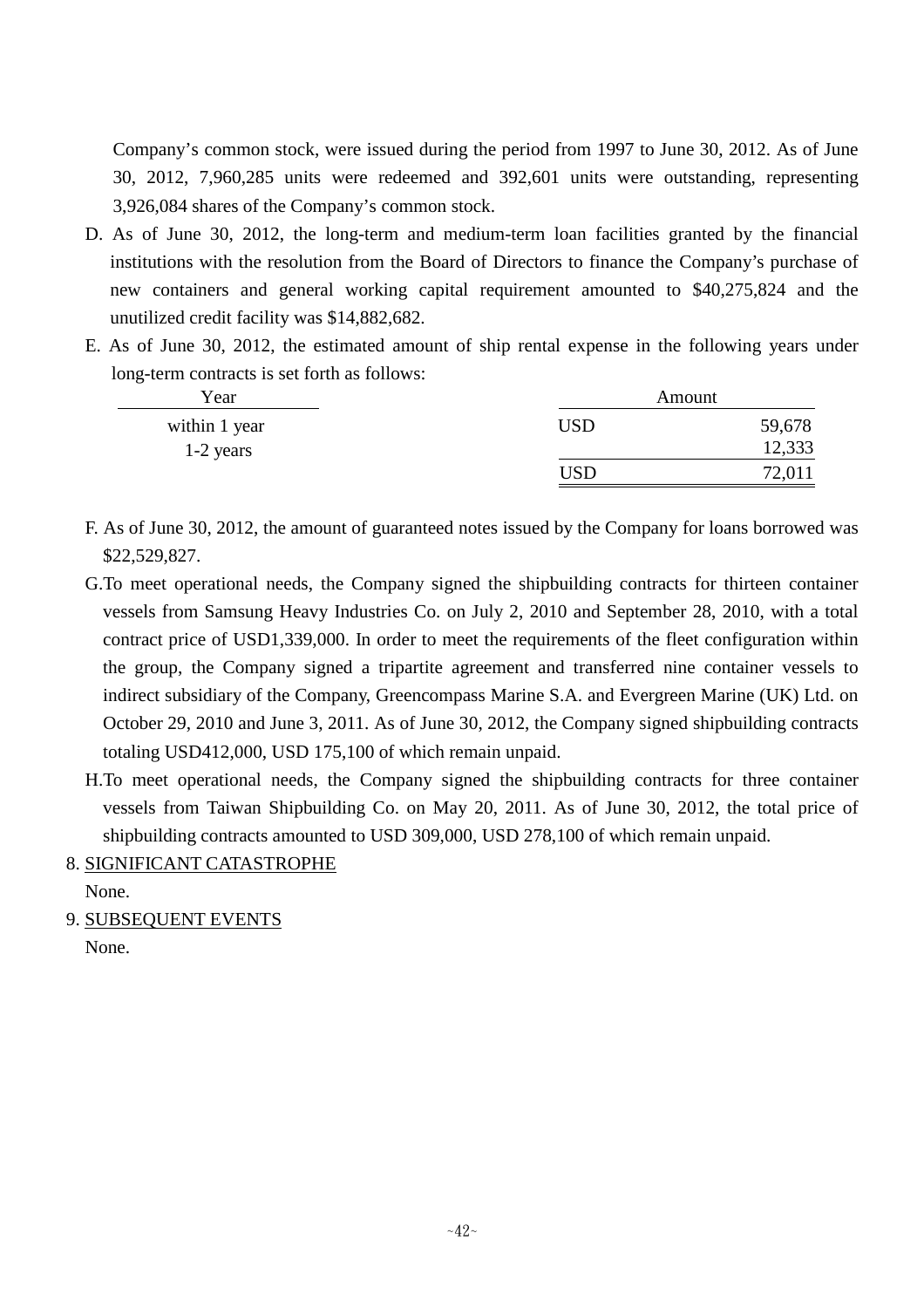Company's common stock, were issued during the period from 1997 to June 30, 2012. As of June 30, 2012, 7,960,285 units were redeemed and 392,601 units were outstanding, representing 3,926,084 shares of the Company's common stock.

D. As of June 30, 2012, the long-term and medium-term loan facilities granted by the financial institutions with the resolution from the Board of Directors to finance the Company's purchase of new containers and general working capital requirement amounted to $40,275,824 and the unutilized credit facility was $14,882,682.

E. As of June 30, 2012, the estimated amount of ship rental expense in the following years under long-term contracts is set forth as follows:

| Year | Amount | |
|---|---|---|
| within 1 year | USD | 59,678 |
| 1-2 years | | 12,333 |
| | USD | 72,011 |

F. As of June 30, 2012, the amount of guaranteed notes issued by the Company for loans borrowed was $22,529,827.

G. To meet operational needs, the Company signed the shipbuilding contracts for thirteen container vessels from Samsung Heavy Industries Co. on July 2, 2010 and September 28, 2010, with a total contract price of USD1,339,000. In order to meet the requirements of the fleet configuration within the group, the Company signed a tripartite agreement and transferred nine container vessels to indirect subsidiary of the Company, Greencompass Marine S.A. and Evergreen Marine (UK) Ltd. on October 29, 2010 and June 3, 2011. As of June 30, 2012, the Company signed shipbuilding contracts totaling USD412,000, USD 175,100 of which remain unpaid.

H. To meet operational needs, the Company signed the shipbuilding contracts for three container vessels from Taiwan Shipbuilding Co. on May 20, 2011. As of June 30, 2012, the total price of shipbuilding contracts amounted to USD 309,000, USD 278,100 of which remain unpaid.

8. SIGNIFICANT CATASTROPHE

None.

9. SUBSEQUENT EVENTS

None.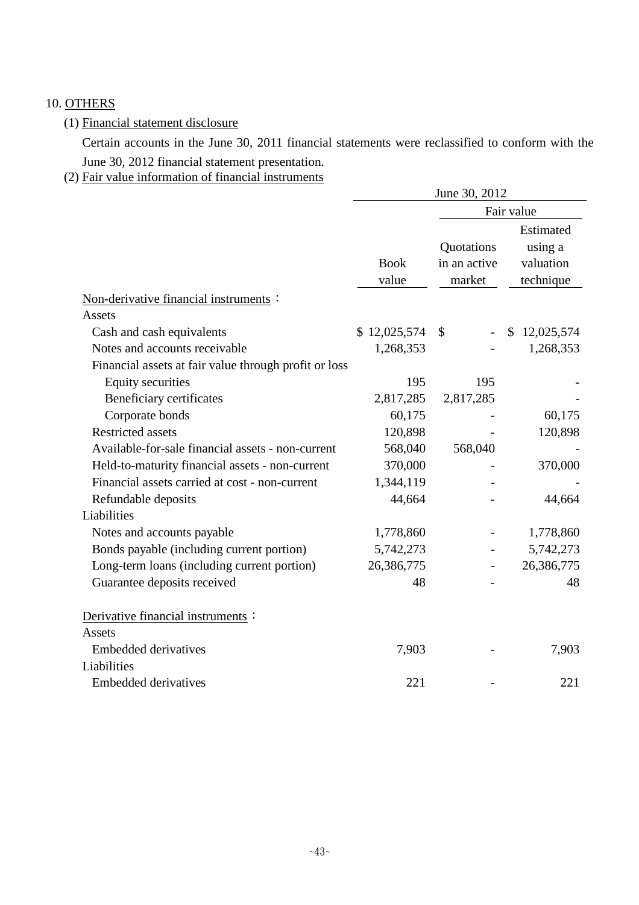10. OTHERS

(1) Financial statement disclosure

Certain accounts in the June 30, 2011 financial statements were reclassified to conform with the June 30, 2012 financial statement presentation.

(2) Fair value information of financial instruments

| | June 30, 2012 | | |
|---|---|---|---|
| | | Fair value | |
| | Book value | Quotations in an active market | Estimated using a valuation technique |
| Non-derivative financial instruments： | | | |
| Assets | | | |
| Cash and cash equivalents | $ 12,025,574 | $ - | $ 12,025,574 |
| Notes and accounts receivable | 1,268,353 | - | 1,268,353 |
| Financial assets at fair value through profit or loss | | | |
| Equity securities | 195 | 195 | - |
| Beneficiary certificates | 2,817,285 | 2,817,285 | - |
| Corporate bonds | 60,175 | - | 60,175 |
| Restricted assets | 120,898 | - | 120,898 |
| Available-for-sale financial assets - non-current | 568,040 | 568,040 | - |
| Held-to-maturity financial assets - non-current | 370,000 | - | 370,000 |
| Financial assets carried at cost - non-current | 1,344,119 | - | - |
| Refundable deposits | 44,664 | - | 44,664 |
| Liabilities | | | |
| Notes and accounts payable | 1,778,860 | - | 1,778,860 |
| Bonds payable (including current portion) | 5,742,273 | - | 5,742,273 |
| Long-term loans (including current portion) | 26,386,775 | - | 26,386,775 |
| Guarantee deposits received | 48 | - | 48 |
| Derivative financial instruments： | | | |
| Assets | | | |
| Embedded derivatives | 7,903 | - | 7,903 |
| Liabilities | | | |
| Embedded derivatives | 221 | - | 221 |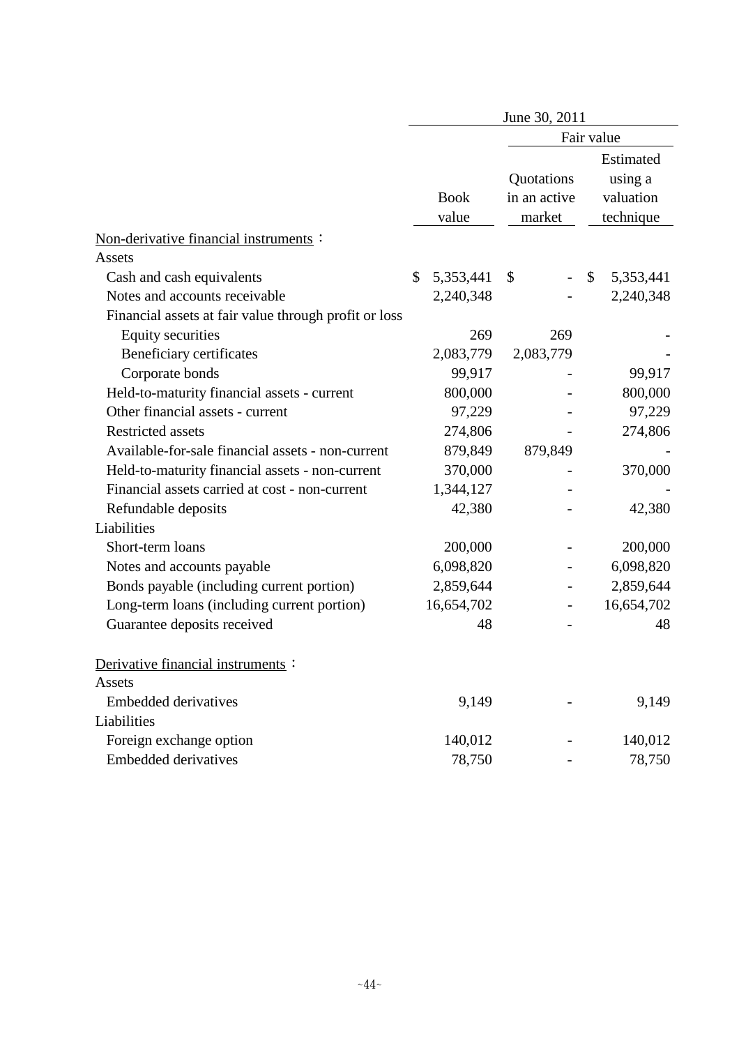| | June 30, 2011 | | |
|---|---|---|---|
| | | Fair value | |
| | Book value | Quotations in an active market | Estimated using a valuation technique |
| Non-derivative financial instruments： | | | |
| Assets | | | |
| Cash and cash equivalents | $ 5,353,441 | $ - | $ 5,353,441 |
| Notes and accounts receivable | 2,240,348 | - | 2,240,348 |
| Financial assets at fair value through profit or loss | | | |
| Equity securities | 269 | 269 | - |
| Beneficiary certificates | 2,083,779 | 2,083,779 | - |
| Corporate bonds | 99,917 | - | 99,917 |
| Held-to-maturity financial assets - current | 800,000 | - | 800,000 |
| Other financial assets - current | 97,229 | - | 97,229 |
| Restricted assets | 274,806 | - | 274,806 |
| Available-for-sale financial assets - non-current | 879,849 | 879,849 | - |
| Held-to-maturity financial assets - non-current | 370,000 | - | 370,000 |
| Financial assets carried at cost - non-current | 1,344,127 | - | - |
| Refundable deposits | 42,380 | - | 42,380 |
| Liabilities | | | |
| Short-term loans | 200,000 | - | 200,000 |
| Notes and accounts payable | 6,098,820 | - | 6,098,820 |
| Bonds payable (including current portion) | 2,859,644 | - | 2,859,644 |
| Long-term loans (including current portion) | 16,654,702 | - | 16,654,702 |
| Guarantee deposits received | 48 | - | 48 |
| Derivative financial instruments： | | | |
| Assets | | | |
| Embedded derivatives | 9,149 | - | 9,149 |
| Liabilities | | | |
| Foreign exchange option | 140,012 | - | 140,012 |
| Embedded derivatives | 78,750 | - | 78,750 |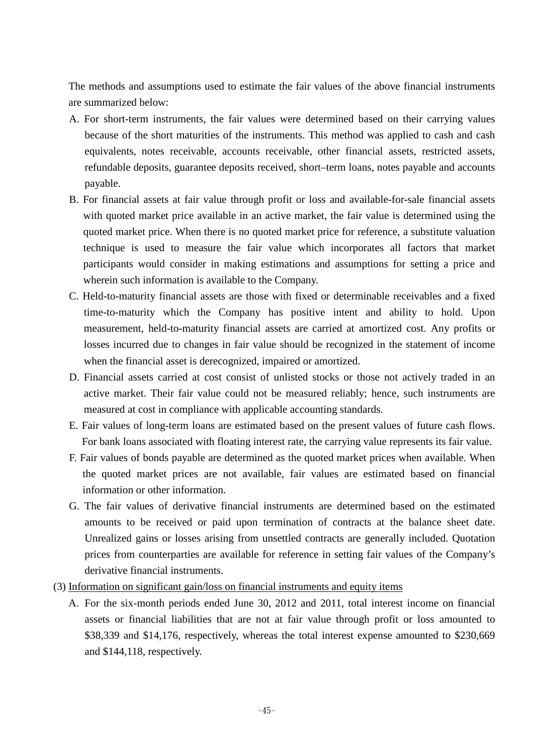The methods and assumptions used to estimate the fair values of the above financial instruments are summarized below:

A. For short-term instruments, the fair values were determined based on their carrying values because of the short maturities of the instruments. This method was applied to cash and cash equivalents, notes receivable, accounts receivable, other financial assets, restricted assets, refundable deposits, guarantee deposits received, short–term loans, notes payable and accounts payable.

B. For financial assets at fair value through profit or loss and available-for-sale financial assets with quoted market price available in an active market, the fair value is determined using the quoted market price. When there is no quoted market price for reference, a substitute valuation technique is used to measure the fair value which incorporates all factors that market participants would consider in making estimations and assumptions for setting a price and wherein such information is available to the Company.

C. Held-to-maturity financial assets are those with fixed or determinable receivables and a fixed time-to-maturity which the Company has positive intent and ability to hold. Upon measurement, held-to-maturity financial assets are carried at amortized cost. Any profits or losses incurred due to changes in fair value should be recognized in the statement of income when the financial asset is derecognized, impaired or amortized.

D. Financial assets carried at cost consist of unlisted stocks or those not actively traded in an active market. Their fair value could not be measured reliably; hence, such instruments are measured at cost in compliance with applicable accounting standards.

E. Fair values of long-term loans are estimated based on the present values of future cash flows. For bank loans associated with floating interest rate, the carrying value represents its fair value.

F. Fair values of bonds payable are determined as the quoted market prices when available. When the quoted market prices are not available, fair values are estimated based on financial information or other information.

G. The fair values of derivative financial instruments are determined based on the estimated amounts to be received or paid upon termination of contracts at the balance sheet date. Unrealized gains or losses arising from unsettled contracts are generally included. Quotation prices from counterparties are available for reference in setting fair values of the Company's derivative financial instruments.

(3) <u>Information on significant gain/loss on financial instruments and equity items</u>

A. For the six-month periods ended June 30, 2012 and 2011, total interest income on financial assets or financial liabilities that are not at fair value through profit or loss amounted to $38,339 and $14,176, respectively, whereas the total interest expense amounted to $230,669 and $144,118, respectively.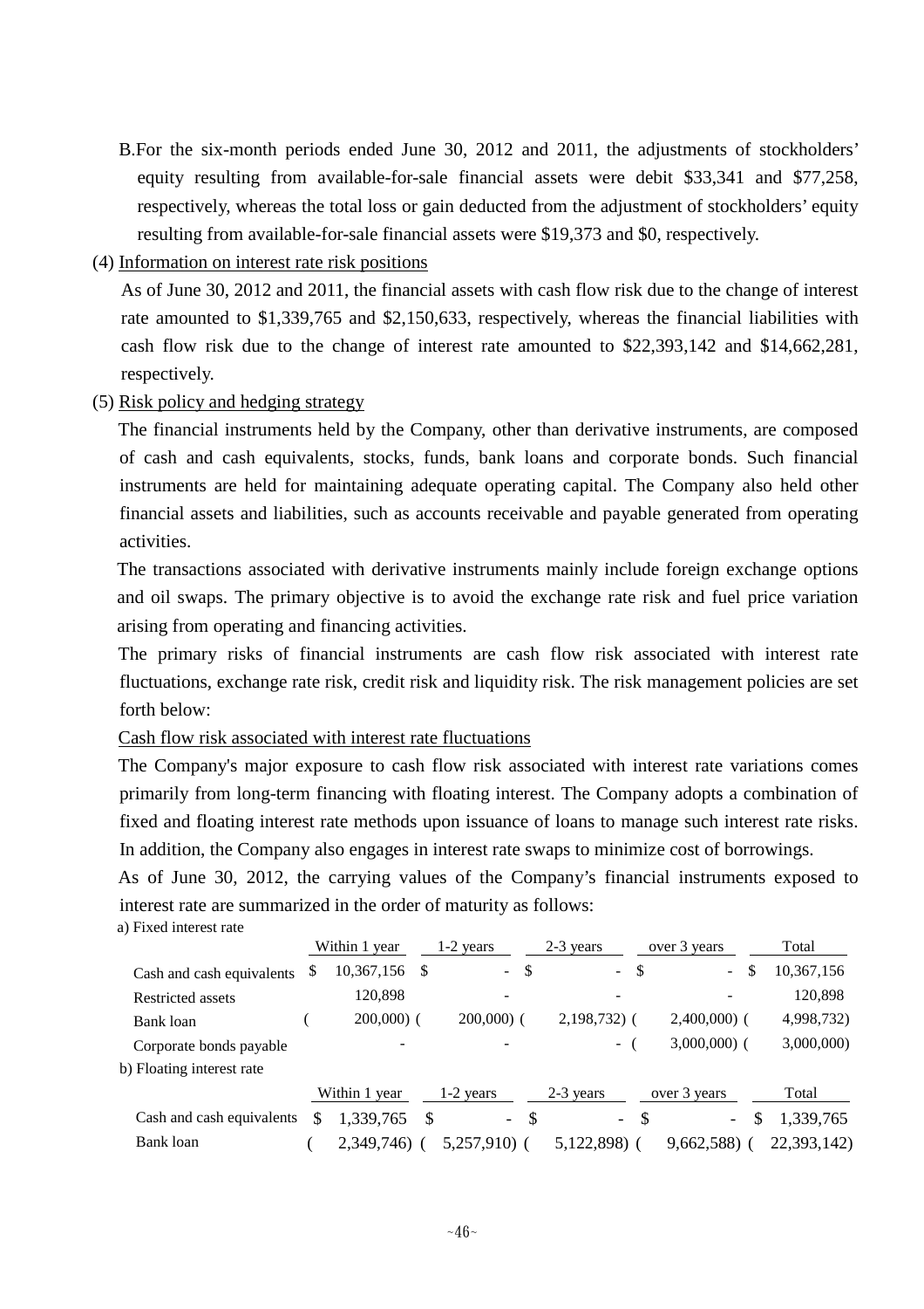B.For the six-month periods ended June 30, 2012 and 2011, the adjustments of stockholders' equity resulting from available-for-sale financial assets were debit $33,341 and $77,258, respectively, whereas the total loss or gain deducted from the adjustment of stockholders' equity resulting from available-for-sale financial assets were $19,373 and $0, respectively.

(4) Information on interest rate risk positions

As of June 30, 2012 and 2011, the financial assets with cash flow risk due to the change of interest rate amounted to $1,339,765 and $2,150,633, respectively, whereas the financial liabilities with cash flow risk due to the change of interest rate amounted to $22,393,142 and $14,662,281, respectively.

(5) Risk policy and hedging strategy

The financial instruments held by the Company, other than derivative instruments, are composed of cash and cash equivalents, stocks, funds, bank loans and corporate bonds. Such financial instruments are held for maintaining adequate operating capital. The Company also held other financial assets and liabilities, such as accounts receivable and payable generated from operating activities.

The transactions associated with derivative instruments mainly include foreign exchange options and oil swaps. The primary objective is to avoid the exchange rate risk and fuel price variation arising from operating and financing activities.

The primary risks of financial instruments are cash flow risk associated with interest rate fluctuations, exchange rate risk, credit risk and liquidity risk. The risk management policies are set forth below:

Cash flow risk associated with interest rate fluctuations

The Company's major exposure to cash flow risk associated with interest rate variations comes primarily from long-term financing with floating interest. The Company adopts a combination of fixed and floating interest rate methods upon issuance of loans to manage such interest rate risks. In addition, the Company also engages in interest rate swaps to minimize cost of borrowings.

As of June 30, 2012, the carrying values of the Company's financial instruments exposed to interest rate are summarized in the order of maturity as follows:

a) Fixed interest rate

| | Within 1 year | 1-2 years | 2-3 years | over 3 years | Total |
|---|---|---|---|---|---|
| Cash and cash equivalents | $ 10,367,156 | $ - | $ - | $ - | $ 10,367,156 |
| Restricted assets | 120,898 | - | - | - | 120,898 |
| Bank loan | ( 200,000) | ( 200,000) | ( 2,198,732) | ( 2,400,000) | ( 4,998,732) |
| Corporate bonds payable | - | - | - | ( 3,000,000) | ( 3,000,000) |

b) Floating interest rate

| | Within 1 year | 1-2 years | 2-3 years | over 3 years | Total |
|---|---|---|---|---|---|
| Cash and cash equivalents | $ 1,339,765 | $ - | $ - | $ - | $ 1,339,765 |
| Bank loan | ( 2,349,746) | ( 5,257,910) | ( 5,122,898) | ( 9,662,588) | ( 22,393,142) |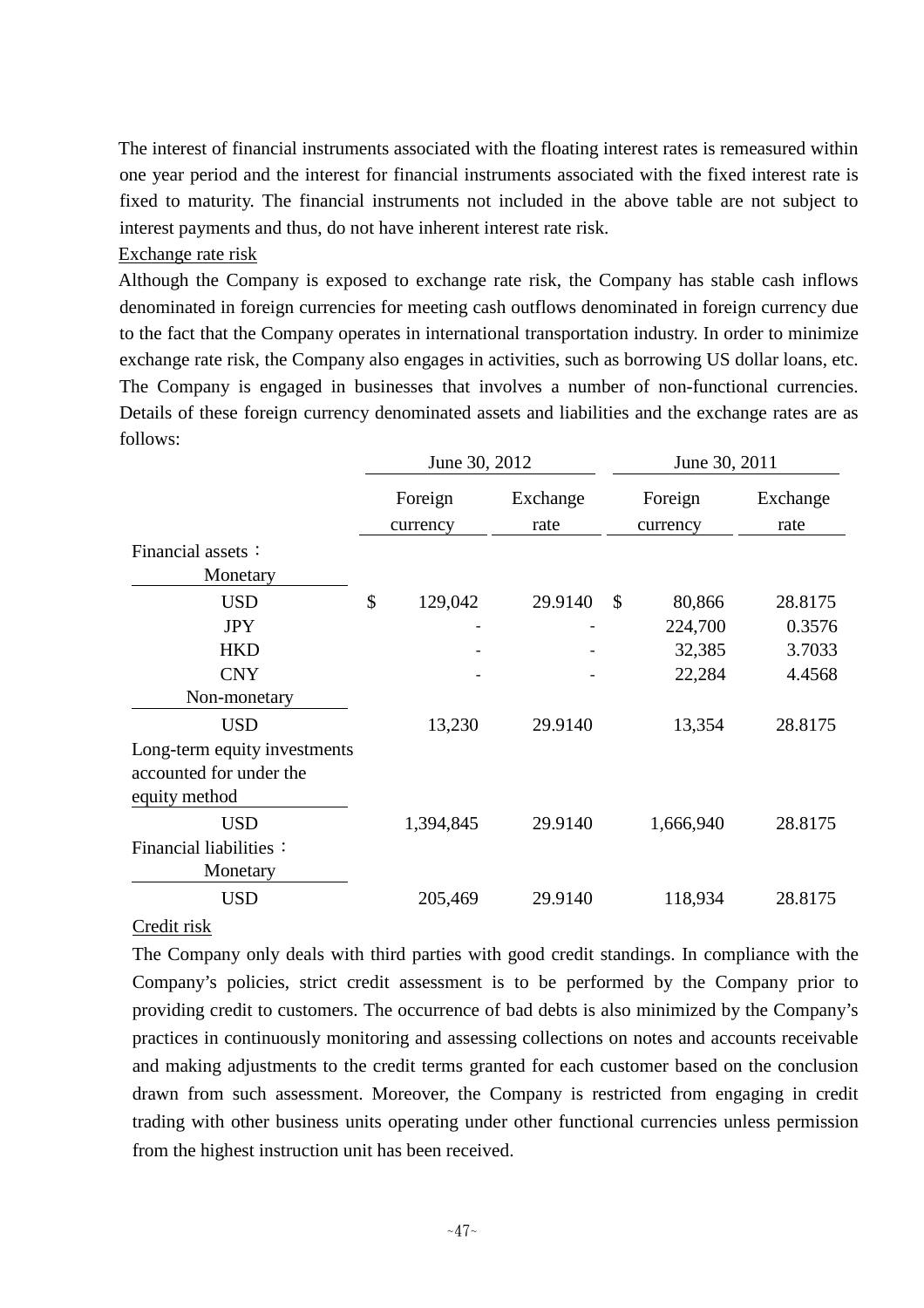The interest of financial instruments associated with the floating interest rates is remeasured within one year period and the interest for financial instruments associated with the fixed interest rate is fixed to maturity. The financial instruments not included in the above table are not subject to interest payments and thus, do not have inherent interest rate risk.

Exchange rate risk

Although the Company is exposed to exchange rate risk, the Company has stable cash inflows denominated in foreign currencies for meeting cash outflows denominated in foreign currency due to the fact that the Company operates in international transportation industry. In order to minimize exchange rate risk, the Company also engages in activities, such as borrowing US dollar loans, etc. The Company is engaged in businesses that involves a number of non-functional currencies. Details of these foreign currency denominated assets and liabilities and the exchange rates are as follows:

| | June 30, 2012 | | June 30, 2011 | |
|---|---|---|---|---|
| | Foreign currency | Exchange rate | Foreign currency | Exchange rate |
| Financial assets： | | | | |
| Monetary | | | | |
| USD | $ 129,042 | 29.9140 | $ 80,866 | 28.8175 |
| JPY | - | - | 224,700 | 0.3576 |
| HKD | - | - | 32,385 | 3.7033 |
| CNY | - | - | 22,284 | 4.4568 |
| Non-monetary | | | | |
| USD | 13,230 | 29.9140 | 13,354 | 28.8175 |
| Long-term equity investments accounted for under the equity method | | | | |
| USD | 1,394,845 | 29.9140 | 1,666,940 | 28.8175 |
| Financial liabilities： | | | | |
| Monetary | | | | |
| USD | 205,469 | 29.9140 | 118,934 | 28.8175 |

Credit risk

The Company only deals with third parties with good credit standings. In compliance with the Company's policies, strict credit assessment is to be performed by the Company prior to providing credit to customers. The occurrence of bad debts is also minimized by the Company's practices in continuously monitoring and assessing collections on notes and accounts receivable and making adjustments to the credit terms granted for each customer based on the conclusion drawn from such assessment. Moreover, the Company is restricted from engaging in credit trading with other business units operating under other functional currencies unless permission from the highest instruction unit has been received.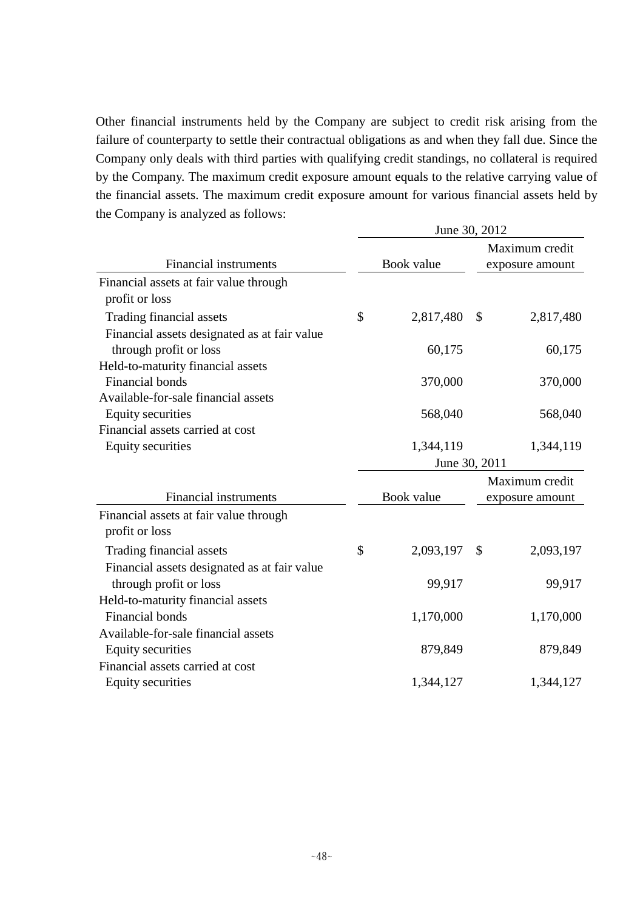Other financial instruments held by the Company are subject to credit risk arising from the failure of counterparty to settle their contractual obligations as and when they fall due. Since the Company only deals with third parties with qualifying credit standings, no collateral is required by the Company. The maximum credit exposure amount equals to the relative carrying value of the financial assets. The maximum credit exposure amount for various financial assets held by the Company is analyzed as follows:

| | June 30, 2012 | |
|---|---|---|
| Financial instruments | Book value | Maximum credit exposure amount |
| Financial assets at fair value through profit or loss | | |
| Trading financial assets | $ 2,817,480 | $ 2,817,480 |
| Financial assets designated as at fair value through profit or loss | 60,175 | 60,175 |
| Held-to-maturity financial assets | | |
| Financial bonds | 370,000 | 370,000 |
| Available-for-sale financial assets | | |
| Equity securities | 568,040 | 568,040 |
| Financial assets carried at cost | | |
| Equity securities | 1,344,119 | 1,344,119 |

| | June 30, 2011 | |
|---|---|---|
| Financial instruments | Book value | Maximum credit exposure amount |
| Financial assets at fair value through profit or loss | | |
| Trading financial assets | $ 2,093,197 | $ 2,093,197 |
| Financial assets designated as at fair value through profit or loss | 99,917 | 99,917 |
| Held-to-maturity financial assets | | |
| Financial bonds | 1,170,000 | 1,170,000 |
| Available-for-sale financial assets | | |
| Equity securities | 879,849 | 879,849 |
| Financial assets carried at cost | | |
| Equity securities | 1,344,127 | 1,344,127 |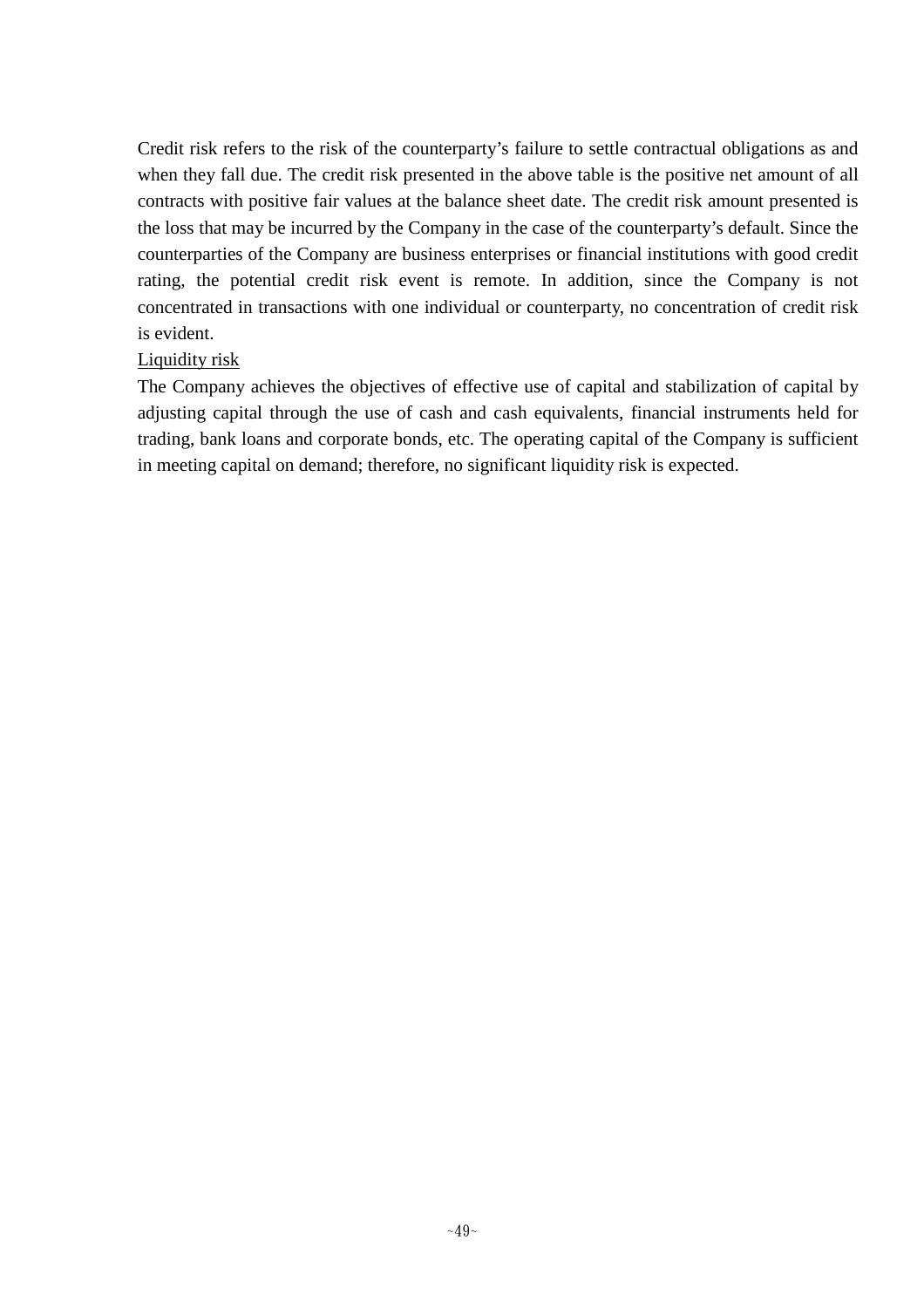Credit risk refers to the risk of the counterparty's failure to settle contractual obligations as and when they fall due. The credit risk presented in the above table is the positive net amount of all contracts with positive fair values at the balance sheet date. The credit risk amount presented is the loss that may be incurred by the Company in the case of the counterparty's default. Since the counterparties of the Company are business enterprises or financial institutions with good credit rating, the potential credit risk event is remote. In addition, since the Company is not concentrated in transactions with one individual or counterparty, no concentration of credit risk is evident.

Liquidity risk

The Company achieves the objectives of effective use of capital and stabilization of capital by adjusting capital through the use of cash and cash equivalents, financial instruments held for trading, bank loans and corporate bonds, etc. The operating capital of the Company is sufficient in meeting capital on demand; therefore, no significant liquidity risk is expected.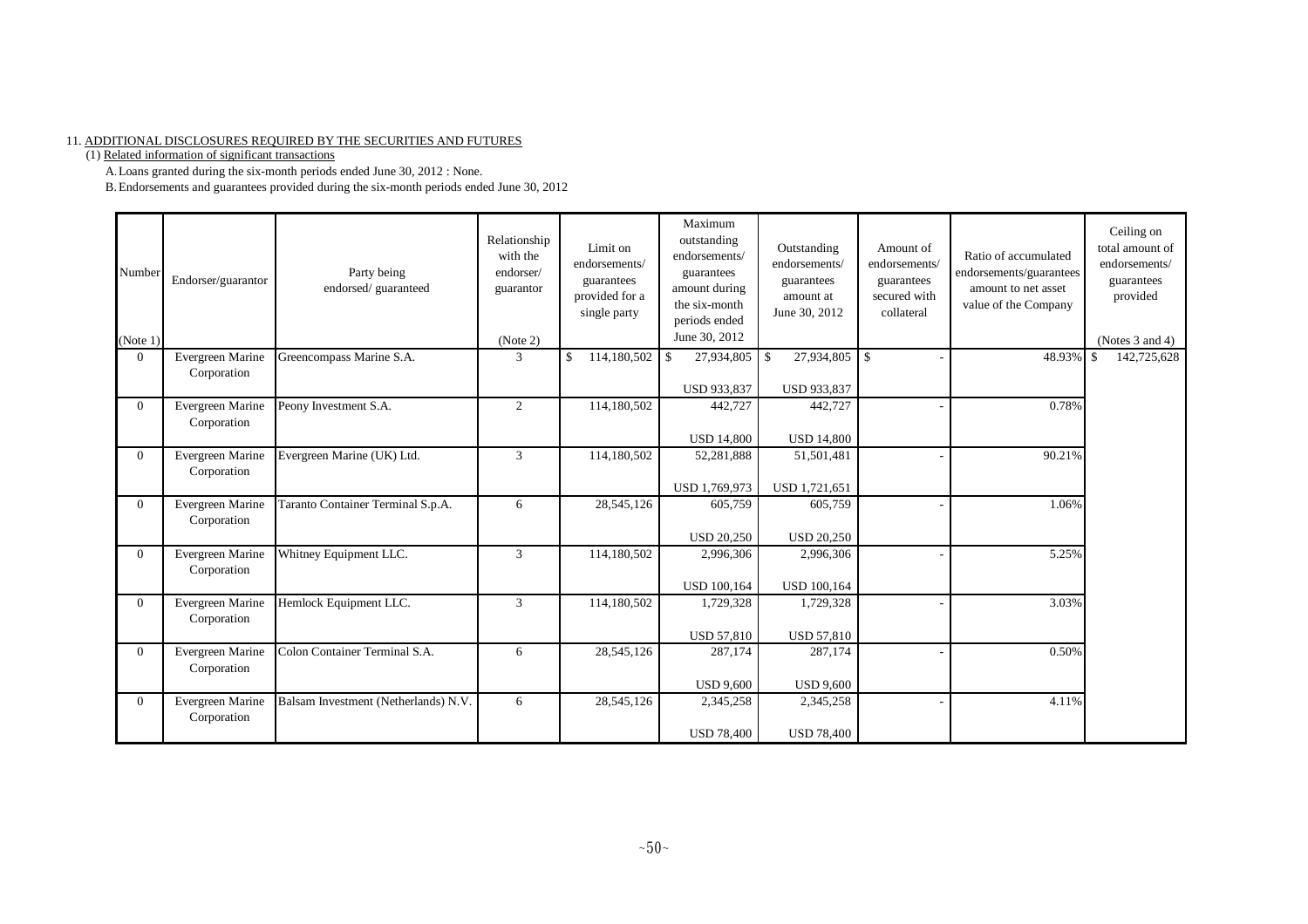11. ADDITIONAL DISCLOSURES REQUIRED BY THE SECURITIES AND FUTURES

(1) Related information of significant transactions

A. Loans granted during the six-month periods ended June 30, 2012 : None.

B. Endorsements and guarantees provided during the six-month periods ended June 30, 2012

| Number (Note 1) | Endorser/guarantor | Party being endorsed/ guaranteed | Relationship with the endorser/ guarantor (Note 2) | Limit on endorsements/ guarantees provided for a single party | Maximum outstanding endorsements/ guarantees amount during the six-month periods ended June 30, 2012 | Outstanding endorsements/ guarantees amount at June 30, 2012 | Amount of endorsements/ guarantees secured with collateral | Ratio of accumulated endorsements/guarantees amount to net asset value of the Company | Ceiling on total amount of endorsements/ guarantees provided (Notes 3 and 4) |
|---|---|---|---|---|---|---|---|---|---|
| 0 | Evergreen Marine Corporation | Greencompass Marine S.A. | 3 | $ 114,180,502 | $ 27,934,805<br>USD 933,837 | $ 27,934,805<br>USD 933,837 | $ - | 48.93% | $ 142,725,628 |
| 0 | Evergreen Marine Corporation | Peony Investment S.A. | 2 | 114,180,502 | 442,727<br>USD 14,800 | 442,727<br>USD 14,800 | - | 0.78% | |
| 0 | Evergreen Marine Corporation | Evergreen Marine (UK) Ltd. | 3 | 114,180,502 | 52,281,888<br>USD 1,769,973 | 51,501,481<br>USD 1,721,651 | - | 90.21% | |
| 0 | Evergreen Marine Corporation | Taranto Container Terminal S.p.A. | 6 | 28,545,126 | 605,759<br>USD 20,250 | 605,759<br>USD 20,250 | - | 1.06% | |
| 0 | Evergreen Marine Corporation | Whitney Equipment LLC. | 3 | 114,180,502 | 2,996,306<br>USD 100,164 | 2,996,306<br>USD 100,164 | - | 5.25% | |
| 0 | Evergreen Marine Corporation | Hemlock Equipment LLC. | 3 | 114,180,502 | 1,729,328<br>USD 57,810 | 1,729,328<br>USD 57,810 | - | 3.03% | |
| 0 | Evergreen Marine Corporation | Colon Container Terminal S.A. | 6 | 28,545,126 | 287,174<br>USD 9,600 | 287,174<br>USD 9,600 | - | 0.50% | |
| 0 | Evergreen Marine Corporation | Balsam Investment (Netherlands) N.V. | 6 | 28,545,126 | 2,345,258<br>USD 78,400 | 2,345,258<br>USD 78,400 | - | 4.11% | |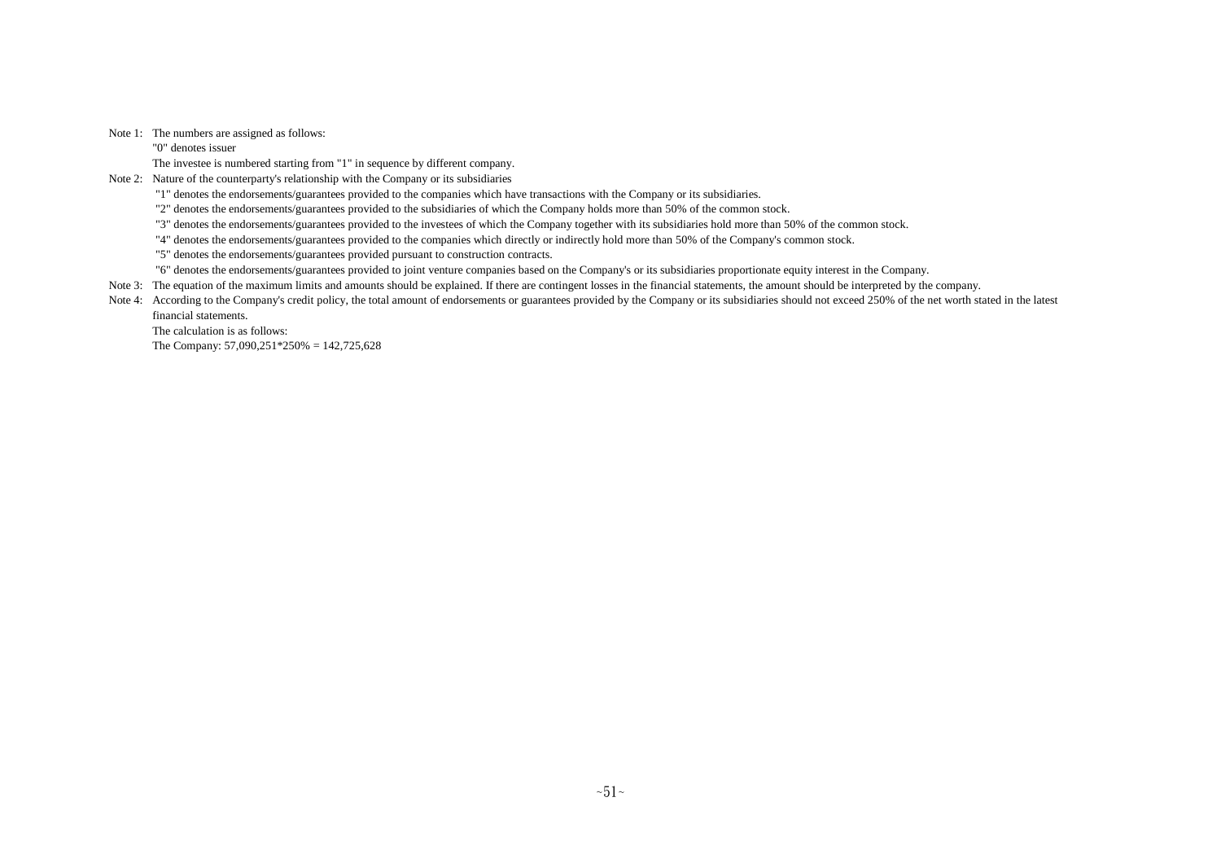Note 1: The numbers are assigned as follows:

"0" denotes issuer

The investee is numbered starting from "1" in sequence by different company.

Note 2: Nature of the counterparty's relationship with the Company or its subsidiaries

"1" denotes the endorsements/guarantees provided to the companies which have transactions with the Company or its subsidiaries.

"2" denotes the endorsements/guarantees provided to the subsidiaries of which the Company holds more than 50% of the common stock.

"3" denotes the endorsements/guarantees provided to the investees of which the Company together with its subsidiaries hold more than 50% of the common stock.

"4" denotes the endorsements/guarantees provided to the companies which directly or indirectly hold more than 50% of the Company's common stock.

"5" denotes the endorsements/guarantees provided pursuant to construction contracts.

"6" denotes the endorsements/guarantees provided to joint venture companies based on the Company's or its subsidiaries proportionate equity interest in the Company.

Note 3: The equation of the maximum limits and amounts should be explained. If there are contingent losses in the financial statements, the amount should be interpreted by the company.

Note 4: According to the Company's credit policy, the total amount of endorsements or guarantees provided by the Company or its subsidiaries should not exceed 250% of the net worth stated in the latest financial statements.

The calculation is as follows:

The Company: 57,090,251*250% = 142,725,628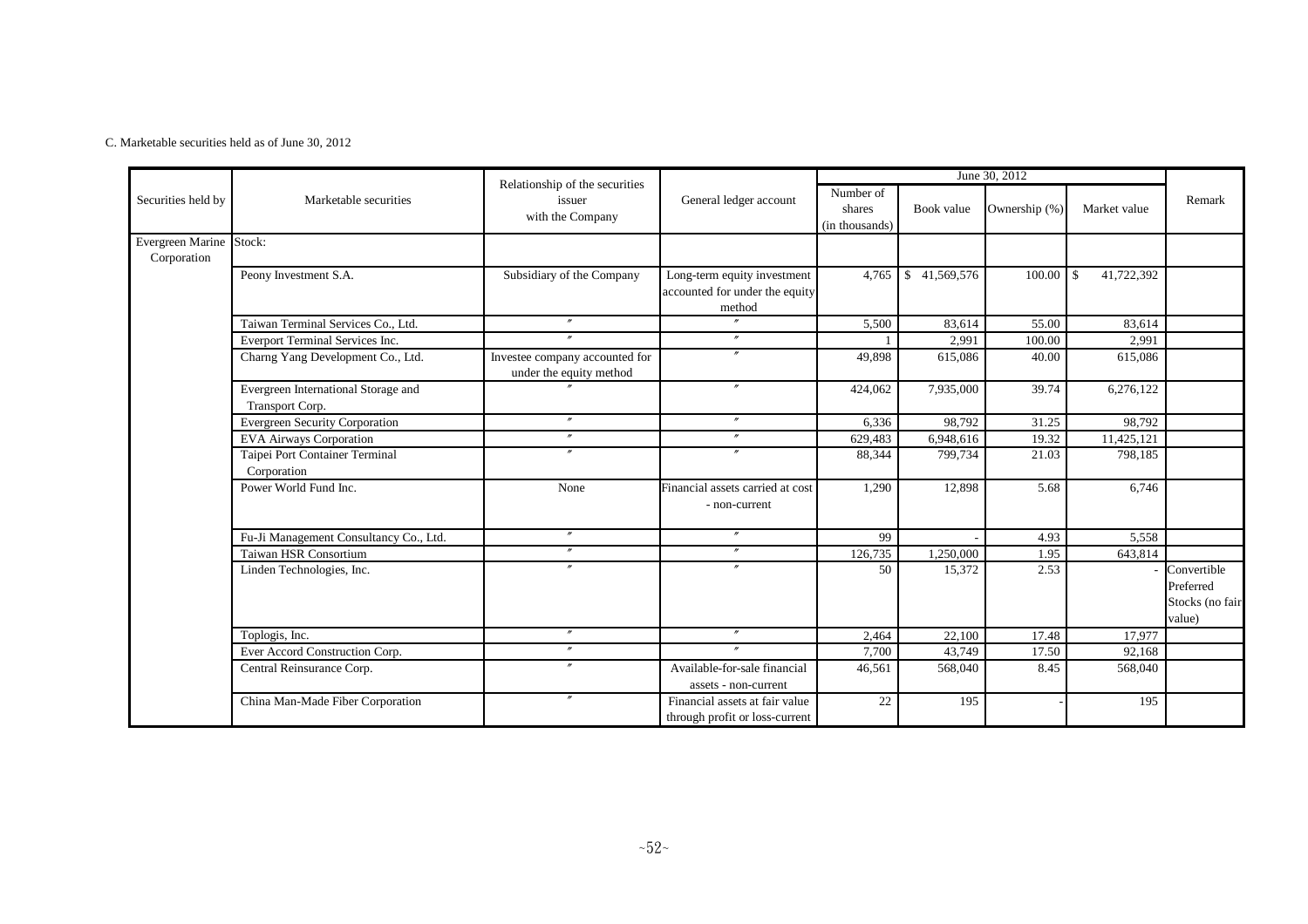C. Marketable securities held as of June 30, 2012

| Securities held by | Marketable securities | Relationship of the securities issuer with the Company | General ledger account | June 30, 2012 | | | | Remark |
|---|---|---|---|---|---|---|---|---|
| | | | | Number of shares (in thousands) | Book value | Ownership (%) | Market value | |
| Evergreen Marine Corporation | Stock: | | | | | | | |
| | Peony Investment S.A. | Subsidiary of the Company | Long-term equity investment accounted for under the equity method | 4,765 | $ 41,569,576 | 100.00 | $ 41,722,392 | |
| | Taiwan Terminal Services Co., Ltd. | 〃 | 〃 | 5,500 | 83,614 | 55.00 | 83,614 | |
| | Everport Terminal Services Inc. | 〃 | 〃 | 1 | 2,991 | 100.00 | 2,991 | |
| | Charng Yang Development Co., Ltd. | Investee company accounted for under the equity method | 〃 | 49,898 | 615,086 | 40.00 | 615,086 | |
| | Evergreen International Storage and Transport Corp. | 〃 | 〃 | 424,062 | 7,935,000 | 39.74 | 6,276,122 | |
| | Evergreen Security Corporation | 〃 | 〃 | 6,336 | 98,792 | 31.25 | 98,792 | |
| | EVA Airways Corporation | 〃 | 〃 | 629,483 | 6,948,616 | 19.32 | 11,425,121 | |
| | Taipei Port Container Terminal Corporation | 〃 | 〃 | 88,344 | 799,734 | 21.03 | 798,185 | |
| | Power World Fund Inc. | None | Financial assets carried at cost - non-current | 1,290 | 12,898 | 5.68 | 6,746 | |
| | Fu-Ji Management Consultancy Co., Ltd. | 〃 | 〃 | 99 | - | 4.93 | 5,558 | |
| | Taiwan HSR Consortium | 〃 | 〃 | 126,735 | 1,250,000 | 1.95 | 643,814 | |
| | Linden Technologies, Inc. | 〃 | 〃 | 50 | 15,372 | 2.53 | - | Convertible Preferred Stocks (no fair value) |
| | Toplogis, Inc. | 〃 | 〃 | 2,464 | 22,100 | 17.48 | 17,977 | |
| | Ever Accord Construction Corp. | 〃 | 〃 | 7,700 | 43,749 | 17.50 | 92,168 | |
| | Central Reinsurance Corp. | 〃 | Available-for-sale financial assets - non-current | 46,561 | 568,040 | 8.45 | 568,040 | |
| | China Man-Made Fiber Corporation | 〃 | Financial assets at fair value through profit or loss-current | 22 | 195 | - | 195 | |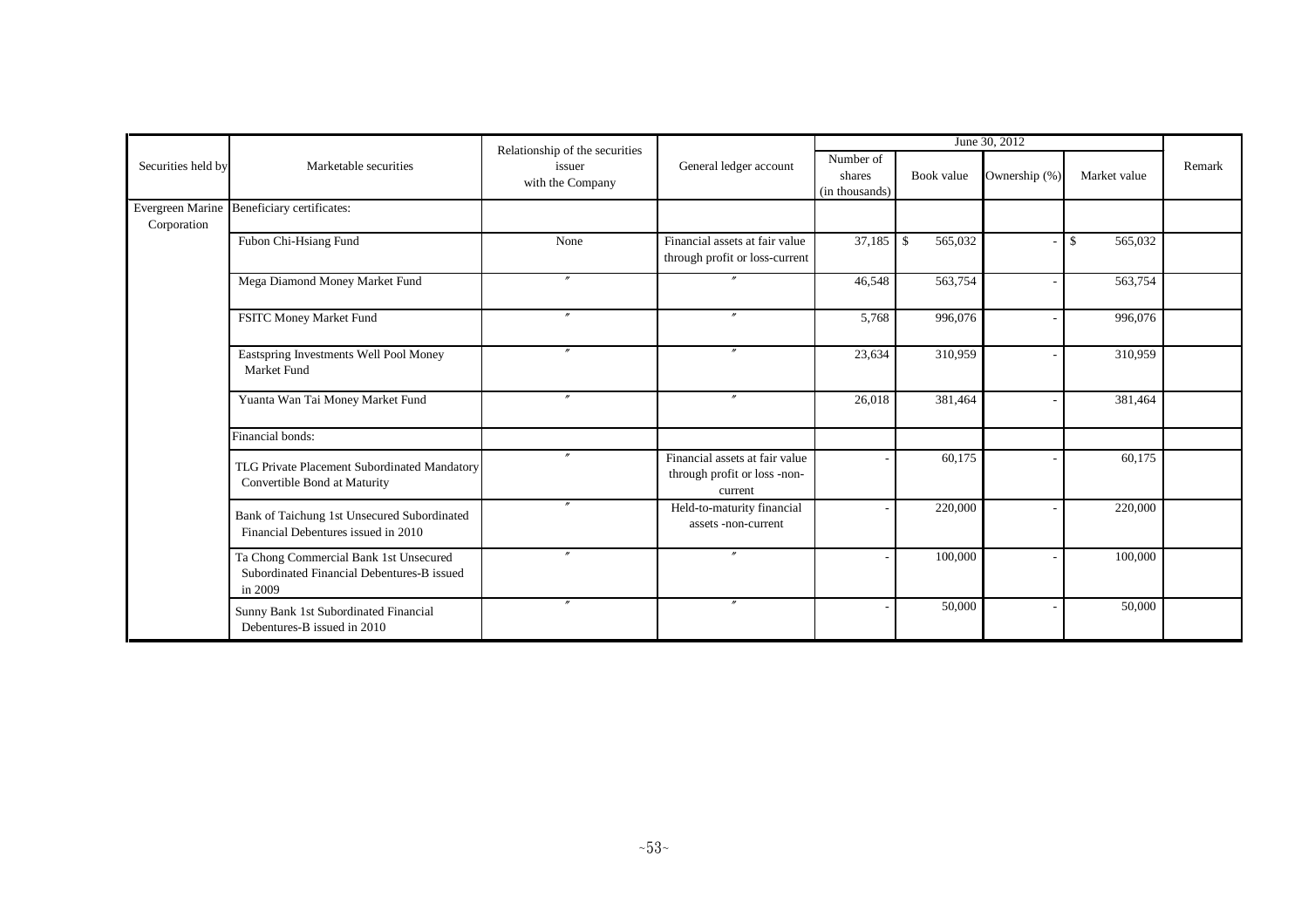| Securities held by | Marketable securities | Relationship of the securities issuer with the Company | General ledger account | June 30, 2012 | | | | Remark |
|---|---|---|---|---|---|---|---|---|
| | | | | Number of shares (in thousands) | Book value | Ownership (%) | Market value | |
| Evergreen Marine Corporation | Beneficiary certificates: | | | | | | | |
| | Fubon Chi-Hsiang Fund | None | Financial assets at fair value through profit or loss-current | 37,185 | $ 565,032 | - | $ 565,032 | |
| | Mega Diamond Money Market Fund | 〃 | 〃 | 46,548 | 563,754 | - | 563,754 | |
| | FSITC Money Market Fund | 〃 | 〃 | 5,768 | 996,076 | - | 996,076 | |
| | Eastspring Investments Well Pool Money Market Fund | 〃 | 〃 | 23,634 | 310,959 | - | 310,959 | |
| | Yuanta Wan Tai Money Market Fund | 〃 | 〃 | 26,018 | 381,464 | - | 381,464 | |
| | Financial bonds: | | | | | | | |
| | TLG Private Placement Subordinated Mandatory Convertible Bond at Maturity | 〃 | Financial assets at fair value through profit or loss -non-current | - | 60,175 | - | 60,175 | |
| | Bank of Taichung 1st Unsecured Subordinated Financial Debentures issued in 2010 | 〃 | Held-to-maturity financial assets -non-current | - | 220,000 | - | 220,000 | |
| | Ta Chong Commercial Bank 1st Unsecured Subordinated Financial Debentures-B issued in 2009 | 〃 | 〃 | - | 100,000 | - | 100,000 | |
| | Sunny Bank 1st Subordinated Financial Debentures-B issued in 2010 | 〃 | 〃 | - | 50,000 | - | 50,000 | |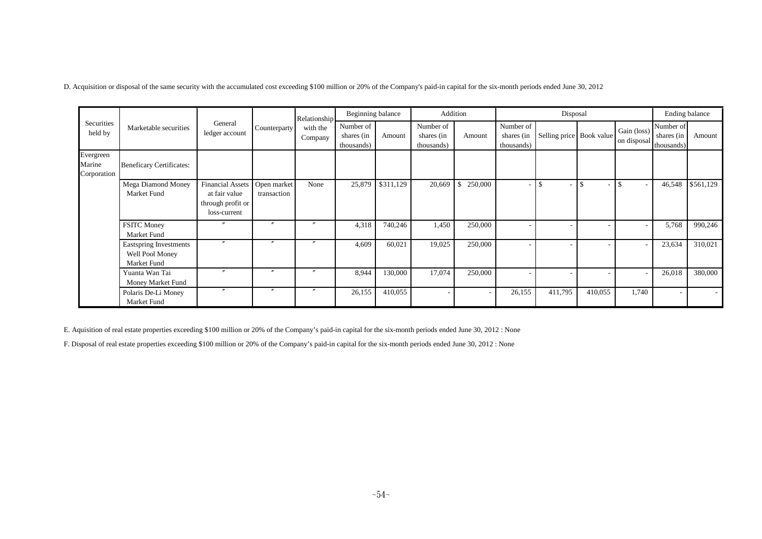D. Acquisition or disposal of the same security with the accumulated cost exceeding $100 million or 20% of the Company's paid-in capital for the six-month periods ended June 30, 2012

| Securities held by | Marketable securities | General ledger account | Counterparty | Relationship with the Company | Beginning balance | | Addition | | Disposal | | | | Ending balance | |
|---|---|---|---|---|---|---|---|---|---|---|---|---|---|---|
| | | | | | Number of shares (in thousands) | Amount | Number of shares (in thousands) | Amount | Number of shares (in thousands) | Selling price | Book value | Gain (loss) on disposal | Number of shares (in thousands) | Amount |
| Evergreen Marine Corporation | Beneficary Certificates: | | | | | | | | | | | | | |
| | Mega Diamond Money Market Fund | Financial Assets at fair value through profit or loss-current | Open market transaction | None | 25,879 | $311,129 | 20,669 | $ 250,000 | - | $ - | $ - | $ - | 46,548 | $561,129 |
| | FSITC Money Market Fund | 〃 | 〃 | 〃 | 4,318 | 740,246 | 1,450 | 250,000 | - | - | - | - | 5,768 | 990,246 |
| | Eastspring Investments Well Pool Money Market Fund | 〃 | 〃 | 〃 | 4,609 | 60,021 | 19,025 | 250,000 | - | - | - | - | 23,634 | 310,021 |
| | Yuanta Wan Tai Money Market Fund | 〃 | 〃 | 〃 | 8,944 | 130,000 | 17,074 | 250,000 | - | - | - | - | 26,018 | 380,000 |
| | Polaris De-Li Money Market Fund | 〃 | 〃 | 〃 | 26,155 | 410,055 | - | - | 26,155 | 411,795 | 410,055 | 1,740 | - | - |

E. Aquisition of real estate properties exceeding $100 million or 20% of the Company's paid-in capital for the six-month periods ended June 30, 2012 : None

F. Disposal of real estate properties exceeding $100 million or 20% of the Company's paid-in capital for the six-month periods ended June 30, 2012 : None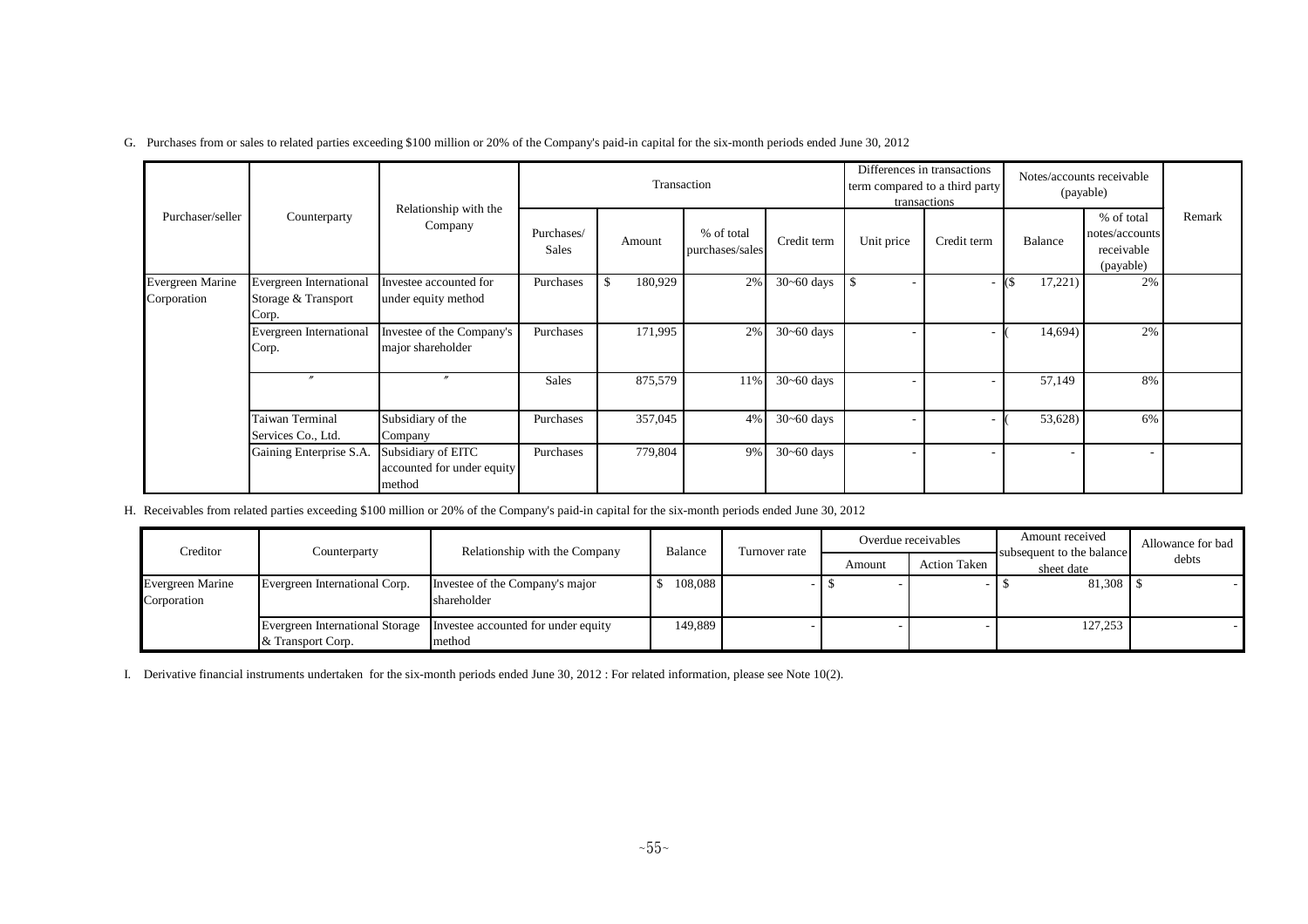G. Purchases from or sales to related parties exceeding $100 million or 20% of the Company's paid-in capital for the six-month periods ended June 30, 2012

| Purchaser/seller | Counterparty | Relationship with the Company | Transaction | | | | Differences in transactions term compared to a third party transactions | | Notes/accounts receivable (payable) | | Remark |
|---|---|---|---|---|---|---|---|---|---|---|---|
| | | | Purchases/ Sales | Amount | % of total purchases/sales | Credit term | Unit price | Credit term | Balance | % of total notes/accounts receivable (payable) | |
| Evergreen Marine Corporation | Evergreen International Storage & Transport Corp. | Investee accounted for under equity method | Purchases | $ 180,929 | 2% | 30~60 days | $ - | - | ($ 17,221) | 2% | |
| | Evergreen International Corp. | Investee of the Company's major shareholder | Purchases | 171,995 | 2% | 30~60 days | - | - | ( 14,694) | 2% | |
| | 〃 | 〃 | Sales | 875,579 | 11% | 30~60 days | - | - | 57,149 | 8% | |
| | Taiwan Terminal Services Co., Ltd. | Subsidiary of the Company | Purchases | 357,045 | 4% | 30~60 days | - | - | ( 53,628) | 6% | |
| | Gaining Enterprise S.A. | Subsidiary of EITC accounted for under equity method | Purchases | 779,804 | 9% | 30~60 days | - | - | - | - | |

H. Receivables from related parties exceeding $100 million or 20% of the Company's paid-in capital for the six-month periods ended June 30, 2012

| Creditor | Counterparty | Relationship with the Company | Balance | Turnover rate | Overdue receivables | | Amount received subsequent to the balance sheet date | Allowance for bad debts |
|---|---|---|---|---|---|---|---|---|
| | | | | | Amount | Action Taken | | |
| Evergreen Marine Corporation | Evergreen International Corp. | Investee of the Company's major shareholder | $ 108,088 | - | $ - | - | $ 81,308 | $ - |
| | Evergreen International Storage & Transport Corp. | Investee accounted for under equity method | 149,889 | - | - | - | 127,253 | - |

I. Derivative financial instruments undertaken for the six-month periods ended June 30, 2012 : For related information, please see Note 10(2).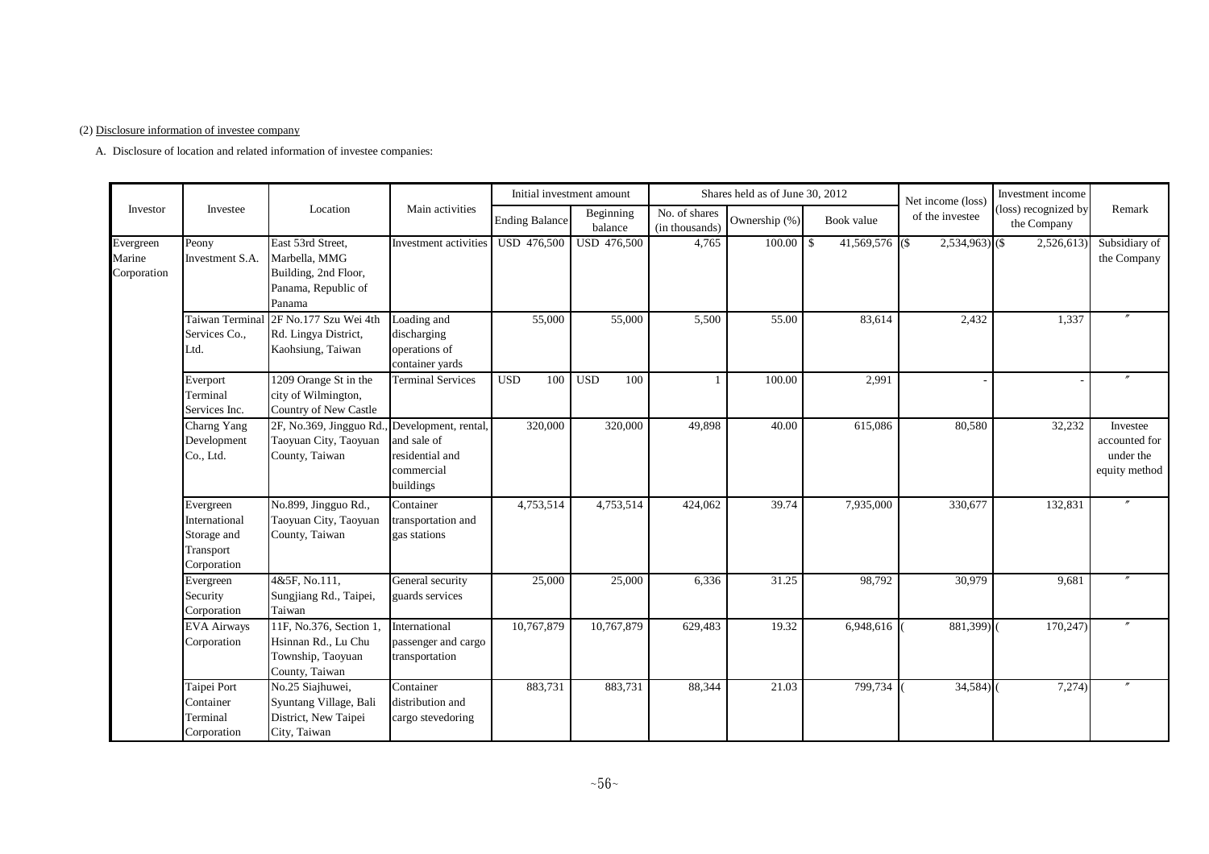(2) Disclosure information of investee company

A. Disclosure of location and related information of investee companies:

| Investor | Investee | Location | Main activities | Initial investment amount | | Shares held as of June 30, 2012 | | | Net income (loss) of the investee | Investment income (loss) recognized by the Company | Remark |
|---|---|---|---|---|---|---|---|---|---|---|---|
| | | | | Ending Balance | Beginning balance | No. of shares (in thousands) | Ownership (%) | Book value | | | |
| Evergreen Marine Corporation | Peony Investment S.A. | East 53rd Street, Marbella, MMG Building, 2nd Floor, Panama, Republic of Panama | Investment activities | USD 476,500 | USD 476,500 | 4,765 | 100.00 | $ 41,569,576 | ($ 2,534,963) | ($ 2,526,613) | Subsidiary of the Company |
| | Taiwan Terminal Services Co., Ltd. | 2F No.177 Szu Wei 4th Rd. Lingya District, Kaohsiung, Taiwan | Loading and discharging operations of container yards | 55,000 | 55,000 | 5,500 | 55.00 | 83,614 | 2,432 | 1,337 | 〃 |
| | Everport Terminal Services Inc. | 1209 Orange St in the city of Wilmington, Country of New Castle | Terminal Services | USD 100 | USD 100 | 1 | 100.00 | 2,991 | - | - | 〃 |
| | Charng Yang Development Co., Ltd. | 2F, No.369, Jingguo Rd., Taoyuan City, Taoyuan County, Taiwan | Development, rental, and sale of residential and commercial buildings | 320,000 | 320,000 | 49,898 | 40.00 | 615,086 | 80,580 | 32,232 | Investee accounted for under the equity method |
| | Evergreen International Storage and Transport Corporation | No.899, Jingguo Rd., Taoyuan City, Taoyuan County, Taiwan | Container transportation and gas stations | 4,753,514 | 4,753,514 | 424,062 | 39.74 | 7,935,000 | 330,677 | 132,831 | 〃 |
| | Evergreen Security Corporation | 4&5F, No.111, Sungjiang Rd., Taipei, Taiwan | General security guards services | 25,000 | 25,000 | 6,336 | 31.25 | 98,792 | 30,979 | 9,681 | 〃 |
| | EVA Airways Corporation | 11F, No.376, Section 1, Hsinnan Rd., Lu Chu Township, Taoyuan County, Taiwan | International passenger and cargo transportation | 10,767,879 | 10,767,879 | 629,483 | 19.32 | 6,948,616 | ( 881,399) | ( 170,247) | 〃 |
| | Taipei Port Container Terminal Corporation | No.25 Siajhuwei, Syuntang Village, Bali District, New Taipei City, Taiwan | Container distribution and cargo stevedoring | 883,731 | 883,731 | 88,344 | 21.03 | 799,734 | ( 34,584) | ( 7,274) | 〃 |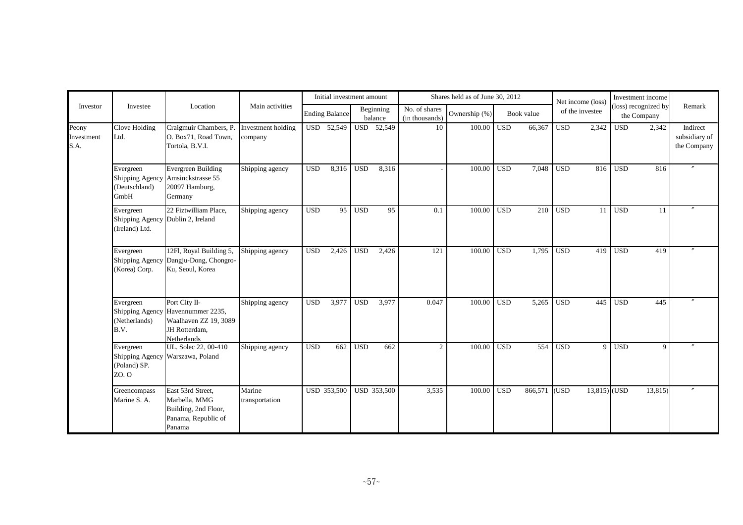| Investor | Investee | Location | Main activities | Initial investment amount | | Shares held as of June 30, 2012 | | | Net income (loss) of the investee | Investment income (loss) recognized by the Company | Remark |
|---|---|---|---|---|---|---|---|---|---|---|---|
| | | | | Ending Balance | Beginning balance | No. of shares (in thousands) | Ownership (%) | Book value | | | |
| Peony Investment S.A. | Clove Holding Ltd. | Craigmuir Chambers, P. O. Box71, Road Town, Tortola, B.V.I. | Investment holding company | USD 52,549 | USD 52,549 | 10 | 100.00 | USD 66,367 | USD 2,342 | USD 2,342 | Indirect subsidiary of the Company |
| | Evergreen Shipping Agency (Deutschland) GmbH | Evergreen Building Amsinckstrasse 55 20097 Hamburg, Germany | Shipping agency | USD 8,316 | USD 8,316 | - | 100.00 | USD 7,048 | USD 816 | USD 816 | 〃 |
| | Evergreen Shipping Agency (Ireland) Ltd. | 22 Fiztwilliam Place, Dublin 2, Ireland | Shipping agency | USD 95 | USD 95 | 0.1 | 100.00 | USD 210 | USD 11 | USD 11 | 〃 |
| | Evergreen Shipping Agency (Korea) Corp. | 12Fl, Royal Building 5, Dangju-Dong, Chongro-Ku, Seoul, Korea | Shipping agency | USD 2,426 | USD 2,426 | 121 | 100.00 | USD 1,795 | USD 419 | USD 419 | 〃 |
| | Evergreen Shipping Agency (Netherlands) B.V. | Port City II-Havennummer 2235, Waalhaven ZZ 19, 3089 JH Rotterdam, Netherlands | Shipping agency | USD 3,977 | USD 3,977 | 0.047 | 100.00 | USD 5,265 | USD 445 | USD 445 | 〃 |
| | Evergreen Shipping Agency (Poland) SP. ZO. O | UL. Solec 22, 00-410 Warszawa, Poland | Shipping agency | USD 662 | USD 662 | 2 | 100.00 | USD 554 | USD 9 | USD 9 | 〃 |
| | Greencompass Marine S. A. | East 53rd Street, Marbella, MMG Building, 2nd Floor, Panama, Republic of Panama | Marine transportation | USD 353,500 | USD 353,500 | 3,535 | 100.00 | USD 866,571 | (USD 13,815) | (USD 13,815) | 〃 |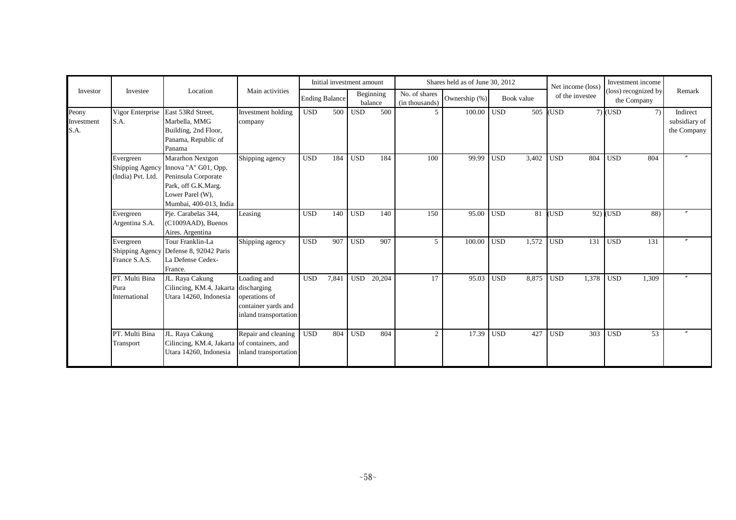| Investor | Investee | Location | Main activities | Initial investment amount | | Shares held as of June 30, 2012 | | | Net income (loss) of the investee | Investment income (loss) recognized by the Company | Remark |
|---|---|---|---|---|---|---|---|---|---|---|---|
| | | | | Ending Balance | Beginning balance | No. of shares (in thousands) | Ownership (%) | Book value | | | |
| Peony Investment S.A. | Vigor Enterprise S.A. | East 53Rd Street, Marbella, MMG Building, 2nd Floor, Panama, Republic of Panama | Investment holding company | USD 500 | USD 500 | 5 | 100.00 | USD 505 | (USD 7) | (USD 7) | Indirect subsidiary of the Company |
| | Evergreen Shipping Agency (India) Pvt. Ltd. | Mararhon Nextgon Innova "A" G01, Opp. Peninsula Corporate Park, off G.K.Marg. Lower Parel (W), Mumbai, 400-013, India | Shipping agency | USD 184 | USD 184 | 100 | 99.99 | USD 3,402 | USD 804 | USD 804 | 〃 |
| | Evergreen Argentina S.A. | Pje. Carabelas 344, (C1009AAD), Buenos Aires. Argentina | Leasing | USD 140 | USD 140 | 150 | 95.00 | USD 81 | (USD 92) | (USD 88) | 〃 |
| | Evergreen Shipping Agency France S.A.S. | Tour Franklin-La Defense 8, 92042 Paris La Defense Cedex-France. | Shipping agency | USD 907 | USD 907 | 5 | 100.00 | USD 1,572 | USD 131 | USD 131 | 〃 |
| | PT. Multi Bina Pura International | JL. Raya Cakung Cilincing, KM.4, Jakarta Utara 14260, Indonesia | Loading and discharging operations of container yards and inland transportation | USD 7,841 | USD 20,204 | 17 | 95.03 | USD 8,875 | USD 1,378 | USD 1,309 | 〃 |
| | PT. Multi Bina Transport | JL. Raya Cakung Cilincing, KM.4, Jakarta Utara 14260, Indonesia | Repair and cleaning of containers, and inland transportation | USD 804 | USD 804 | 2 | 17.39 | USD 427 | USD 303 | USD 53 | 〃 |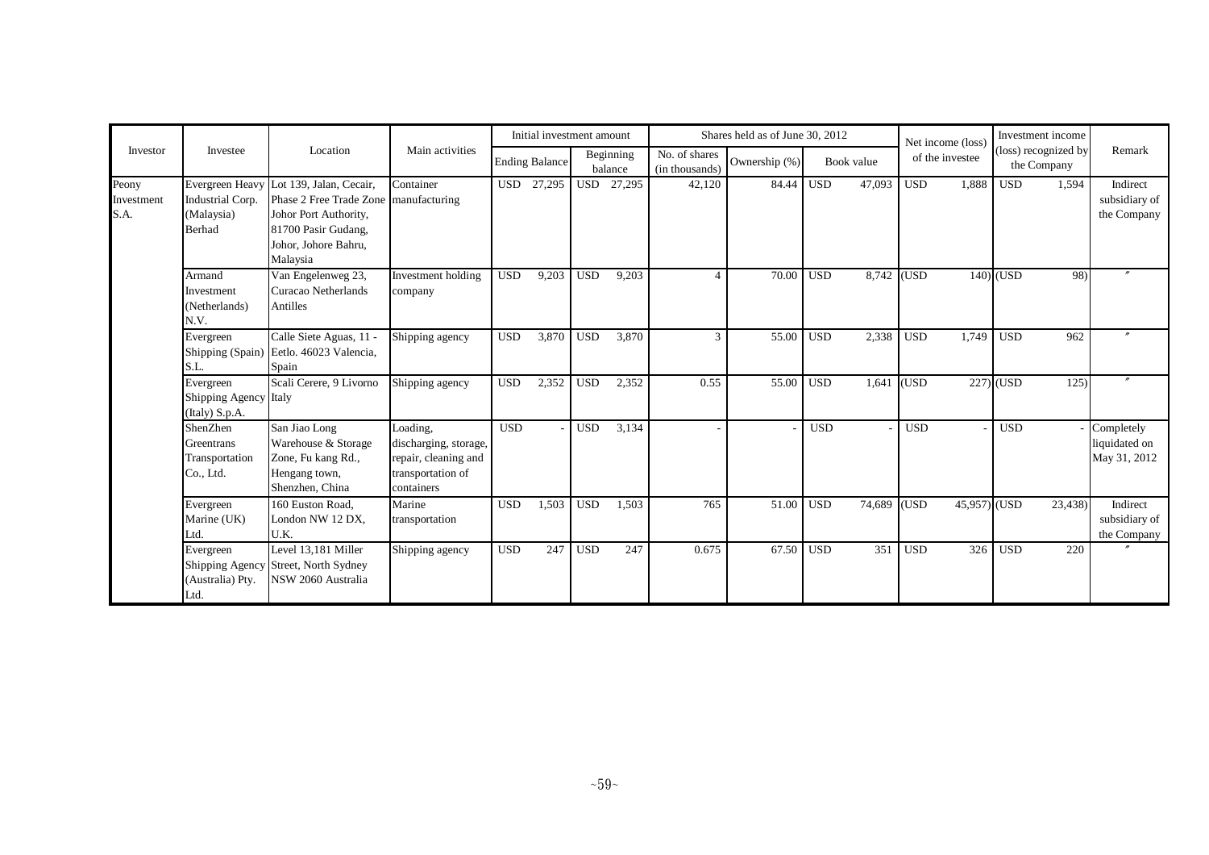| Investor | Investee | Location | Main activities | Initial investment amount | | Shares held as of June 30, 2012 | | | Net income (loss) of the investee | Investment income (loss) recognized by the Company | Remark |
|---|---|---|---|---|---|---|---|---|---|---|---|
| | | | | Ending Balance | Beginning balance | No. of shares (in thousands) | Ownership (%) | Book value | | | |
| Peony Investment S.A. | Evergreen Heavy Industrial Corp. (Malaysia) Berhad | Lot 139, Jalan, Cecair, Phase 2 Free Trade Zone Johor Port Authority, 81700 Pasir Gudang, Johor, Johore Bahru, Malaysia | Container manufacturing | USD 27,295 | USD 27,295 | 42,120 | 84.44 | USD 47,093 | USD 1,888 | USD 1,594 | Indirect subsidiary of the Company |
| | Armand Investment (Netherlands) N.V. | Van Engelenweg 23, Curacao Netherlands Antilles | Investment holding company | USD 9,203 | USD 9,203 | 4 | 70.00 | USD 8,742 | (USD 140) | (USD 98) | 〃 |
| | Evergreen Shipping (Spain) S.L. | Calle Siete Aguas, 11 - Eetlo. 46023 Valencia, Spain | Shipping agency | USD 3,870 | USD 3,870 | 3 | 55.00 | USD 2,338 | USD 1,749 | USD 962 | 〃 |
| | Evergreen Shipping Agency (Italy) S.p.A. | Scali Cerere, 9 Livorno Italy | Shipping agency | USD 2,352 | USD 2,352 | 0.55 | 55.00 | USD 1,641 | (USD 227) | (USD 125) | 〃 |
| | ShenZhen Greentrans Transportation Co., Ltd. | San Jiao Long Warehouse & Storage Zone, Fu kang Rd., Hengang town, Shenzhen, China | Loading, discharging, storage, repair, cleaning and transportation of containers | USD - | USD 3,134 | - | - | USD - | USD - | USD - | Completely liquidated on May 31, 2012 |
| | Evergreen Marine (UK) Ltd. | 160 Euston Road, London NW 12 DX, U.K. | Marine transportation | USD 1,503 | USD 1,503 | 765 | 51.00 | USD 74,689 | (USD 45,957) | (USD 23,438) | Indirect subsidiary of the Company |
| | Evergreen Shipping Agency (Australia) Pty. Ltd. | Level 13,181 Miller Street, North Sydney NSW 2060 Australia | Shipping agency | USD 247 | USD 247 | 0.675 | 67.50 | USD 351 | USD 326 | USD 220 | 〃 |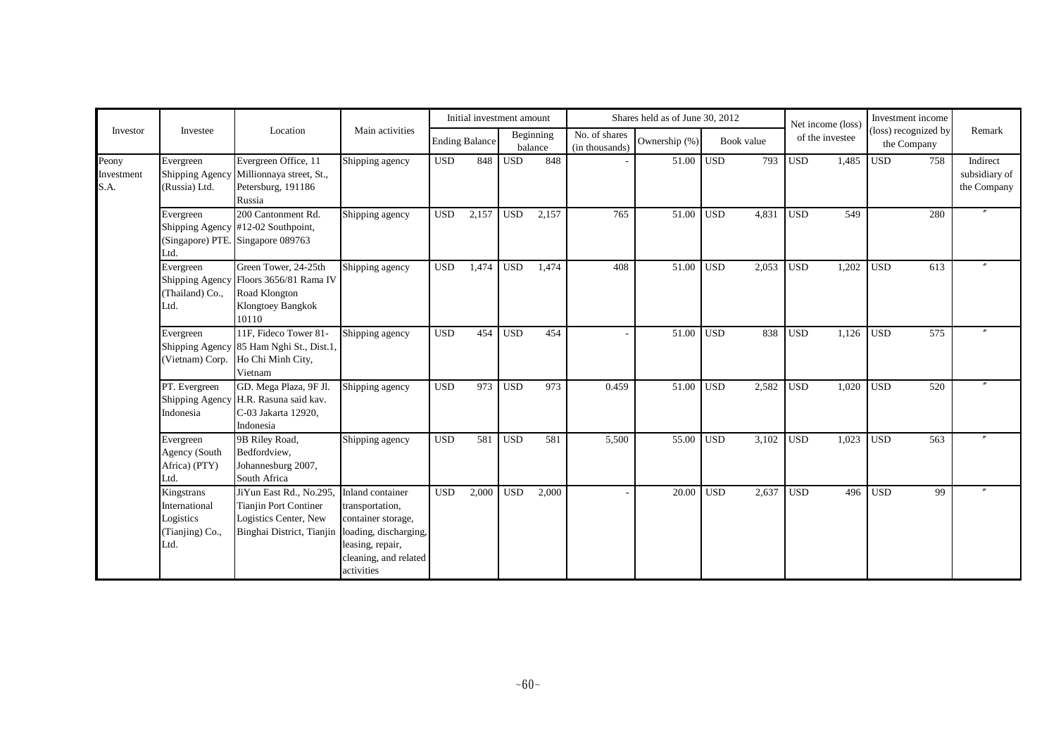| Investor | Investee | Location | Main activities | Initial investment amount | | | | Shares held as of June 30, 2012 | | | | Net income (loss) of the investee | | Investment income (loss) recognized by the Company | | Remark |
|---|---|---|---|---|---|---|---|---|---|---|---|---|---|---|---|---|
| | | | | Ending Balance | | Beginning balance | | No. of shares (in thousands) | Ownership (%) | Book value | | | | | | |
| Peony Investment S.A. | Evergreen Shipping Agency (Russia) Ltd. | Evergreen Office, 11 Millionnaya street, St., Petersburg, 191186 Russia | Shipping agency | USD | 848 | USD | 848 | - | 51.00 | USD | 793 | USD | 1,485 | USD | 758 | Indirect subsidiary of the Company |
| | Evergreen Shipping Agency (Singapore) PTE. Ltd. | 200 Cantonment Rd. #12-02 Southpoint, Singapore 089763 | Shipping agency | USD | 2,157 | USD | 2,157 | 765 | 51.00 | USD | 4,831 | USD | 549 | | 280 | 〃 |
| | Evergreen Shipping Agency (Thailand) Co., Ltd. | Green Tower, 24-25th Floors 3656/81 Rama IV Road Klongton Klongtoey Bangkok 10110 | Shipping agency | USD | 1,474 | USD | 1,474 | 408 | 51.00 | USD | 2,053 | USD | 1,202 | USD | 613 | 〃 |
| | Evergreen Shipping Agency (Vietnam) Corp. | 11F, Fideco Tower 81-85 Ham Nghi St., Dist.1, Ho Chi Minh City, Vietnam | Shipping agency | USD | 454 | USD | 454 | - | 51.00 | USD | 838 | USD | 1,126 | USD | 575 | 〃 |
| | PT. Evergreen Shipping Agency Indonesia | GD. Mega Plaza, 9F Jl. H.R. Rasuna said kav. C-03 Jakarta 12920, Indonesia | Shipping agency | USD | 973 | USD | 973 | 0.459 | 51.00 | USD | 2,582 | USD | 1,020 | USD | 520 | 〃 |
| | Evergreen Agency (South Africa) (PTY) Ltd. | 9B Riley Road, Bedfordview, Johannesburg 2007, South Africa | Shipping agency | USD | 581 | USD | 581 | 5,500 | 55.00 | USD | 3,102 | USD | 1,023 | USD | 563 | 〃 |
| | Kingstrans International Logistics (Tianjing) Co., Ltd. | JiYun East Rd., No.295, Tianjin Port Continer Logistics Center, New Binghai District, Tianjin | Inland container transportation, container storage, loading, discharging, leasing, repair, cleaning, and related activities | USD | 2,000 | USD | 2,000 | - | 20.00 | USD | 2,637 | USD | 496 | USD | 99 | 〃 |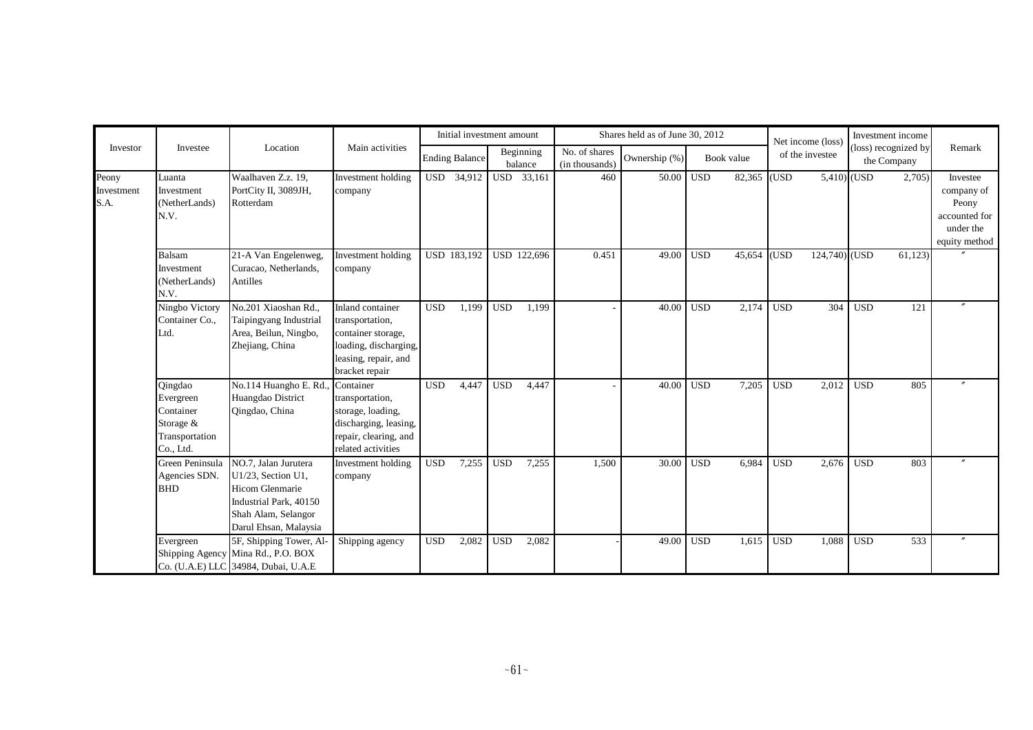| Investor | Investee | Location | Main activities | Initial investment amount | | Shares held as of June 30, 2012 | | | Net income (loss) of the investee | Investment income (loss) recognized by the Company | Remark |
|---|---|---|---|---|---|---|---|---|---|---|---|
| | | | | Ending Balance | Beginning balance | No. of shares (in thousands) | Ownership (%) | Book value | | | |
| Peony Investment S.A. | Luanta Investment (NetherLands) N.V. | Waalhaven Z.z. 19, PortCity II, 3089JH, Rotterdam | Investment holding company | USD 34,912 | USD 33,161 | 460 | 50.00 | USD 82,365 | (USD 5,410) | (USD 2,705) | Investee company of Peony accounted for under the equity method |
| | Balsam Investment (NetherLands) N.V. | 21-A Van Engelenweg, Curacao, Netherlands, Antilles | Investment holding company | USD 183,192 | USD 122,696 | 0.451 | 49.00 | USD 45,654 | (USD 124,740) | (USD 61,123) | 〃 |
| | Ningbo Victory Container Co., Ltd. | No.201 Xiaoshan Rd., Taipingyang Industrial Area, Beilun, Ningbo, Zhejiang, China | Inland container transportation, container storage, loading, discharging, leasing, repair, and bracket repair | USD 1,199 | USD 1,199 | - | 40.00 | USD 2,174 | USD 304 | USD 121 | 〃 |
| | Qingdao Evergreen Container Storage & Transportation Co., Ltd. | No.114 Huangho E. Rd., Huangdao District Qingdao, China | Container transportation, storage, loading, discharging, leasing, repair, clearing, and related activities | USD 4,447 | USD 4,447 | - | 40.00 | USD 7,205 | USD 2,012 | USD 805 | 〃 |
| | Green Peninsula Agencies SDN. BHD | NO.7, Jalan Jurutera U1/23, Section U1, Hicom Glenmarie Industrial Park, 40150 Shah Alam, Selangor Darul Ehsan, Malaysia | Investment holding company | USD 7,255 | USD 7,255 | 1,500 | 30.00 | USD 6,984 | USD 2,676 | USD 803 | 〃 |
| | Evergreen Shipping Agency Co. (U.A.E) LLC | 5F, Shipping Tower, Al-Mina Rd., P.O. BOX 34984, Dubai, U.A.E | Shipping agency | USD 2,082 | USD 2,082 | - | 49.00 | USD 1,615 | USD 1,088 | USD 533 | 〃 |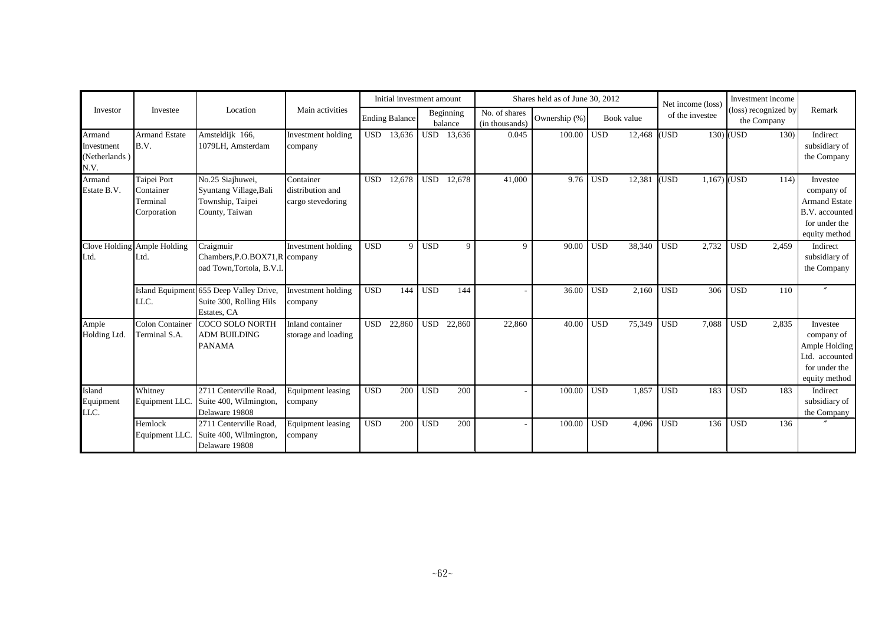| Investor | Investee | Location | Main activities | Initial investment amount | | Shares held as of June 30, 2012 | | | Net income (loss) of the investee | Investment income (loss) recognized by the Company | Remark |
|---|---|---|---|---|---|---|---|---|---|---|---|
| | | | | Ending Balance | Beginning balance | No. of shares (in thousands) | Ownership (%) | Book value | | | |
| Armand Investment (Netherlands ) N.V. | Armand Estate B.V. | Amsteldijk 166, 1079LH, Amsterdam | Investment holding company | USD 13,636 | USD 13,636 | 0.045 | 100.00 | USD 12,468 | (USD 130) | (USD 130) | Indirect subsidiary of the Company |
| Armand Estate B.V. | Taipei Port Container Terminal Corporation | No.25 Siajhuwei, Syuntang Village,Bali Township, Taipei County, Taiwan | Container distribution and cargo stevedoring | USD 12,678 | USD 12,678 | 41,000 | 9.76 | USD 12,381 | (USD 1,167) | (USD 114) | Investee company of Armand Estate B.V. accounted for under the equity method |
| Clove Holding Ltd. | Ample Holding Ltd. | Craigmuir Chambers,P.O.BOX71,Road Town,Tortola, B.V.I. | Investment holding company | USD 9 | USD 9 | 9 | 90.00 | USD 38,340 | USD 2,732 | USD 2,459 | Indirect subsidiary of the Company |
| | Island Equipment LLC. | 655 Deep Valley Drive, Suite 300, Rolling Hils Estates, CA | Investment holding company | USD 144 | USD 144 | - | 36.00 | USD 2,160 | USD 306 | USD 110 | 〃 |
| Ample Holding Ltd. | Colon Container Terminal S.A. | COCO SOLO NORTH ADM BUILDING PANAMA | Inland container storage and loading | USD 22,860 | USD 22,860 | 22,860 | 40.00 | USD 75,349 | USD 7,088 | USD 2,835 | Investee company of Ample Holding Ltd. accounted for under the equity method |
| Island Equipment LLC. | Whitney Equipment LLC. | 2711 Centerville Road, Suite 400, Wilmington, Delaware 19808 | Equipment leasing company | USD 200 | USD 200 | - | 100.00 | USD 1,857 | USD 183 | USD 183 | Indirect subsidiary of the Company |
| | Hemlock Equipment LLC. | 2711 Centerville Road, Suite 400, Wilmington, Delaware 19808 | Equipment leasing company | USD 200 | USD 200 | - | 100.00 | USD 4,096 | USD 136 | USD 136 | 〃 |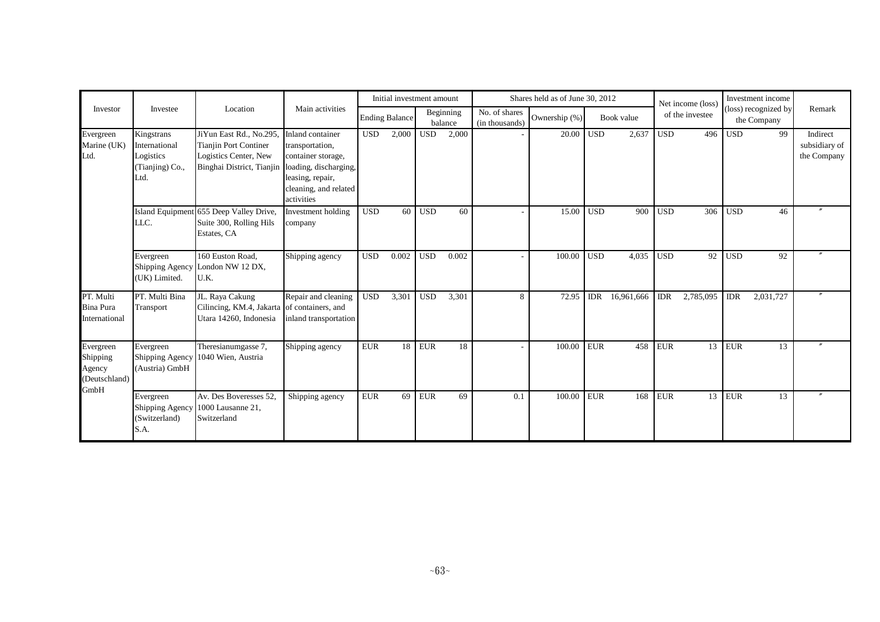| Investor | Investee | Location | Main activities | Initial investment amount | | Shares held as of June 30, 2012 | | | Net income (loss) of the investee | Investment income (loss) recognized by the Company | Remark |
|---|---|---|---|---|---|---|---|---|---|---|---|
| | | | | Ending Balance | Beginning balance | No. of shares (in thousands) | Ownership (%) | Book value | | | |
| Evergreen Marine (UK) Ltd. | Kingstrans International Logistics (Tianjing) Co., Ltd. | JiYun East Rd., No.295, Tianjin Port Continer Logistics Center, New Binghai District, Tianjin | Inland container transportation, container storage, loading, discharging, leasing, repair, cleaning, and related activities | USD 2,000 | USD 2,000 | - | 20.00 | USD 2,637 | USD 496 | USD 99 | Indirect subsidiary of the Company |
| | Island Equipment LLC. | 655 Deep Valley Drive, Suite 300, Rolling Hils Estates, CA | Investment holding company | USD 60 | USD 60 | - | 15.00 | USD 900 | USD 306 | USD 46 | 〃 |
| | Evergreen Shipping Agency (UK) Limited. | 160 Euston Road, London NW 12 DX, U.K. | Shipping agency | USD 0.002 | USD 0.002 | - | 100.00 | USD 4,035 | USD 92 | USD 92 | 〃 |
| PT. Multi Bina Pura International | PT. Multi Bina Transport | JL. Raya Cakung Cilincing, KM.4, Jakarta Utara 14260, Indonesia | Repair and cleaning of containers, and inland transportation | USD 3,301 | USD 3,301 | 8 | 72.95 | IDR 16,961,666 | IDR 2,785,095 | IDR 2,031,727 | 〃 |
| Evergreen Shipping Agency (Deutschland) GmbH | Evergreen Shipping Agency (Austria) GmbH | Theresianumgasse 7, 1040 Wien, Austria | Shipping agency | EUR 18 | EUR 18 | - | 100.00 | EUR 458 | EUR 13 | EUR 13 | 〃 |
| | Evergreen Shipping Agency (Switzerland) S.A. | Av. Des Boveresses 52, 1000 Lausanne 21, Switzerland | Shipping agency | EUR 69 | EUR 69 | 0.1 | 100.00 | EUR 168 | EUR 13 | EUR 13 | 〃 |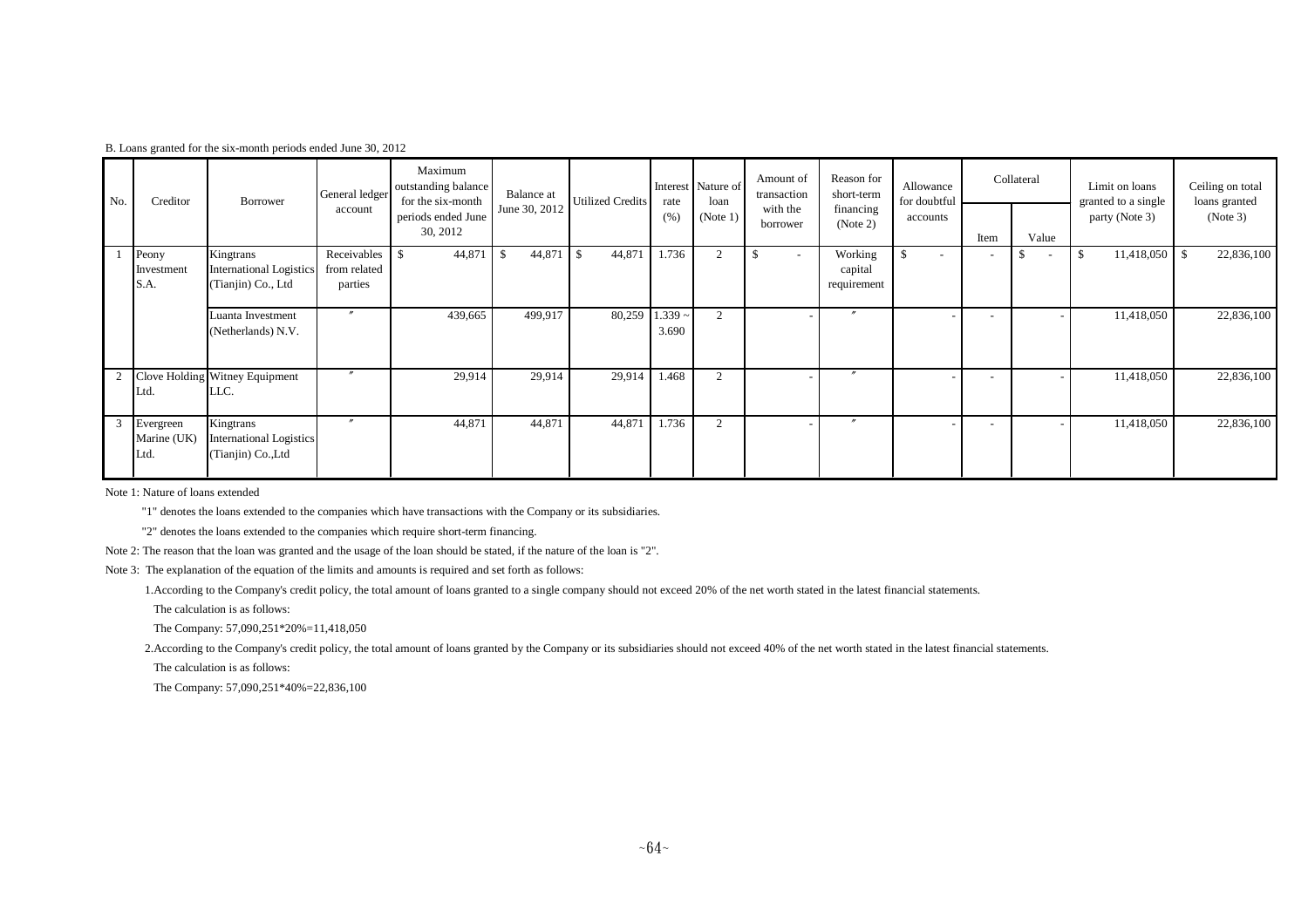B. Loans granted for the six-month periods ended June 30, 2012

| No. | Creditor | Borrower | General ledger account | Maximum outstanding balance for the six-month periods ended June 30, 2012 | Balance at June 30, 2012 | Utilized Credits | Interest rate (%) | Nature of loan (Note 1) | Amount of transaction with the borrower | Reason for short-term financing (Note 2) | Allowance for doubtful accounts | Collateral | | Limit on loans granted to a single party (Note 3) | Ceiling on total loans granted (Note 3) |
|---|---|---|---|---|---|---|---|---|---|---|---|---|---|---|---|
| | | | | | | | | | | | | Item | Value | | |
| 1 | Peony Investment S.A. | Kingtrans International Logistics (Tianjin) Co., Ltd | Receivables from related parties | $ 44,871 | $ 44,871 | $ 44,871 | 1.736 | 2 | $ - | Working capital requirement | $ - | - | $ - | $ 11,418,050 | $ 22,836,100 |
| | | Luanta Investment (Netherlands) N.V. | 〃 | 439,665 | 499,917 | 80,259 | 1.339 ~ 3.690 | 2 | - | 〃 | - | - | - | 11,418,050 | 22,836,100 |
| 2 | Clove Holding Ltd. | Witney Equipment LLC. | 〃 | 29,914 | 29,914 | 29,914 | 1.468 | 2 | - | 〃 | - | - | - | 11,418,050 | 22,836,100 |
| 3 | Evergreen Marine (UK) Ltd. | Kingtrans International Logistics (Tianjin) Co.,Ltd | 〃 | 44,871 | 44,871 | 44,871 | 1.736 | 2 | - | 〃 | - | - | - | 11,418,050 | 22,836,100 |

Note 1: Nature of loans extended

"1" denotes the loans extended to the companies which have transactions with the Company or its subsidiaries.

"2" denotes the loans extended to the companies which require short-term financing.

Note 2: The reason that the loan was granted and the usage of the loan should be stated, if the nature of the loan is "2".

Note 3: The explanation of the equation of the limits and amounts is required and set forth as follows:

1.According to the Company's credit policy, the total amount of loans granted to a single company should not exceed 20% of the net worth stated in the latest financial statements.

The calculation is as follows:

The Company: 57,090,251*20%=11,418,050

2.According to the Company's credit policy, the total amount of loans granted by the Company or its subsidiaries should not exceed 40% of the net worth stated in the latest financial statements.

The calculation is as follows:

The Company: 57,090,251*40%=22,836,100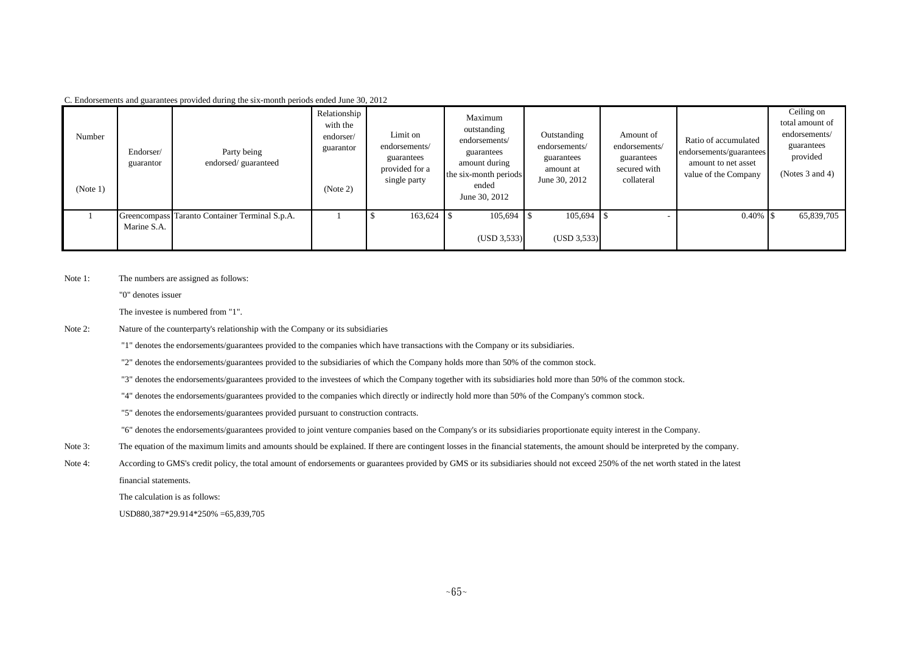C. Endorsements and guarantees provided during the six-month periods ended June 30, 2012

| Number (Note 1) | Endorser/ guarantor | Party being endorsed/ guaranteed | Relationship with the endorser/ guarantor (Note 2) | Limit on endorsements/ guarantees provided for a single party | Maximum outstanding endorsements/ guarantees amount during the six-month periods ended June 30, 2012 | Outstanding endorsements/ guarantees amount at June 30, 2012 | Amount of endorsements/ guarantees secured with collateral | Ratio of accumulated endorsements/guarantees amount to net asset value of the Company | Ceiling on total amount of endorsements/ guarantees provided (Notes 3 and 4) |
|---|---|---|---|---|---|---|---|---|---|
| 1 | Greencompass Marine S.A. | Taranto Container Terminal S.p.A. | 1 | $ 163,624 | $ 105,694 (USD 3,533) | $ 105,694 (USD 3,533) | $ - | 0.40% | $ 65,839,705 |

Note 1: The numbers are assigned as follows:

"0" denotes issuer

The investee is numbered from "1".

Note 2: Nature of the counterparty's relationship with the Company or its subsidiaries

"1" denotes the endorsements/guarantees provided to the companies which have transactions with the Company or its subsidiaries.

"2" denotes the endorsements/guarantees provided to the subsidiaries of which the Company holds more than 50% of the common stock.

"3" denotes the endorsements/guarantees provided to the investees of which the Company together with its subsidiaries hold more than 50% of the common stock.

"4" denotes the endorsements/guarantees provided to the companies which directly or indirectly hold more than 50% of the Company's common stock.

"5" denotes the endorsements/guarantees provided pursuant to construction contracts.

"6" denotes the endorsements/guarantees provided to joint venture companies based on the Company's or its subsidiaries proportionate equity interest in the Company.

Note 3: The equation of the maximum limits and amounts should be explained. If there are contingent losses in the financial statements, the amount should be interpreted by the company.

Note 4: According to GMS's credit policy, the total amount of endorsements or guarantees provided by GMS or its subsidiaries should not exceed 250% of the net worth stated in the latest financial statements.

The calculation is as follows:

USD880,387*29.914*250% =65,839,705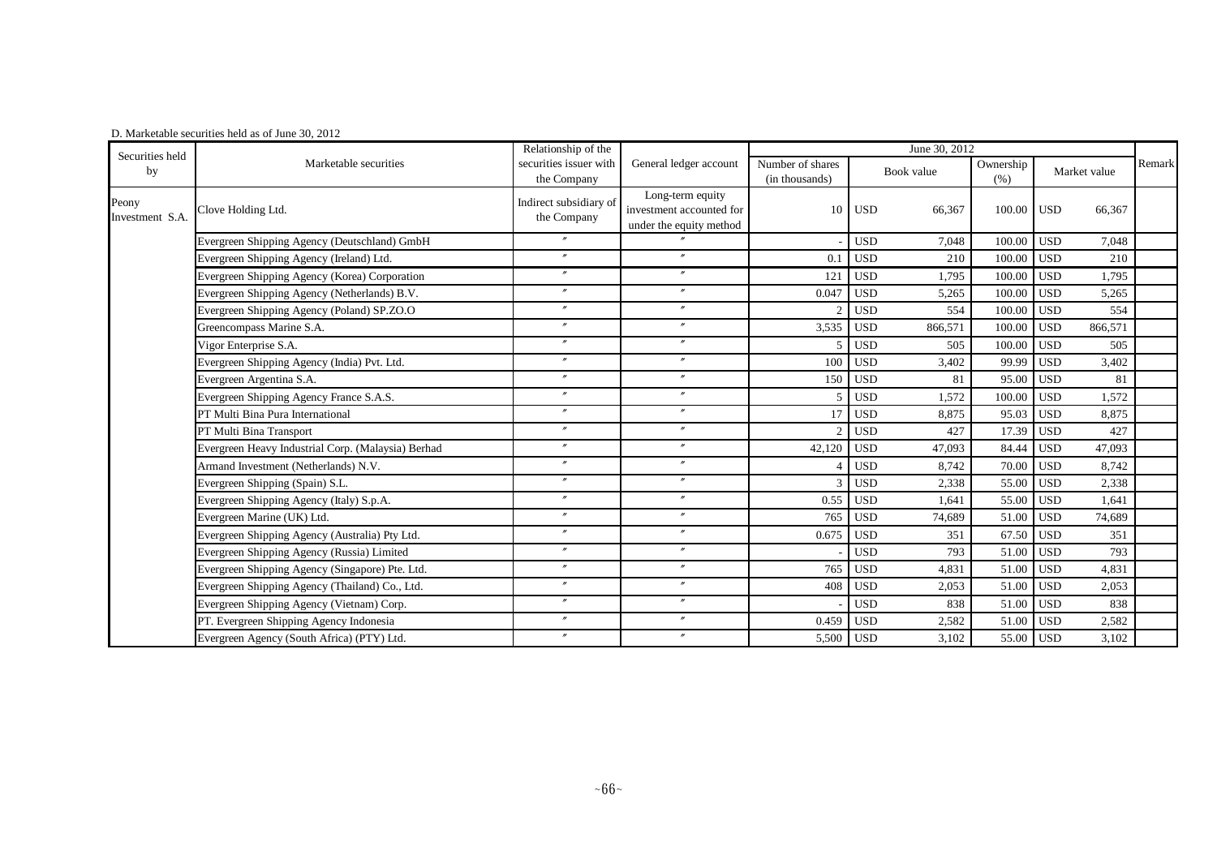D. Marketable securities held as of June 30, 2012

| Securities held by | Marketable securities | Relationship of the securities issuer with the Company | General ledger account | June 30, 2012 | | | | | | Remark |
|---|---|---|---|---|---|---|---|---|---|---|
| | | | | Number of shares (in thousands) | Book value | | Ownership (%) | Market value | | |
| Peony Investment S.A. | Clove Holding Ltd. | Indirect subsidiary of the Company | Long-term equity investment accounted for under the equity method | 10 | USD | 66,367 | 100.00 | USD | 66,367 | |
| | Evergreen Shipping Agency (Deutschland) GmbH | 〃 | 〃 | - | USD | 7,048 | 100.00 | USD | 7,048 | |
| | Evergreen Shipping Agency (Ireland) Ltd. | 〃 | 〃 | 0.1 | USD | 210 | 100.00 | USD | 210 | |
| | Evergreen Shipping Agency (Korea) Corporation | 〃 | 〃 | 121 | USD | 1,795 | 100.00 | USD | 1,795 | |
| | Evergreen Shipping Agency (Netherlands) B.V. | 〃 | 〃 | 0.047 | USD | 5,265 | 100.00 | USD | 5,265 | |
| | Evergreen Shipping Agency (Poland) SP.ZO.O | 〃 | 〃 | 2 | USD | 554 | 100.00 | USD | 554 | |
| | Greencompass Marine S.A. | 〃 | 〃 | 3,535 | USD | 866,571 | 100.00 | USD | 866,571 | |
| | Vigor Enterprise S.A. | 〃 | 〃 | 5 | USD | 505 | 100.00 | USD | 505 | |
| | Evergreen Shipping Agency (India) Pvt. Ltd. | 〃 | 〃 | 100 | USD | 3,402 | 99.99 | USD | 3,402 | |
| | Evergreen Argentina S.A. | 〃 | 〃 | 150 | USD | 81 | 95.00 | USD | 81 | |
| | Evergreen Shipping Agency France S.A.S. | 〃 | 〃 | 5 | USD | 1,572 | 100.00 | USD | 1,572 | |
| | PT Multi Bina Pura International | 〃 | 〃 | 17 | USD | 8,875 | 95.03 | USD | 8,875 | |
| | PT Multi Bina Transport | 〃 | 〃 | 2 | USD | 427 | 17.39 | USD | 427 | |
| | Evergreen Heavy Industrial Corp. (Malaysia) Berhad | 〃 | 〃 | 42,120 | USD | 47,093 | 84.44 | USD | 47,093 | |
| | Armand Investment (Netherlands) N.V. | 〃 | 〃 | 4 | USD | 8,742 | 70.00 | USD | 8,742 | |
| | Evergreen Shipping (Spain) S.L. | 〃 | 〃 | 3 | USD | 2,338 | 55.00 | USD | 2,338 | |
| | Evergreen Shipping Agency (Italy) S.p.A. | 〃 | 〃 | 0.55 | USD | 1,641 | 55.00 | USD | 1,641 | |
| | Evergreen Marine (UK) Ltd. | 〃 | 〃 | 765 | USD | 74,689 | 51.00 | USD | 74,689 | |
| | Evergreen Shipping Agency (Australia) Pty Ltd. | 〃 | 〃 | 0.675 | USD | 351 | 67.50 | USD | 351 | |
| | Evergreen Shipping Agency (Russia) Limited | 〃 | 〃 | - | USD | 793 | 51.00 | USD | 793 | |
| | Evergreen Shipping Agency (Singapore) Pte. Ltd. | 〃 | 〃 | 765 | USD | 4,831 | 51.00 | USD | 4,831 | |
| | Evergreen Shipping Agency (Thailand) Co., Ltd. | 〃 | 〃 | 408 | USD | 2,053 | 51.00 | USD | 2,053 | |
| | Evergreen Shipping Agency (Vietnam) Corp. | 〃 | 〃 | - | USD | 838 | 51.00 | USD | 838 | |
| | PT. Evergreen Shipping Agency Indonesia | 〃 | 〃 | 0.459 | USD | 2,582 | 51.00 | USD | 2,582 | |
| | Evergreen Agency (South Africa) (PTY) Ltd. | 〃 | 〃 | 5,500 | USD | 3,102 | 55.00 | USD | 3,102 | |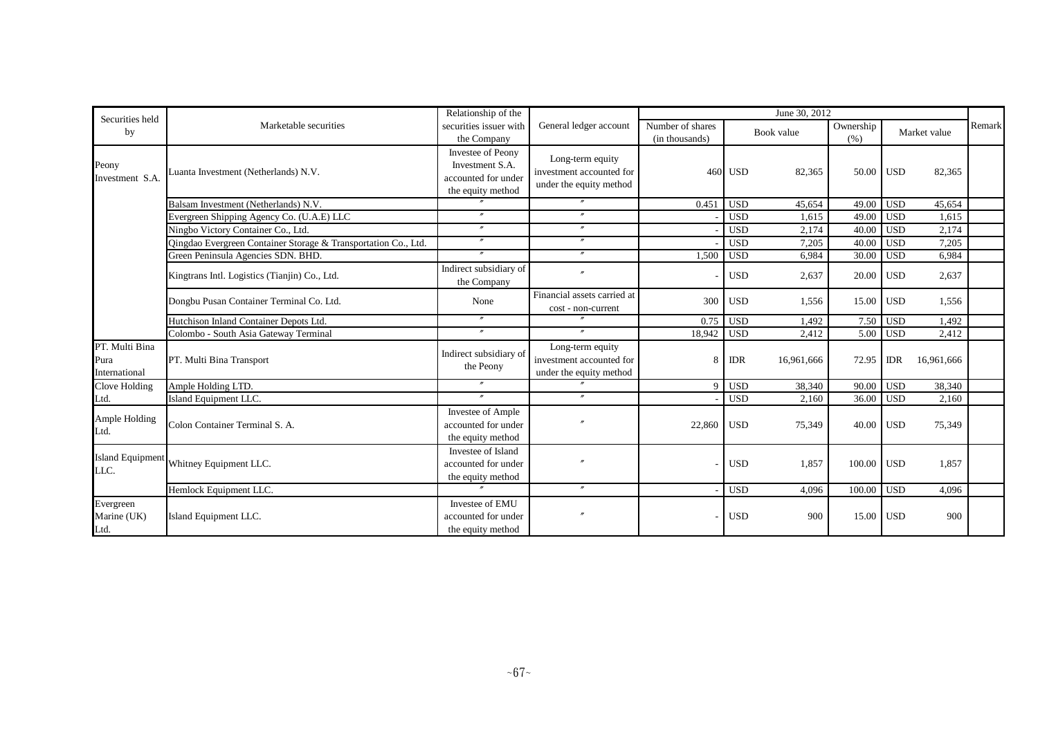| Securities held by | Marketable securities | Relationship of the securities issuer with the Company | General ledger account | June 30, 2012 | | | | | | | Remark |
|---|---|---|---|---|---|---|---|---|---|---|---|
| | | | | Number of shares (in thousands) | Book value | | Ownership (%) | Market value | | | |
| Peony Investment S.A. | Luanta Investment (Netherlands) N.V. | Investee of Peony Investment S.A. accounted for under the equity method | Long-term equity investment accounted for under the equity method | 460 | USD | 82,365 | 50.00 | USD | 82,365 | | |
| | Balsam Investment (Netherlands) N.V. | 〃 | 〃 | 0.451 | USD | 45,654 | 49.00 | USD | 45,654 | | |
| | Evergreen Shipping Agency Co. (U.A.E) LLC | 〃 | 〃 | - | USD | 1,615 | 49.00 | USD | 1,615 | | |
| | Ningbo Victory Container Co., Ltd. | 〃 | 〃 | - | USD | 2,174 | 40.00 | USD | 2,174 | | |
| | Qingdao Evergreen Container Storage & Transportation Co., Ltd. | 〃 | 〃 | - | USD | 7,205 | 40.00 | USD | 7,205 | | |
| | Green Peninsula Agencies SDN. BHD. | 〃 | 〃 | 1,500 | USD | 6,984 | 30.00 | USD | 6,984 | | |
| | Kingtrans Intl. Logistics (Tianjin) Co., Ltd. | Indirect subsidiary of the Company | 〃 | - | USD | 2,637 | 20.00 | USD | 2,637 | | |
| | Dongbu Pusan Container Terminal Co. Ltd. | None | Financial assets carried at cost - non-current | 300 | USD | 1,556 | 15.00 | USD | 1,556 | | |
| | Hutchison Inland Container Depots Ltd. | 〃 | 〃 | 0.75 | USD | 1,492 | 7.50 | USD | 1,492 | | |
| | Colombo - South Asia Gateway Terminal | 〃 | 〃 | 18,942 | USD | 2,412 | 5.00 | USD | 2,412 | | |
| PT. Multi Bina Pura International | PT. Multi Bina Transport | Indirect subsidiary of the Peony | Long-term equity investment accounted for under the equity method | 8 | IDR | 16,961,666 | 72.95 | IDR | 16,961,666 | | |
| Clove Holding Ltd. | Ample Holding LTD. | 〃 | 〃 | 9 | USD | 38,340 | 90.00 | USD | 38,340 | | |
| | Island Equipment LLC. | 〃 | 〃 | - | USD | 2,160 | 36.00 | USD | 2,160 | | |
| Ample Holding Ltd. | Colon Container Terminal S. A. | Investee of Ample accounted for under the equity method | 〃 | 22,860 | USD | 75,349 | 40.00 | USD | 75,349 | | |
| Island Equipment LLC. | Whitney Equipment LLC. | Investee of Island accounted for under the equity method | 〃 | - | USD | 1,857 | 100.00 | USD | 1,857 | | |
| | Hemlock Equipment LLC. | 〃 | 〃 | - | USD | 4,096 | 100.00 | USD | 4,096 | | |
| Evergreen Marine (UK) Ltd. | Island Equipment LLC. | Investee of EMU accounted for under the equity method | 〃 | - | USD | 900 | 15.00 | USD | 900 | | |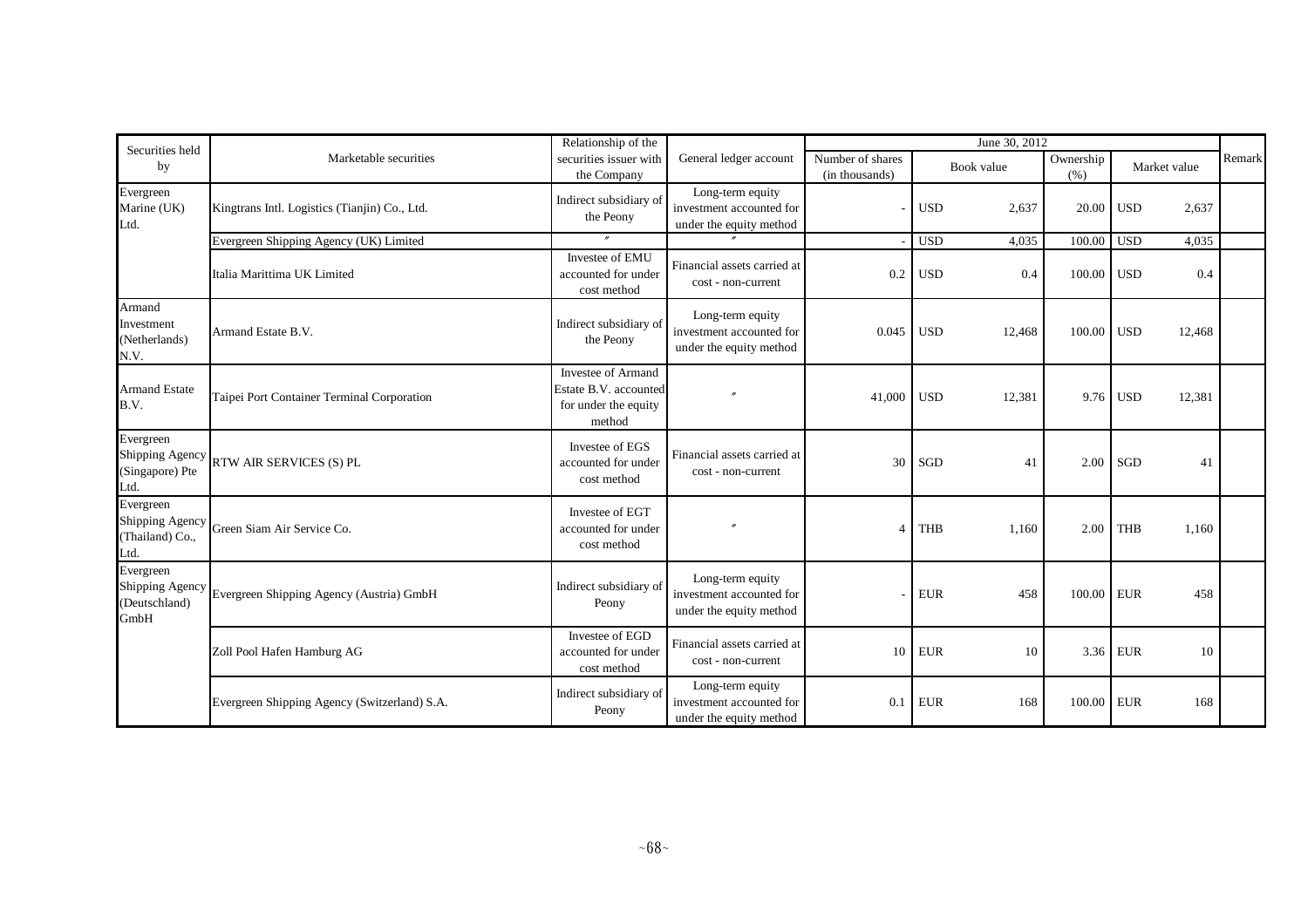| Securities held by | Marketable securities | Relationship of the securities issuer with the Company | General ledger account | June 30, 2012 | | | | | | Remark |
|---|---|---|---|---|---|---|---|---|---|---|
| | | | | Number of shares (in thousands) | Book value | | Ownership (%) | Market value | | |
| Evergreen Marine (UK) Ltd. | Kingtrans Intl. Logistics (Tianjin) Co., Ltd. | Indirect subsidiary of the Peony | Long-term equity investment accounted for under the equity method | - | USD | 2,637 | 20.00 | USD | 2,637 | |
| | Evergreen Shipping Agency (UK) Limited | 〃 | 〃 | - | USD | 4,035 | 100.00 | USD | 4,035 | |
| | Italia Marittima UK Limited | Investee of EMU accounted for under cost method | Financial assets carried at cost - non-current | 0.2 | USD | 0.4 | 100.00 | USD | 0.4 | |
| Armand Investment (Netherlands) N.V. | Armand Estate B.V. | Indirect subsidiary of the Peony | Long-term equity investment accounted for under the equity method | 0.045 | USD | 12,468 | 100.00 | USD | 12,468 | |
| Armand Estate B.V. | Taipei Port Container Terminal Corporation | Investee of Armand Estate B.V. accounted for under the equity method | 〃 | 41,000 | USD | 12,381 | 9.76 | USD | 12,381 | |
| Evergreen Shipping Agency (Singapore) Pte Ltd. | RTW AIR SERVICES (S) PL | Investee of EGS accounted for under cost method | Financial assets carried at cost - non-current | 30 | SGD | 41 | 2.00 | SGD | 41 | |
| Evergreen Shipping Agency (Thailand) Co., Ltd. | Green Siam Air Service Co. | Investee of EGT accounted for under cost method | 〃 | 4 | THB | 1,160 | 2.00 | THB | 1,160 | |
| Evergreen Shipping Agency (Deutschland) GmbH | Evergreen Shipping Agency (Austria) GmbH | Indirect subsidiary of Peony | Long-term equity investment accounted for under the equity method | - | EUR | 458 | 100.00 | EUR | 458 | |
| | Zoll Pool Hafen Hamburg AG | Investee of EGD accounted for under cost method | Financial assets carried at cost - non-current | 10 | EUR | 10 | 3.36 | EUR | 10 | |
| | Evergreen Shipping Agency (Switzerland) S.A. | Indirect subsidiary of Peony | Long-term equity investment accounted for under the equity method | 0.1 | EUR | 168 | 100.00 | EUR | 168 | |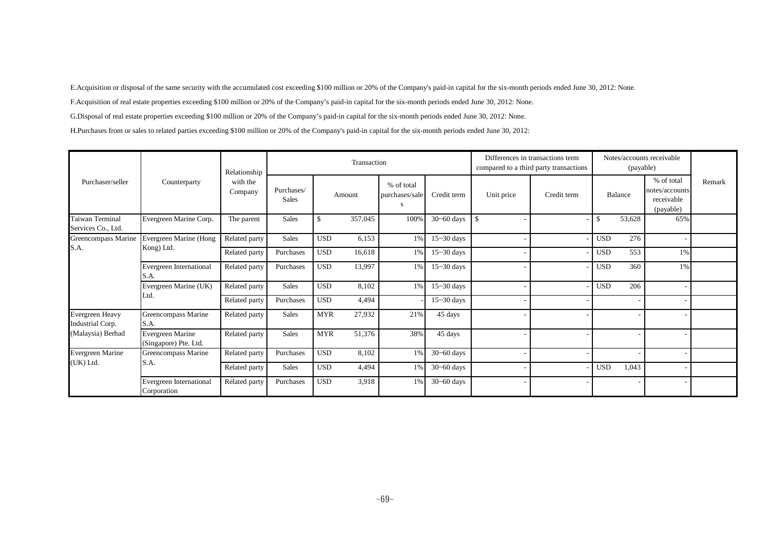E.Acquisition or disposal of the same security with the accumulated cost exceeding $100 million or 20% of the Company's paid-in capital for the six-month periods ended June 30, 2012: None.

F.Acquisition of real estate properties exceeding $100 million or 20% of the Company's paid-in capital for the six-month periods ended June 30, 2012: None.

G.Disposal of real estate properties exceeding $100 million or 20% of the Company's paid-in capital for the six-month periods ended June 30, 2012: None.

H.Purchases from or sales to related parties exceeding $100 million or 20% of the Company's paid-in capital for the six-month periods ended June 30, 2012:

| Purchaser/seller | Counterparty | Relationship with the Company | Transaction | | | | | Differences in transactions term compared to a third party transactions | | Notes/accounts receivable (payable) | | | Remark |
|---|---|---|---|---|---|---|---|---|---|---|---|---|---|
| | | | Purchases/ Sales | Amount | | % of total purchases/sales | Credit term | Unit price | Credit term | Balance | | % of total notes/accounts receivable (payable) | |
| Taiwan Terminal Services Co., Ltd. | Evergreen Marine Corp. | The parent | Sales | $ | 357,045 | 100% | 30~60 days | $ - | - | $ | 53,628 | 65% | |
| Greencompass Marine S.A. | Evergreen Marine (Hong Kong) Ltd. | Related party | Sales | USD | 6,153 | 1% | 15~30 days | - | - | USD | 276 | - | |
| | | Related party | Purchases | USD | 16,618 | 1% | 15~30 days | - | - | USD | 553 | 1% | |
| | Evergreen International S.A. | Related party | Purchases | USD | 13,997 | 1% | 15~30 days | - | - | USD | 360 | 1% | |
| | Evergreen Marine (UK) Ltd. | Related party | Sales | USD | 8,102 | 1% | 15~30 days | - | - | USD | 206 | - | |
| | | Related party | Purchases | USD | 4,494 | - | 15~30 days | - | - | | - | - | |
| Evergreen Heavy Industrial Corp. (Malaysia) Berhad | Greencompass Marine S.A. | Related party | Sales | MYR | 27,932 | 21% | 45 days | - | - | | - | - | |
| | Evergreen Marine (Singapore) Pte. Ltd. | Related party | Sales | MYR | 51,376 | 38% | 45 days | - | - | | - | - | |
| Evergreen Marine (UK) Ltd. | Greencompass Marine S.A. | Related party | Purchases | USD | 8,102 | 1% | 30~60 days | - | - | | - | - | |
| | | Related party | Sales | USD | 4,494 | 1% | 30~60 days | - | - | USD | 1,043 | - | |
| | Evergreen International Corporation | Related party | Purchases | USD | 3,918 | 1% | 30~60 days | - | - | | - | - | |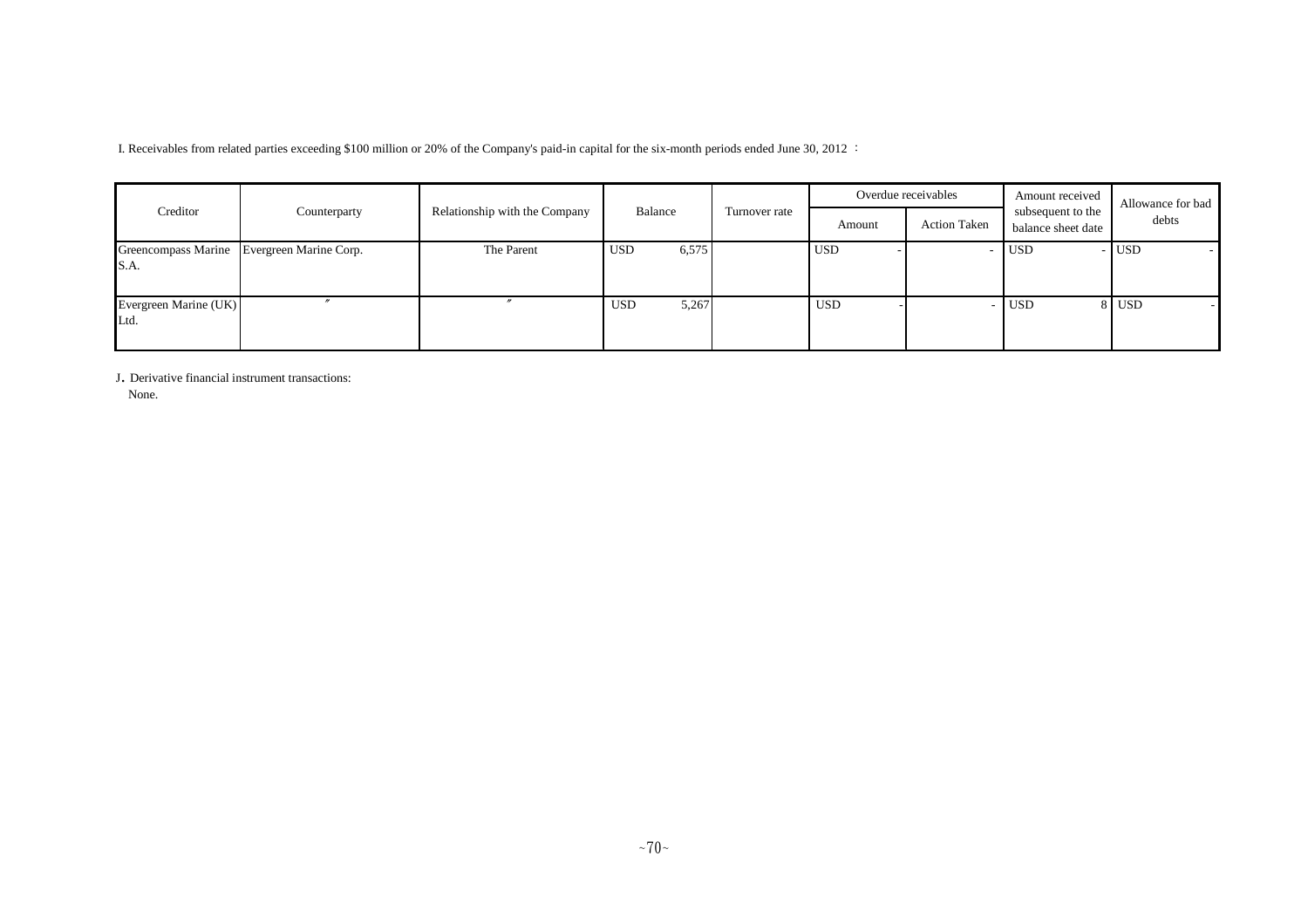I. Receivables from related parties exceeding $100 million or 20% of the Company's paid-in capital for the six-month periods ended June 30, 2012 ：

| Creditor | Counterparty | Relationship with the Company | Balance | Turnover rate | Overdue receivables | | Amount received subsequent to the balance sheet date | Allowance for bad debts |
|---|---|---|---|---|---|---|---|---|
| | | | | | Amount | Action Taken | | |
| Greencompass Marine S.A. | Evergreen Marine Corp. | The Parent | USD 6,575 | | USD - | - | USD - | USD - |
| Evergreen Marine (UK) Ltd. | 〃 | 〃 | USD 5,267 | | USD - | - | USD 8 | USD - |

J. Derivative financial instrument transactions:

None.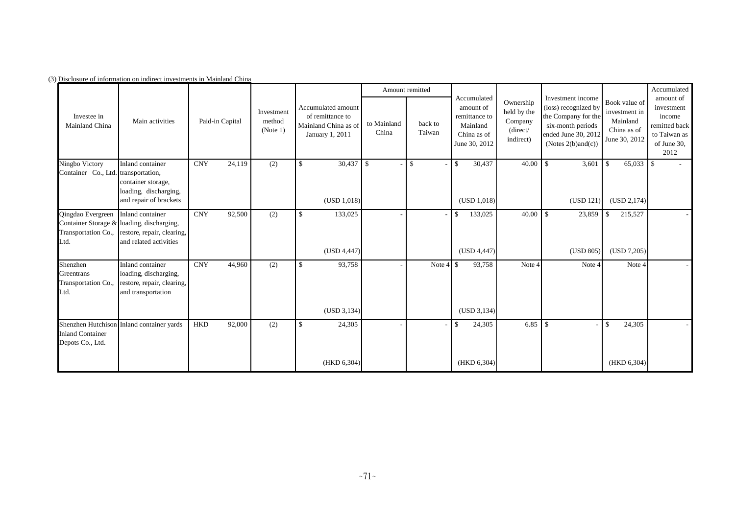(3) Disclosure of information on indirect investments in Mainland China

| Investee in Mainland China | Main activities | Paid-in Capital | | Investment method (Note 1) | Accumulated amount of remittance to Mainland China as of January 1, 2011 | Amount remitted | | Accumulated amount of remittance to Mainland China as of June 30, 2012 | Ownership held by the Company (direct/ indirect) | Investment income (loss) recognized by the Company for the six-month periods ended June 30, 2012 (Notes 2(b)and(c)) | Book value of investment in Mainland China as of June 30, 2012 | Accumulated amount of investment income remitted back to Taiwan as of June 30, 2012 |
|---|---|---|---|---|---|---|---|---|---|---|---|---|
| | | | | | | to Mainland China | back to Taiwan | | | | | |
| Ningbo Victory Container Co., Ltd. | Inland container transportation, container storage, loading, discharging, and repair of brackets | CNY | 24,119 | (2) | $ 30,437 (USD 1,018) | $ - | $ - | $ 30,437 (USD 1,018) | 40.00 | $ 3,601 (USD 121) | $ 65,033 (USD 2,174) | $ - |
| Qingdao Evergreen Container Storage & Transportation Co., Ltd. | Inland container loading, discharging, restore, repair, clearing, and related activities | CNY | 92,500 | (2) | $ 133,025 (USD 4,447) | - | - | $ 133,025 (USD 4,447) | 40.00 | $ 23,859 (USD 805) | $ 215,527 (USD 7,205) | - |
| Shenzhen Greentrans Transportation Co., Ltd. | Inland container loading, discharging, restore, repair, clearing, and transportation | CNY | 44,960 | (2) | $ 93,758 (USD 3,134) | - | Note 4 | $ 93,758 (USD 3,134) | Note 4 | Note 4 | Note 4 | - |
| Shenzhen Hutchison Inland Container Depots Co., Ltd. | Inland container yards | HKD | 92,000 | (2) | $ 24,305 (HKD 6,304) | - | - | $ 24,305 (HKD 6,304) | 6.85 | $ - | $ 24,305 (HKD 6,304) | - |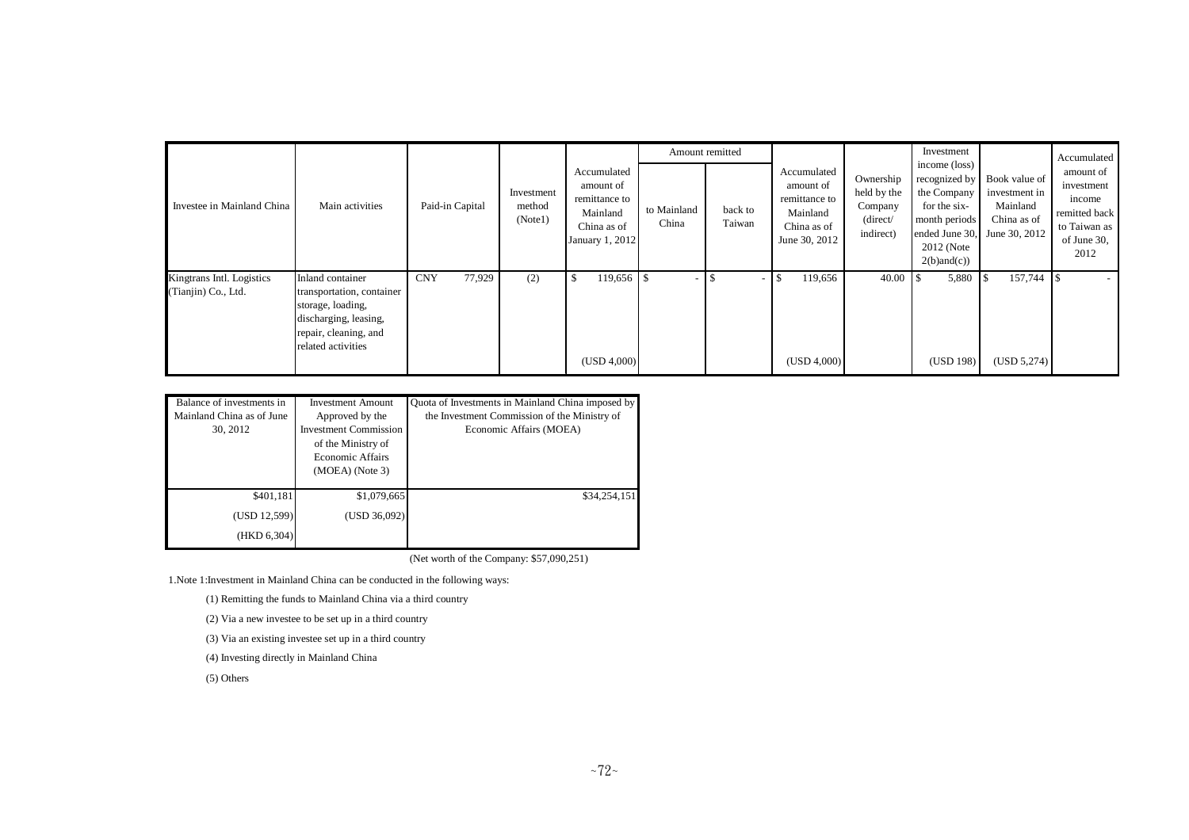| Investee in Mainland China | Main activities | Paid-in Capital | Investment method (Note1) | Accumulated amount of remittance to Mainland China as of January 1, 2012 | Amount remitted | | Accumulated amount of remittance to Mainland China as of June 30, 2012 | Ownership held by the Company (direct/ indirect) | Investment income (loss) recognized by the Company for the six-month periods ended June 30, 2012 (Note 2(b)and(c)) | Book value of investment in Mainland China as of June 30, 2012 | Accumulated amount of investment income remitted back to Taiwan as of June 30, 2012 |
|---|---|---|---|---|---|---|---|---|---|---|---|
| | | | | | to Mainland China | back to Taiwan | | | | | |
| Kingtrans Intl. Logistics (Tianjin) Co., Ltd. | Inland container transportation, container storage, loading, discharging, leasing, repair, cleaning, and related activities | CNY 77,929 | (2) | $ 119,656 (USD 4,000) | $ - | $ - | $ 119,656 (USD 4,000) | 40.00 | $ 5,880 (USD 198) | $ 157,744 (USD 5,274) | $ - |

| Balance of investments in Mainland China as of June 30, 2012 | Investment Amount Approved by the Investment Commission of the Ministry of Economic Affairs (MOEA) (Note 3) | Quota of Investments in Mainland China imposed by the Investment Commission of the Ministry of Economic Affairs (MOEA) |
|---|---|---|
| $401,181 | $1,079,665 | $34,254,151 |
| (USD 12,599) | (USD 36,092) | |
| (HKD 6,304) | | |

(Net worth of the Company: $57,090,251)

1.Note 1:Investment in Mainland China can be conducted in the following ways:

(1) Remitting the funds to Mainland China via a third country

(2) Via a new investee to be set up in a third country

(3) Via an existing investee set up in a third country

(4) Investing directly in Mainland China

(5) Others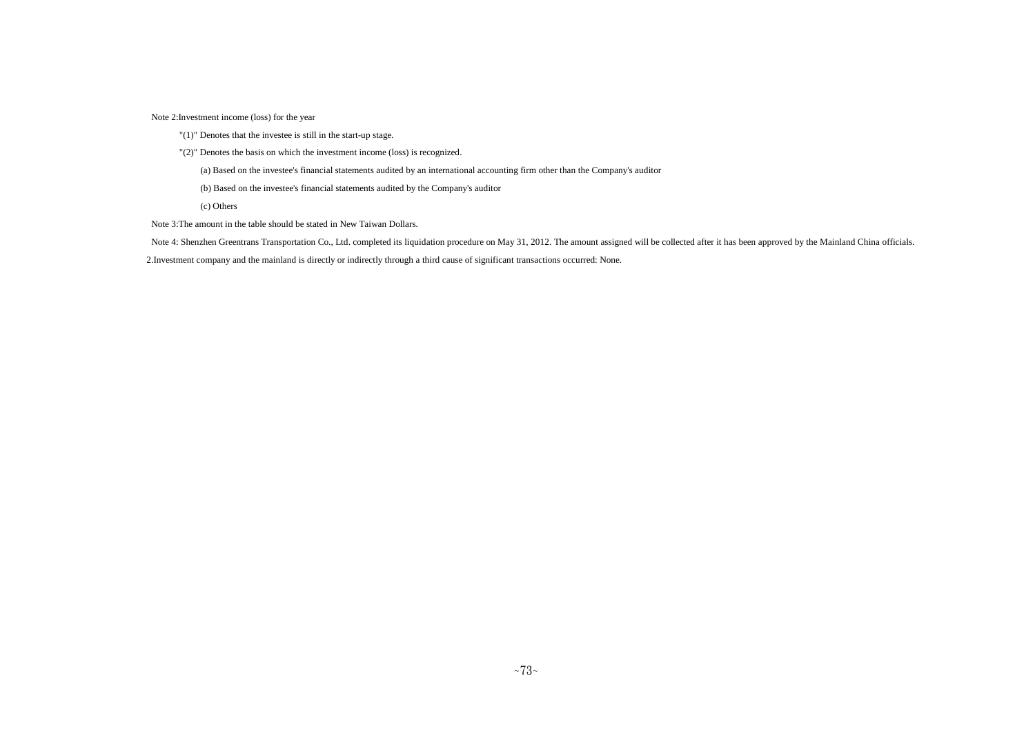Note 2:Investment income (loss) for the year

"(1)" Denotes that the investee is still in the start-up stage.

"(2)" Denotes the basis on which the investment income (loss) is recognized.

(a) Based on the investee's financial statements audited by an international accounting firm other than the Company's auditor

(b) Based on the investee's financial statements audited by the Company's auditor

(c) Others

Note 3:The amount in the table should be stated in New Taiwan Dollars.

Note 4: Shenzhen Greentrans Transportation Co., Ltd. completed its liquidation procedure on May 31, 2012. The amount assigned will be collected after it has been approved by the Mainland China officials.

2.Investment company and the mainland is directly or indirectly through a third cause of significant transactions occurred: None.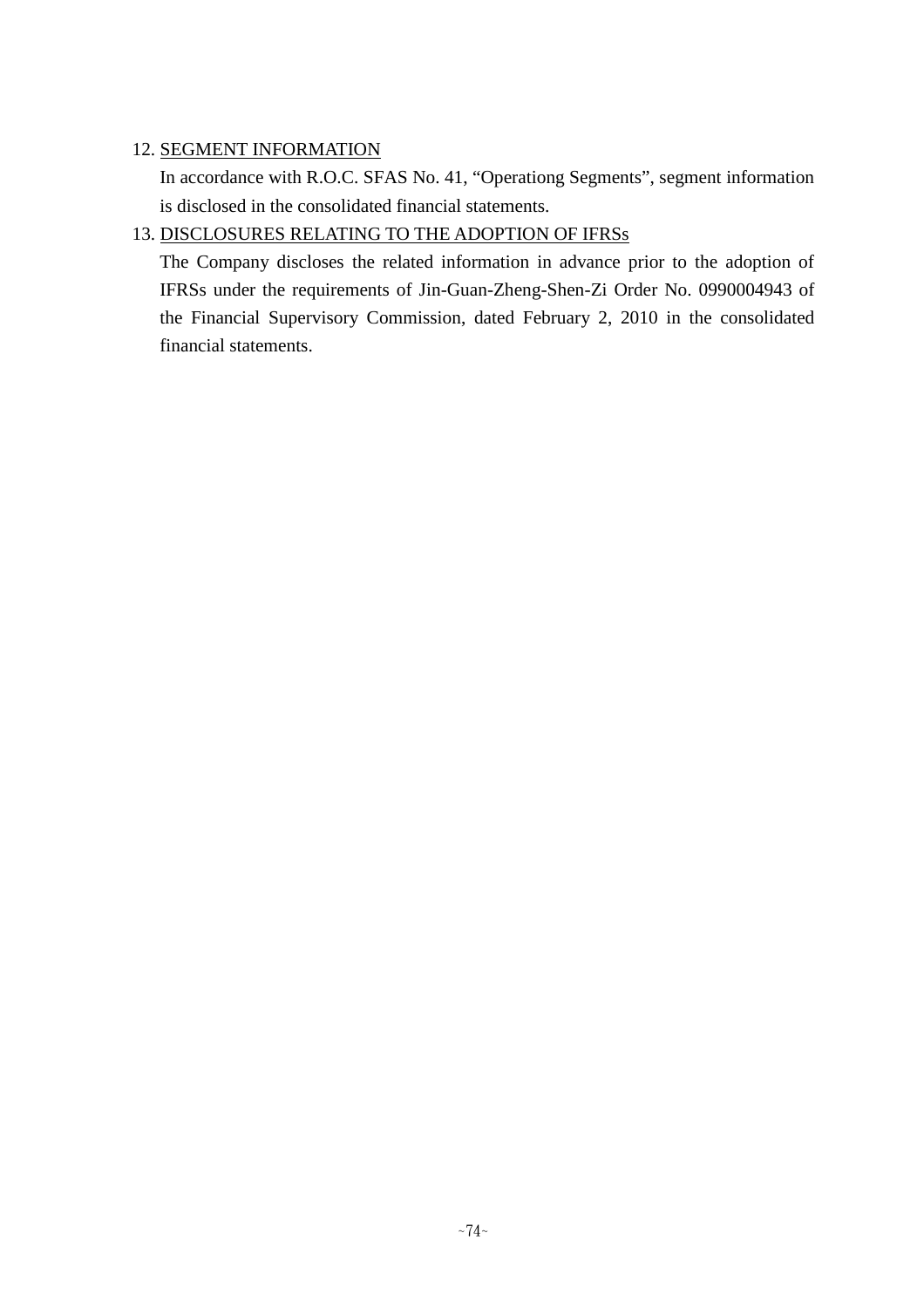12. SEGMENT INFORMATION

    In accordance with R.O.C. SFAS No. 41, “Operationg Segments”, segment information is disclosed in the consolidated financial statements.

13. DISCLOSURES RELATING TO THE ADOPTION OF IFRSs

    The Company discloses the related information in advance prior to the adoption of IFRSs under the requirements of Jin-Guan-Zheng-Shen-Zi Order No. 0990004943 of the Financial Supervisory Commission, dated February 2, 2010 in the consolidated financial statements.